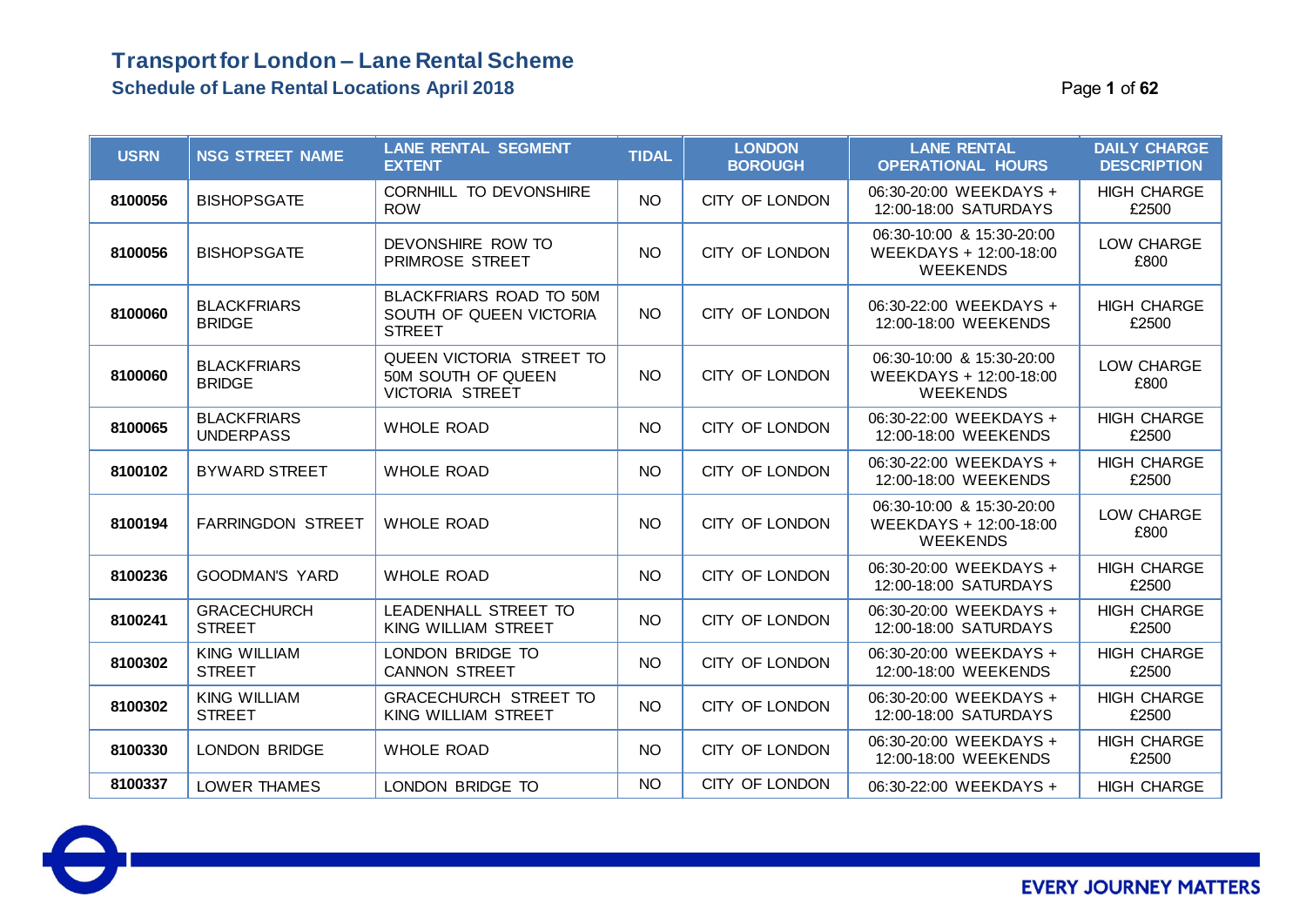# Transport for London – Lane Rental Scheme

## Schedule of Lane Rental Locations April 2018

| USRN | NSG STREET NAME | LANE RENTAL SEGMENT EXTENT | TIDAL | LONDON BOROUGH | LANE RENTAL OPERATIONAL HOURS | DAILY CHARGE DESCRIPTION |
|---|---|---|---|---|---|---|
| 8100056 | BISHOPSGATE | CORNHILL TO DEVONSHIRE ROW | NO | CITY OF LONDON | 06:30-20:00 WEEKDAYS + 12:00-18:00 SATURDAYS | HIGH CHARGE £2500 |
| 8100056 | BISHOPSGATE | DEVONSHIRE ROW TO PRIMROSE STREET | NO | CITY OF LONDON | 06:30-10:00 & 15:30-20:00 WEEKDAYS + 12:00-18:00 WEEKENDS | LOW CHARGE £800 |
| 8100060 | BLACKFRIARS BRIDGE | BLACKFRIARS ROAD TO 50M SOUTH OF QUEEN VICTORIA STREET | NO | CITY OF LONDON | 06:30-22:00 WEEKDAYS + 12:00-18:00 WEEKENDS | HIGH CHARGE £2500 |
| 8100060 | BLACKFRIARS BRIDGE | QUEEN VICTORIA STREET TO 50M SOUTH OF QUEEN VICTORIA STREET | NO | CITY OF LONDON | 06:30-10:00 & 15:30-20:00 WEEKDAYS + 12:00-18:00 WEEKENDS | LOW CHARGE £800 |
| 8100065 | BLACKFRIARS UNDERPASS | WHOLE ROAD | NO | CITY OF LONDON | 06:30-22:00 WEEKDAYS + 12:00-18:00 WEEKENDS | HIGH CHARGE £2500 |
| 8100102 | BYWARD STREET | WHOLE ROAD | NO | CITY OF LONDON | 06:30-22:00 WEEKDAYS + 12:00-18:00 WEEKENDS | HIGH CHARGE £2500 |
| 8100194 | FARRINGDON STREET | WHOLE ROAD | NO | CITY OF LONDON | 06:30-10:00 & 15:30-20:00 WEEKDAYS + 12:00-18:00 WEEKENDS | LOW CHARGE £800 |
| 8100236 | GOODMAN'S YARD | WHOLE ROAD | NO | CITY OF LONDON | 06:30-20:00 WEEKDAYS + 12:00-18:00 SATURDAYS | HIGH CHARGE £2500 |
| 8100241 | GRACECHURCH STREET | LEADENHALL STREET TO KING WILLIAM STREET | NO | CITY OF LONDON | 06:30-20:00 WEEKDAYS + 12:00-18:00 SATURDAYS | HIGH CHARGE £2500 |
| 8100302 | KING WILLIAM STREET | LONDON BRIDGE TO CANNON STREET | NO | CITY OF LONDON | 06:30-20:00 WEEKDAYS + 12:00-18:00 WEEKENDS | HIGH CHARGE £2500 |
| 8100302 | KING WILLIAM STREET | GRACECHURCH STREET TO KING WILLIAM STREET | NO | CITY OF LONDON | 06:30-20:00 WEEKDAYS + 12:00-18:00 SATURDAYS | HIGH CHARGE £2500 |
| 8100330 | LONDON BRIDGE | WHOLE ROAD | NO | CITY OF LONDON | 06:30-20:00 WEEKDAYS + 12:00-18:00 WEEKENDS | HIGH CHARGE £2500 |
| 8100337 | LOWER THAMES | LONDON BRIDGE TO | NO | CITY OF LONDON | 06:30-22:00 WEEKDAYS + | HIGH CHARGE |

EVERY JOURNEY MATTERS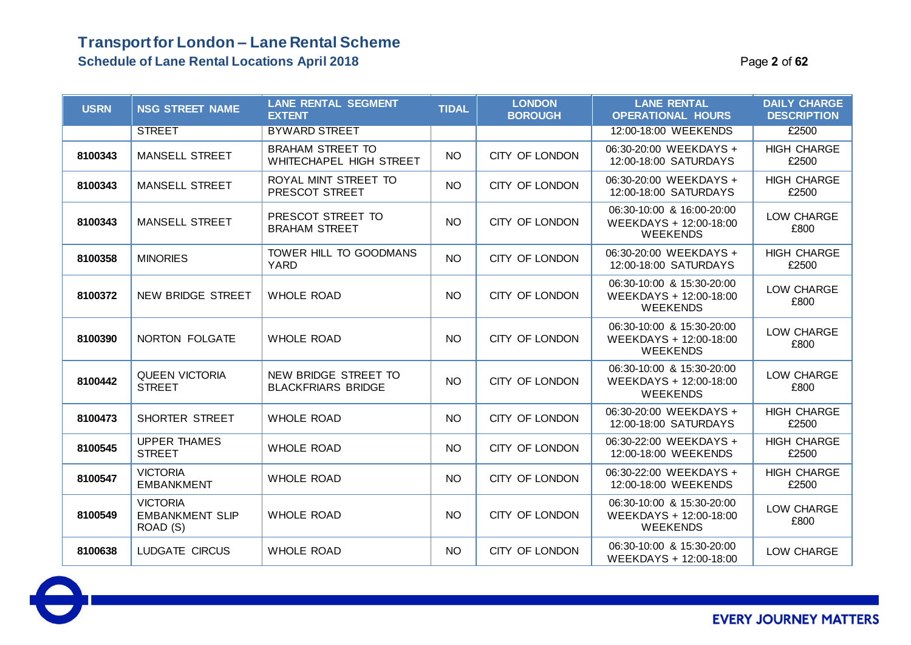# Transport for London – Lane Rental Scheme

## Schedule of Lane Rental Locations April 2018

| USRN | NSG STREET NAME | LANE RENTAL SEGMENT EXTENT | TIDAL | LONDON BOROUGH | LANE RENTAL OPERATIONAL HOURS | DAILY CHARGE DESCRIPTION |
|---|---|---|---|---|---|---|
| | STREET | BYWARD STREET | | | 12:00-18:00 WEEKENDS | £2500 |
| 8100343 | MANSELL STREET | BRAHAM STREET TO WHITECHAPEL HIGH STREET | NO | CITY OF LONDON | 06:30-20:00 WEEKDAYS + 12:00-18:00 SATURDAYS | HIGH CHARGE £2500 |
| 8100343 | MANSELL STREET | ROYAL MINT STREET TO PRESCOT STREET | NO | CITY OF LONDON | 06:30-20:00 WEEKDAYS + 12:00-18:00 SATURDAYS | HIGH CHARGE £2500 |
| 8100343 | MANSELL STREET | PRESCOT STREET TO BRAHAM STREET | NO | CITY OF LONDON | 06:30-10:00 & 16:00-20:00 WEEKDAYS + 12:00-18:00 WEEKENDS | LOW CHARGE £800 |
| 8100358 | MINORIES | TOWER HILL TO GOODMANS YARD | NO | CITY OF LONDON | 06:30-20:00 WEEKDAYS + 12:00-18:00 SATURDAYS | HIGH CHARGE £2500 |
| 8100372 | NEW BRIDGE STREET | WHOLE ROAD | NO | CITY OF LONDON | 06:30-10:00 & 15:30-20:00 WEEKDAYS + 12:00-18:00 WEEKENDS | LOW CHARGE £800 |
| 8100390 | NORTON FOLGATE | WHOLE ROAD | NO | CITY OF LONDON | 06:30-10:00 & 15:30-20:00 WEEKDAYS + 12:00-18:00 WEEKENDS | LOW CHARGE £800 |
| 8100442 | QUEEN VICTORIA STREET | NEW BRIDGE STREET TO BLACKFRIARS BRIDGE | NO | CITY OF LONDON | 06:30-10:00 & 15:30-20:00 WEEKDAYS + 12:00-18:00 WEEKENDS | LOW CHARGE £800 |
| 8100473 | SHORTER STREET | WHOLE ROAD | NO | CITY OF LONDON | 06:30-20:00 WEEKDAYS + 12:00-18:00 SATURDAYS | HIGH CHARGE £2500 |
| 8100545 | UPPER THAMES STREET | WHOLE ROAD | NO | CITY OF LONDON | 06:30-22:00 WEEKDAYS + 12:00-18:00 WEEKENDS | HIGH CHARGE £2500 |
| 8100547 | VICTORIA EMBANKMENT | WHOLE ROAD | NO | CITY OF LONDON | 06:30-22:00 WEEKDAYS + 12:00-18:00 WEEKENDS | HIGH CHARGE £2500 |
| 8100549 | VICTORIA EMBANKMENT SLIP ROAD (S) | WHOLE ROAD | NO | CITY OF LONDON | 06:30-10:00 & 15:30-20:00 WEEKDAYS + 12:00-18:00 WEEKENDS | LOW CHARGE £800 |
| 8100638 | LUDGATE CIRCUS | WHOLE ROAD | NO | CITY OF LONDON | 06:30-10:00 & 15:30-20:00 WEEKDAYS + 12:00-18:00 | LOW CHARGE |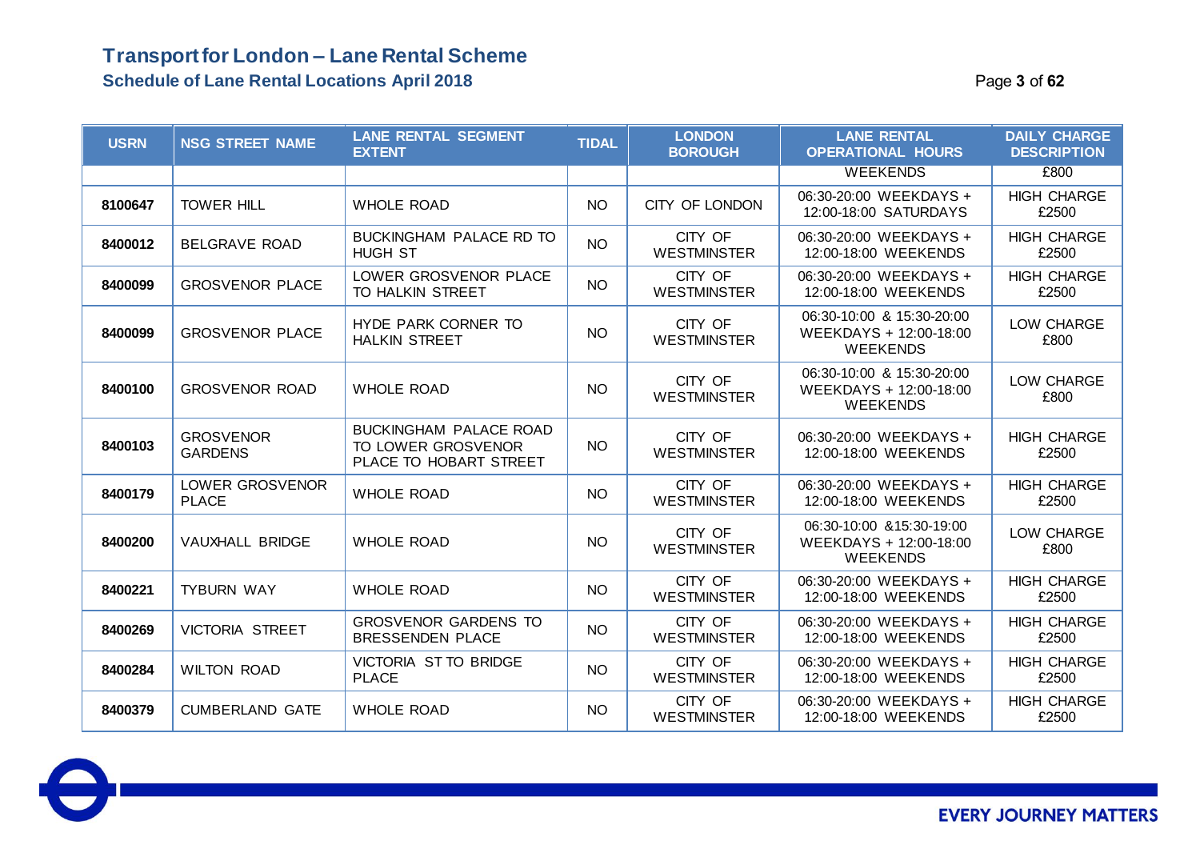# Transport for London – Lane Rental Scheme

## Schedule of Lane Rental Locations April 2018

| USRN | NSG STREET NAME | LANE RENTAL SEGMENT EXTENT | TIDAL | LONDON BOROUGH | LANE RENTAL OPERATIONAL HOURS | DAILY CHARGE DESCRIPTION |
|---|---|---|---|---|---|---|
| | | | | | WEEKENDS | £800 |
| 8100647 | TOWER HILL | WHOLE ROAD | NO | CITY OF LONDON | 06:30-20:00 WEEKDAYS + 12:00-18:00 SATURDAYS | HIGH CHARGE £2500 |
| 8400012 | BELGRAVE ROAD | BUCKINGHAM PALACE RD TO HUGH ST | NO | CITY OF WESTMINSTER | 06:30-20:00 WEEKDAYS + 12:00-18:00 WEEKENDS | HIGH CHARGE £2500 |
| 8400099 | GROSVENOR PLACE | LOWER GROSVENOR PLACE TO HALKIN STREET | NO | CITY OF WESTMINSTER | 06:30-20:00 WEEKDAYS + 12:00-18:00 WEEKENDS | HIGH CHARGE £2500 |
| 8400099 | GROSVENOR PLACE | HYDE PARK CORNER TO HALKIN STREET | NO | CITY OF WESTMINSTER | 06:30-10:00 & 15:30-20:00 WEEKDAYS + 12:00-18:00 WEEKENDS | LOW CHARGE £800 |
| 8400100 | GROSVENOR ROAD | WHOLE ROAD | NO | CITY OF WESTMINSTER | 06:30-10:00 & 15:30-20:00 WEEKDAYS + 12:00-18:00 WEEKENDS | LOW CHARGE £800 |
| 8400103 | GROSVENOR GARDENS | BUCKINGHAM PALACE ROAD TO LOWER GROSVENOR PLACE TO HOBART STREET | NO | CITY OF WESTMINSTER | 06:30-20:00 WEEKDAYS + 12:00-18:00 WEEKENDS | HIGH CHARGE £2500 |
| 8400179 | LOWER GROSVENOR PLACE | WHOLE ROAD | NO | CITY OF WESTMINSTER | 06:30-20:00 WEEKDAYS + 12:00-18:00 WEEKENDS | HIGH CHARGE £2500 |
| 8400200 | VAUXHALL BRIDGE | WHOLE ROAD | NO | CITY OF WESTMINSTER | 06:30-10:00 &15:30-19:00 WEEKDAYS + 12:00-18:00 WEEKENDS | LOW CHARGE £800 |
| 8400221 | TYBURN WAY | WHOLE ROAD | NO | CITY OF WESTMINSTER | 06:30-20:00 WEEKDAYS + 12:00-18:00 WEEKENDS | HIGH CHARGE £2500 |
| 8400269 | VICTORIA STREET | GROSVENOR GARDENS TO BRESSENDEN PLACE | NO | CITY OF WESTMINSTER | 06:30-20:00 WEEKDAYS + 12:00-18:00 WEEKENDS | HIGH CHARGE £2500 |
| 8400284 | WILTON ROAD | VICTORIA ST TO BRIDGE PLACE | NO | CITY OF WESTMINSTER | 06:30-20:00 WEEKDAYS + 12:00-18:00 WEEKENDS | HIGH CHARGE £2500 |
| 8400379 | CUMBERLAND GATE | WHOLE ROAD | NO | CITY OF WESTMINSTER | 06:30-20:00 WEEKDAYS + 12:00-18:00 WEEKENDS | HIGH CHARGE £2500 |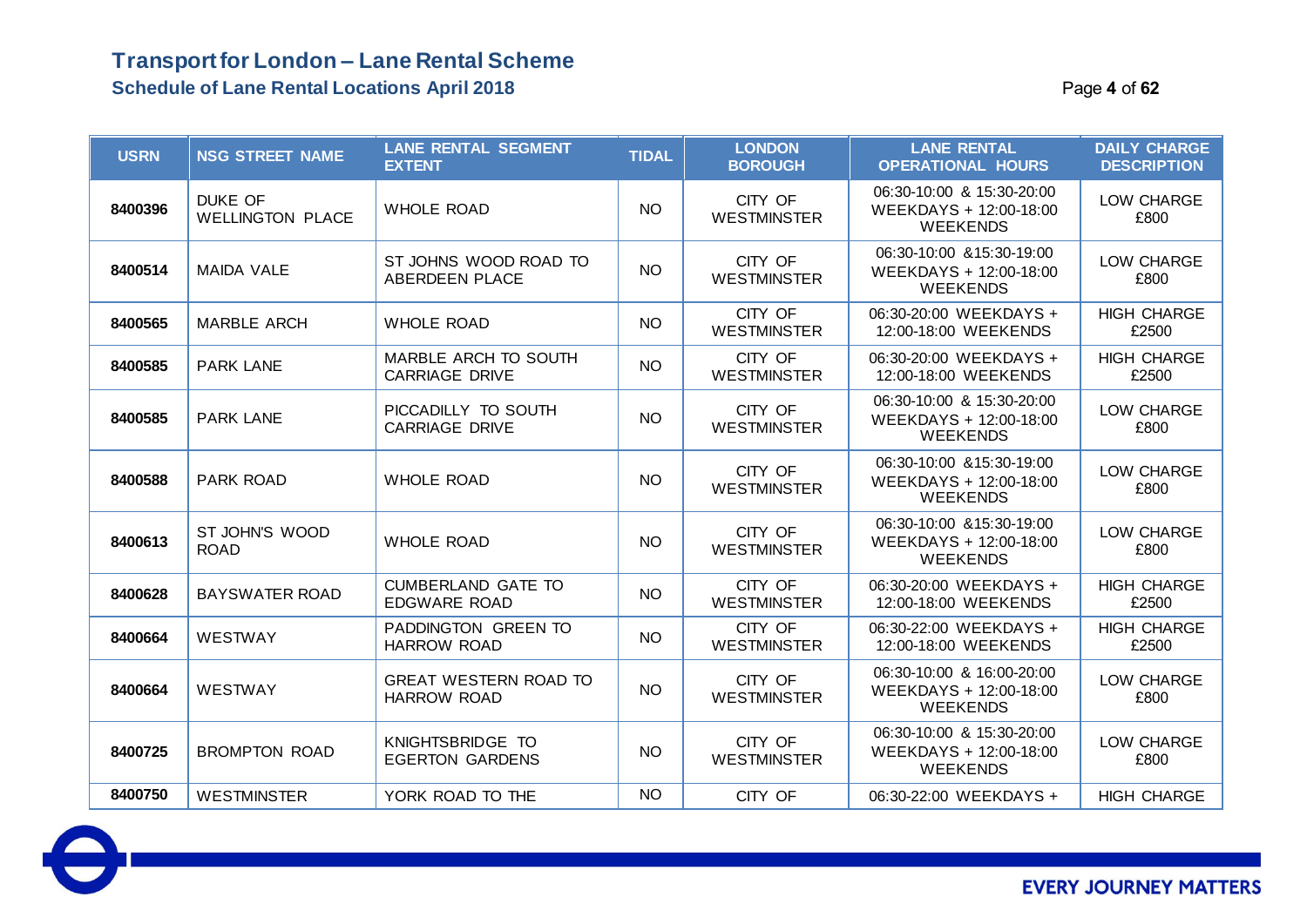# Transport for London – Lane Rental Scheme

## Schedule of Lane Rental Locations April 2018

| USRN | NSG STREET NAME | LANE RENTAL SEGMENT EXTENT | TIDAL | LONDON BOROUGH | LANE RENTAL OPERATIONAL HOURS | DAILY CHARGE DESCRIPTION |
|---|---|---|---|---|---|---|
| **8400396** | DUKE OF WELLINGTON PLACE | WHOLE ROAD | NO | CITY OF WESTMINSTER | 06:30-10:00 & 15:30-20:00 WEEKDAYS + 12:00-18:00 WEEKENDS | LOW CHARGE £800 |
| **8400514** | MAIDA VALE | ST JOHNS WOOD ROAD TO ABERDEEN PLACE | NO | CITY OF WESTMINSTER | 06:30-10:00 &15:30-19:00 WEEKDAYS + 12:00-18:00 WEEKENDS | LOW CHARGE £800 |
| **8400565** | MARBLE ARCH | WHOLE ROAD | NO | CITY OF WESTMINSTER | 06:30-20:00 WEEKDAYS + 12:00-18:00 WEEKENDS | HIGH CHARGE £2500 |
| **8400585** | PARK LANE | MARBLE ARCH TO SOUTH CARRIAGE DRIVE | NO | CITY OF WESTMINSTER | 06:30-20:00 WEEKDAYS + 12:00-18:00 WEEKENDS | HIGH CHARGE £2500 |
| **8400585** | PARK LANE | PICCADILLY TO SOUTH CARRIAGE DRIVE | NO | CITY OF WESTMINSTER | 06:30-10:00 & 15:30-20:00 WEEKDAYS + 12:00-18:00 WEEKENDS | LOW CHARGE £800 |
| **8400588** | PARK ROAD | WHOLE ROAD | NO | CITY OF WESTMINSTER | 06:30-10:00 &15:30-19:00 WEEKDAYS + 12:00-18:00 WEEKENDS | LOW CHARGE £800 |
| **8400613** | ST JOHN'S WOOD ROAD | WHOLE ROAD | NO | CITY OF WESTMINSTER | 06:30-10:00 &15:30-19:00 WEEKDAYS + 12:00-18:00 WEEKENDS | LOW CHARGE £800 |
| **8400628** | BAYSWATER ROAD | CUMBERLAND GATE TO EDGWARE ROAD | NO | CITY OF WESTMINSTER | 06:30-20:00 WEEKDAYS + 12:00-18:00 WEEKENDS | HIGH CHARGE £2500 |
| **8400664** | WESTWAY | PADDINGTON GREEN TO HARROW ROAD | NO | CITY OF WESTMINSTER | 06:30-22:00 WEEKDAYS + 12:00-18:00 WEEKENDS | HIGH CHARGE £2500 |
| **8400664** | WESTWAY | GREAT WESTERN ROAD TO HARROW ROAD | NO | CITY OF WESTMINSTER | 06:30-10:00 & 16:00-20:00 WEEKDAYS + 12:00-18:00 WEEKENDS | LOW CHARGE £800 |
| **8400725** | BROMPTON ROAD | KNIGHTSBRIDGE TO EGERTON GARDENS | NO | CITY OF WESTMINSTER | 06:30-10:00 & 15:30-20:00 WEEKDAYS + 12:00-18:00 WEEKENDS | LOW CHARGE £800 |
| **8400750** | WESTMINSTER | YORK ROAD TO THE | NO | CITY OF | 06:30-22:00 WEEKDAYS + | HIGH CHARGE |

EVERY JOURNEY MATTERS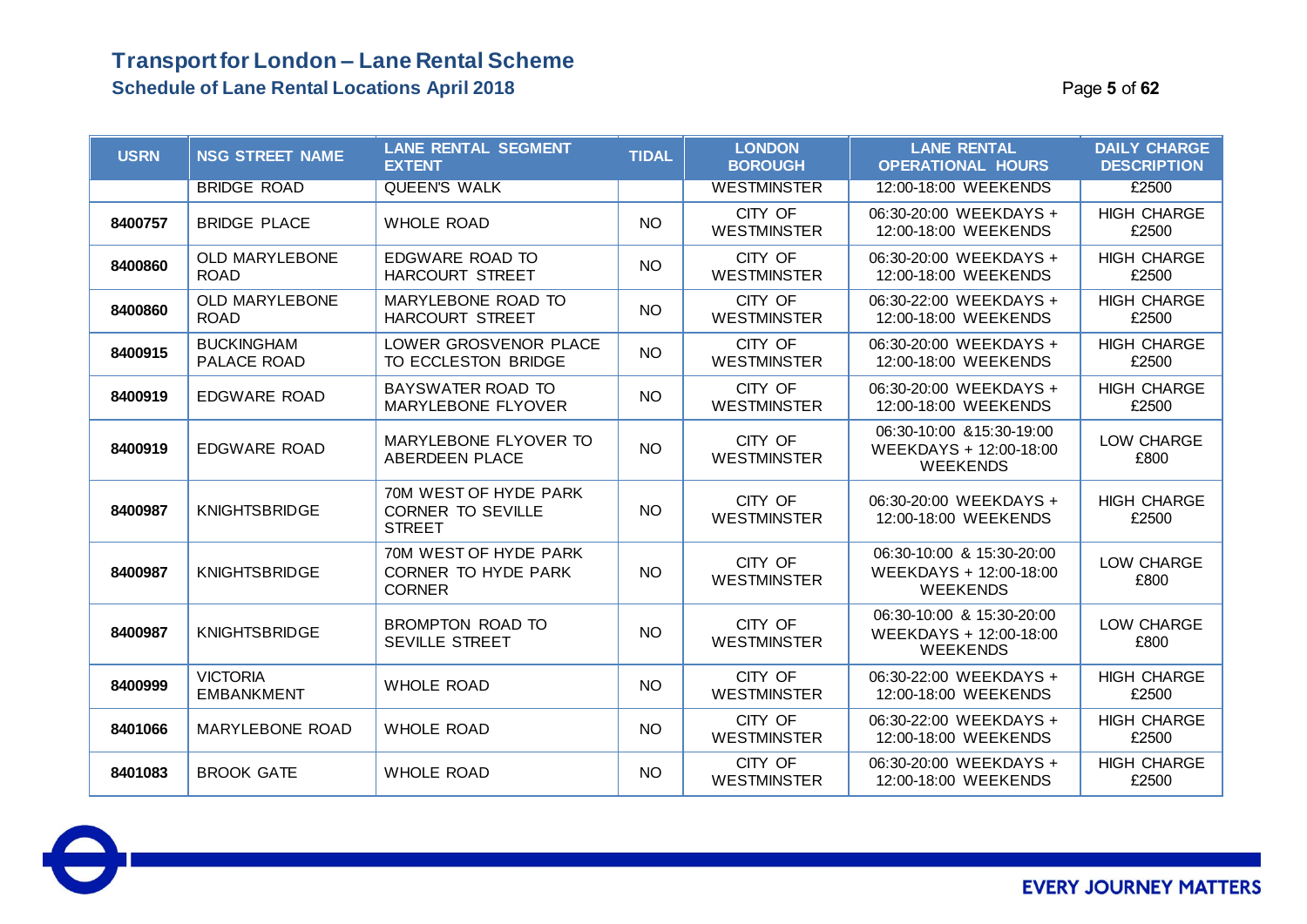# Transport for London – Lane Rental Scheme

## Schedule of Lane Rental Locations April 2018

| USRN | NSG STREET NAME | LANE RENTAL SEGMENT EXTENT | TIDAL | LONDON BOROUGH | LANE RENTAL OPERATIONAL HOURS | DAILY CHARGE DESCRIPTION |
|---|---|---|---|---|---|---|
| | BRIDGE ROAD | QUEEN'S WALK | | WESTMINSTER | 12:00-18:00 WEEKENDS | £2500 |
| 8400757 | BRIDGE PLACE | WHOLE ROAD | NO | CITY OF WESTMINSTER | 06:30-20:00 WEEKDAYS + 12:00-18:00 WEEKENDS | HIGH CHARGE £2500 |
| 8400860 | OLD MARYLEBONE ROAD | EDGWARE ROAD TO HARCOURT STREET | NO | CITY OF WESTMINSTER | 06:30-20:00 WEEKDAYS + 12:00-18:00 WEEKENDS | HIGH CHARGE £2500 |
| 8400860 | OLD MARYLEBONE ROAD | MARYLEBONE ROAD TO HARCOURT STREET | NO | CITY OF WESTMINSTER | 06:30-22:00 WEEKDAYS + 12:00-18:00 WEEKENDS | HIGH CHARGE £2500 |
| 8400915 | BUCKINGHAM PALACE ROAD | LOWER GROSVENOR PLACE TO ECCLESTON BRIDGE | NO | CITY OF WESTMINSTER | 06:30-20:00 WEEKDAYS + 12:00-18:00 WEEKENDS | HIGH CHARGE £2500 |
| 8400919 | EDGWARE ROAD | BAYSWATER ROAD TO MARYLEBONE FLYOVER | NO | CITY OF WESTMINSTER | 06:30-20:00 WEEKDAYS + 12:00-18:00 WEEKENDS | HIGH CHARGE £2500 |
| 8400919 | EDGWARE ROAD | MARYLEBONE FLYOVER TO ABERDEEN PLACE | NO | CITY OF WESTMINSTER | 06:30-10:00 &15:30-19:00 WEEKDAYS + 12:00-18:00 WEEKENDS | LOW CHARGE £800 |
| 8400987 | KNIGHTSBRIDGE | 70M WEST OF HYDE PARK CORNER TO SEVILLE STREET | NO | CITY OF WESTMINSTER | 06:30-20:00 WEEKDAYS + 12:00-18:00 WEEKENDS | HIGH CHARGE £2500 |
| 8400987 | KNIGHTSBRIDGE | 70M WEST OF HYDE PARK CORNER TO HYDE PARK CORNER | NO | CITY OF WESTMINSTER | 06:30-10:00 & 15:30-20:00 WEEKDAYS + 12:00-18:00 WEEKENDS | LOW CHARGE £800 |
| 8400987 | KNIGHTSBRIDGE | BROMPTON ROAD TO SEVILLE STREET | NO | CITY OF WESTMINSTER | 06:30-10:00 & 15:30-20:00 WEEKDAYS + 12:00-18:00 WEEKENDS | LOW CHARGE £800 |
| 8400999 | VICTORIA EMBANKMENT | WHOLE ROAD | NO | CITY OF WESTMINSTER | 06:30-22:00 WEEKDAYS + 12:00-18:00 WEEKENDS | HIGH CHARGE £2500 |
| 8401066 | MARYLEBONE ROAD | WHOLE ROAD | NO | CITY OF WESTMINSTER | 06:30-22:00 WEEKDAYS + 12:00-18:00 WEEKENDS | HIGH CHARGE £2500 |
| 8401083 | BROOK GATE | WHOLE ROAD | NO | CITY OF WESTMINSTER | 06:30-20:00 WEEKDAYS + 12:00-18:00 WEEKENDS | HIGH CHARGE £2500 |

EVERY JOURNEY MATTERS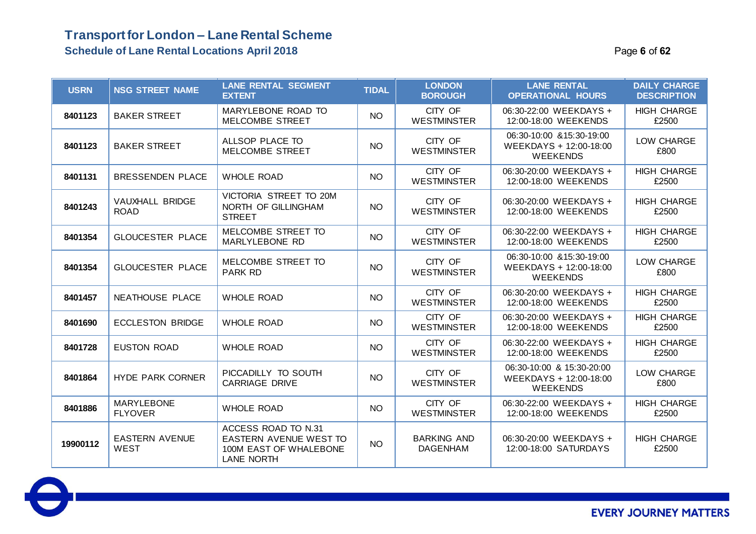# Transport for London – Lane Rental Scheme

## Schedule of Lane Rental Locations April 2018

| USRN | NSG STREET NAME | LANE RENTAL SEGMENT EXTENT | TIDAL | LONDON BOROUGH | LANE RENTAL OPERATIONAL HOURS | DAILY CHARGE DESCRIPTION |
|---|---|---|---|---|---|---|
| 8401123 | BAKER STREET | MARYLEBONE ROAD TO MELCOMBE STREET | NO | CITY OF WESTMINSTER | 06:30-22:00 WEEKDAYS + 12:00-18:00 WEEKENDS | HIGH CHARGE £2500 |
| 8401123 | BAKER STREET | ALLSOP PLACE TO MELCOMBE STREET | NO | CITY OF WESTMINSTER | 06:30-10:00 &15:30-19:00 WEEKDAYS + 12:00-18:00 WEEKENDS | LOW CHARGE £800 |
| 8401131 | BRESSENDEN PLACE | WHOLE ROAD | NO | CITY OF WESTMINSTER | 06:30-20:00 WEEKDAYS + 12:00-18:00 WEEKENDS | HIGH CHARGE £2500 |
| 8401243 | VAUXHALL BRIDGE ROAD | VICTORIA STREET TO 20M NORTH OF GILLINGHAM STREET | NO | CITY OF WESTMINSTER | 06:30-20:00 WEEKDAYS + 12:00-18:00 WEEKENDS | HIGH CHARGE £2500 |
| 8401354 | GLOUCESTER PLACE | MELCOMBE STREET TO MARLYLEBONE RD | NO | CITY OF WESTMINSTER | 06:30-22:00 WEEKDAYS + 12:00-18:00 WEEKENDS | HIGH CHARGE £2500 |
| 8401354 | GLOUCESTER PLACE | MELCOMBE STREET TO PARK RD | NO | CITY OF WESTMINSTER | 06:30-10:00 &15:30-19:00 WEEKDAYS + 12:00-18:00 WEEKENDS | LOW CHARGE £800 |
| 8401457 | NEATHOUSE PLACE | WHOLE ROAD | NO | CITY OF WESTMINSTER | 06:30-20:00 WEEKDAYS + 12:00-18:00 WEEKENDS | HIGH CHARGE £2500 |
| 8401690 | ECCLESTON BRIDGE | WHOLE ROAD | NO | CITY OF WESTMINSTER | 06:30-20:00 WEEKDAYS + 12:00-18:00 WEEKENDS | HIGH CHARGE £2500 |
| 8401728 | EUSTON ROAD | WHOLE ROAD | NO | CITY OF WESTMINSTER | 06:30-22:00 WEEKDAYS + 12:00-18:00 WEEKENDS | HIGH CHARGE £2500 |
| 8401864 | HYDE PARK CORNER | PICCADILLY TO SOUTH CARRIAGE DRIVE | NO | CITY OF WESTMINSTER | 06:30-10:00 & 15:30-20:00 WEEKDAYS + 12:00-18:00 WEEKENDS | LOW CHARGE £800 |
| 8401886 | MARYLEBONE FLYOVER | WHOLE ROAD | NO | CITY OF WESTMINSTER | 06:30-22:00 WEEKDAYS + 12:00-18:00 WEEKENDS | HIGH CHARGE £2500 |
| 19900112 | EASTERN AVENUE WEST | ACCESS ROAD TO N.31 EASTERN AVENUE WEST TO 100M EAST OF WHALEBONE LANE NORTH | NO | BARKING AND DAGENHAM | 06:30-20:00 WEEKDAYS + 12:00-18:00 SATURDAYS | HIGH CHARGE £2500 |

EVERY JOURNEY MATTERS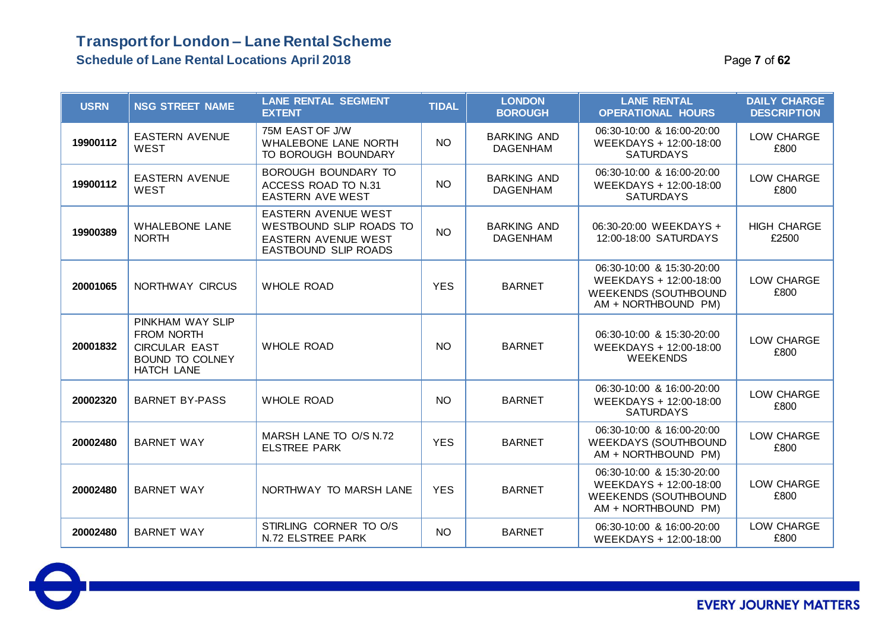# Transport for London – Lane Rental Scheme

## Schedule of Lane Rental Locations April 2018

| USRN | NSG STREET NAME | LANE RENTAL SEGMENT EXTENT | TIDAL | LONDON BOROUGH | LANE RENTAL OPERATIONAL HOURS | DAILY CHARGE DESCRIPTION |
|---|---|---|---|---|---|---|
| 19900112 | EASTERN AVENUE WEST | 75M EAST OF J/W WHALEBONE LANE NORTH TO BOROUGH BOUNDARY | NO | BARKING AND DAGENHAM | 06:30-10:00 & 16:00-20:00 WEEKDAYS + 12:00-18:00 SATURDAYS | LOW CHARGE £800 |
| 19900112 | EASTERN AVENUE WEST | BOROUGH BOUNDARY TO ACCESS ROAD TO N.31 EASTERN AVE WEST | NO | BARKING AND DAGENHAM | 06:30-10:00 & 16:00-20:00 WEEKDAYS + 12:00-18:00 SATURDAYS | LOW CHARGE £800 |
| 19900389 | WHALEBONE LANE NORTH | EASTERN AVENUE WEST WESTBOUND SLIP ROADS TO EASTERN AVENUE WEST EASTBOUND SLIP ROADS | NO | BARKING AND DAGENHAM | 06:30-20:00 WEEKDAYS + 12:00-18:00 SATURDAYS | HIGH CHARGE £2500 |
| 20001065 | NORTHWAY CIRCUS | WHOLE ROAD | YES | BARNET | 06:30-10:00 & 15:30-20:00 WEEKDAYS + 12:00-18:00 WEEKENDS (SOUTHBOUND AM + NORTHBOUND PM) | LOW CHARGE £800 |
| 20001832 | PINKHAM WAY SLIP FROM NORTH CIRCULAR EAST BOUND TO COLNEY HATCH LANE | WHOLE ROAD | NO | BARNET | 06:30-10:00 & 15:30-20:00 WEEKDAYS + 12:00-18:00 WEEKENDS | LOW CHARGE £800 |
| 20002320 | BARNET BY-PASS | WHOLE ROAD | NO | BARNET | 06:30-10:00 & 16:00-20:00 WEEKDAYS + 12:00-18:00 SATURDAYS | LOW CHARGE £800 |
| 20002480 | BARNET WAY | MARSH LANE TO O/S N.72 ELSTREE PARK | YES | BARNET | 06:30-10:00 & 16:00-20:00 WEEKDAYS (SOUTHBOUND AM + NORTHBOUND PM) | LOW CHARGE £800 |
| 20002480 | BARNET WAY | NORTHWAY TO MARSH LANE | YES | BARNET | 06:30-10:00 & 15:30-20:00 WEEKDAYS + 12:00-18:00 WEEKENDS (SOUTHBOUND AM + NORTHBOUND PM) | LOW CHARGE £800 |
| 20002480 | BARNET WAY | STIRLING CORNER TO O/S N.72 ELSTREE PARK | NO | BARNET | 06:30-10:00 & 16:00-20:00 WEEKDAYS + 12:00-18:00 | LOW CHARGE £800 |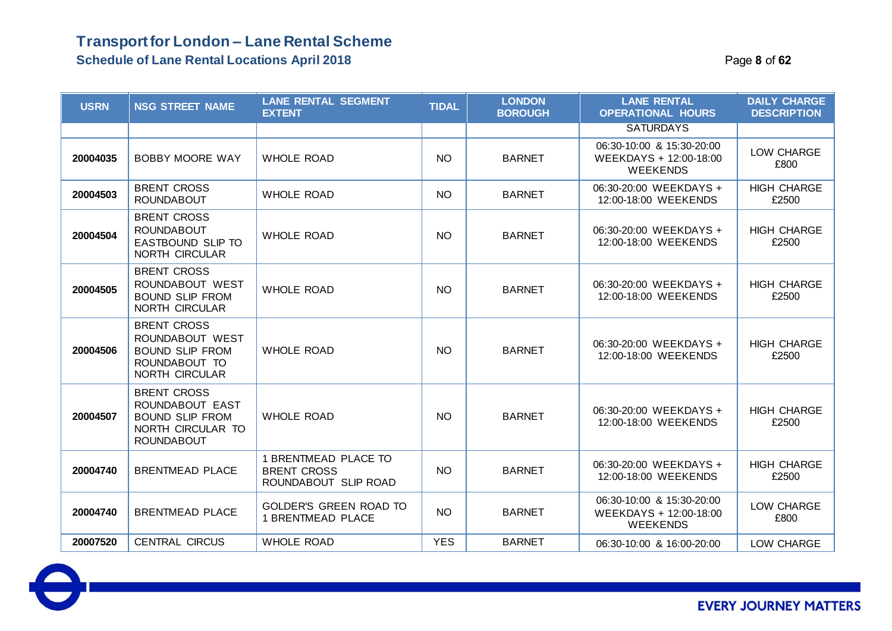# Transport for London – Lane Rental Scheme

## Schedule of Lane Rental Locations April 2018

| USRN | NSG STREET NAME | LANE RENTAL SEGMENT EXTENT | TIDAL | LONDON BOROUGH | LANE RENTAL OPERATIONAL HOURS | DAILY CHARGE DESCRIPTION |
|---|---|---|---|---|---|---|
| | | | | | SATURDAYS | |
| 20004035 | BOBBY MOORE WAY | WHOLE ROAD | NO | BARNET | 06:30-10:00 & 15:30-20:00 WEEKDAYS + 12:00-18:00 WEEKENDS | LOW CHARGE £800 |
| 20004503 | BRENT CROSS ROUNDABOUT | WHOLE ROAD | NO | BARNET | 06:30-20:00 WEEKDAYS + 12:00-18:00 WEEKENDS | HIGH CHARGE £2500 |
| 20004504 | BRENT CROSS ROUNDABOUT EASTBOUND SLIP TO NORTH CIRCULAR | WHOLE ROAD | NO | BARNET | 06:30-20:00 WEEKDAYS + 12:00-18:00 WEEKENDS | HIGH CHARGE £2500 |
| 20004505 | BRENT CROSS ROUNDABOUT WEST BOUND SLIP FROM NORTH CIRCULAR | WHOLE ROAD | NO | BARNET | 06:30-20:00 WEEKDAYS + 12:00-18:00 WEEKENDS | HIGH CHARGE £2500 |
| 20004506 | BRENT CROSS ROUNDABOUT WEST BOUND SLIP FROM ROUNDABOUT TO NORTH CIRCULAR | WHOLE ROAD | NO | BARNET | 06:30-20:00 WEEKDAYS + 12:00-18:00 WEEKENDS | HIGH CHARGE £2500 |
| 20004507 | BRENT CROSS ROUNDABOUT EAST BOUND SLIP FROM NORTH CIRCULAR TO ROUNDABOUT | WHOLE ROAD | NO | BARNET | 06:30-20:00 WEEKDAYS + 12:00-18:00 WEEKENDS | HIGH CHARGE £2500 |
| 20004740 | BRENTMEAD PLACE | 1 BRENTMEAD PLACE TO BRENT CROSS ROUNDABOUT SLIP ROAD | NO | BARNET | 06:30-20:00 WEEKDAYS + 12:00-18:00 WEEKENDS | HIGH CHARGE £2500 |
| 20004740 | BRENTMEAD PLACE | GOLDER'S GREEN ROAD TO 1 BRENTMEAD PLACE | NO | BARNET | 06:30-10:00 & 15:30-20:00 WEEKDAYS + 12:00-18:00 WEEKENDS | LOW CHARGE £800 |
| 20007520 | CENTRAL CIRCUS | WHOLE ROAD | YES | BARNET | 06:30-10:00 & 16:00-20:00 | LOW CHARGE |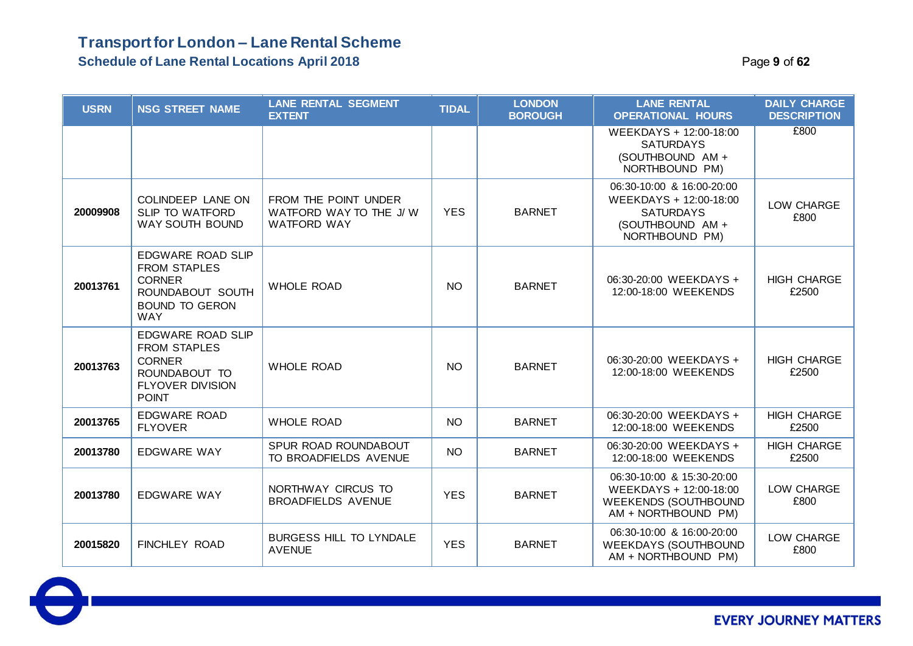# Transport for London – Lane Rental Scheme

## Schedule of Lane Rental Locations April 2018

| USRN | NSG STREET NAME | LANE RENTAL SEGMENT EXTENT | TIDAL | LONDON BOROUGH | LANE RENTAL OPERATIONAL HOURS | DAILY CHARGE DESCRIPTION |
|---|---|---|---|---|---|---|
| | | | | | WEEKDAYS + 12:00-18:00 SATURDAYS (SOUTHBOUND AM + NORTHBOUND PM) | £800 |
| 20009908 | COLINDEEP LANE ON SLIP TO WATFORD WAY SOUTH BOUND | FROM THE POINT UNDER WATFORD WAY TO THE J/ W WATFORD WAY | YES | BARNET | 06:30-10:00 & 16:00-20:00 WEEKDAYS + 12:00-18:00 SATURDAYS (SOUTHBOUND AM + NORTHBOUND PM) | LOW CHARGE £800 |
| 20013761 | EDGWARE ROAD SLIP FROM STAPLES CORNER ROUNDABOUT SOUTH BOUND TO GERON WAY | WHOLE ROAD | NO | BARNET | 06:30-20:00 WEEKDAYS + 12:00-18:00 WEEKENDS | HIGH CHARGE £2500 |
| 20013763 | EDGWARE ROAD SLIP FROM STAPLES CORNER ROUNDABOUT TO FLYOVER DIVISION POINT | WHOLE ROAD | NO | BARNET | 06:30-20:00 WEEKDAYS + 12:00-18:00 WEEKENDS | HIGH CHARGE £2500 |
| 20013765 | EDGWARE ROAD FLYOVER | WHOLE ROAD | NO | BARNET | 06:30-20:00 WEEKDAYS + 12:00-18:00 WEEKENDS | HIGH CHARGE £2500 |
| 20013780 | EDGWARE WAY | SPUR ROAD ROUNDABOUT TO BROADFIELDS AVENUE | NO | BARNET | 06:30-20:00 WEEKDAYS + 12:00-18:00 WEEKENDS | HIGH CHARGE £2500 |
| 20013780 | EDGWARE WAY | NORTHWAY CIRCUS TO BROADFIELDS AVENUE | YES | BARNET | 06:30-10:00 & 15:30-20:00 WEEKDAYS + 12:00-18:00 WEEKENDS (SOUTHBOUND AM + NORTHBOUND PM) | LOW CHARGE £800 |
| 20015820 | FINCHLEY ROAD | BURGESS HILL TO LYNDALE AVENUE | YES | BARNET | 06:30-10:00 & 16:00-20:00 WEEKDAYS (SOUTHBOUND AM + NORTHBOUND PM) | LOW CHARGE £800 |

EVERY JOURNEY MATTERS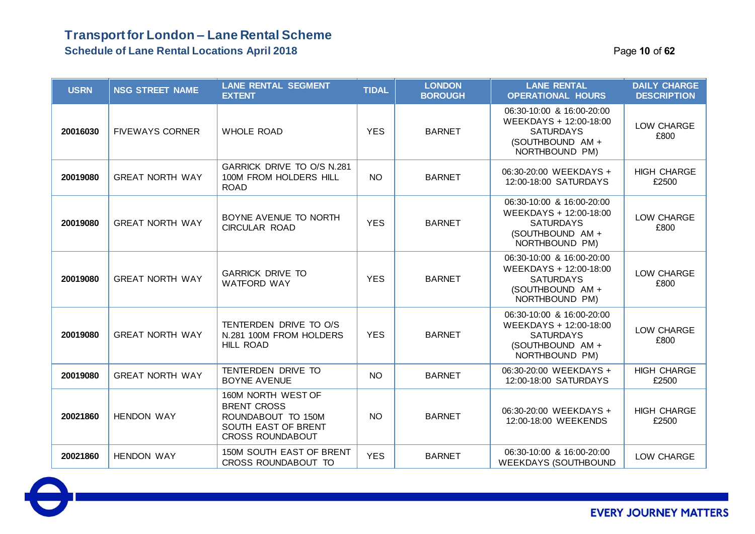# Transport for London – Lane Rental Scheme

## Schedule of Lane Rental Locations April 2018

| USRN | NSG STREET NAME | LANE RENTAL SEGMENT EXTENT | TIDAL | LONDON BOROUGH | LANE RENTAL OPERATIONAL HOURS | DAILY CHARGE DESCRIPTION |
|---|---|---|---|---|---|---|
| 20016030 | FIVEWAYS CORNER | WHOLE ROAD | YES | BARNET | 06:30-10:00 & 16:00-20:00 WEEKDAYS + 12:00-18:00 SATURDAYS (SOUTHBOUND AM + NORTHBOUND PM) | LOW CHARGE £800 |
| 20019080 | GREAT NORTH WAY | GARRICK DRIVE TO O/S N.281 100M FROM HOLDERS HILL ROAD | NO | BARNET | 06:30-20:00 WEEKDAYS + 12:00-18:00 SATURDAYS | HIGH CHARGE £2500 |
| 20019080 | GREAT NORTH WAY | BOYNE AVENUE TO NORTH CIRCULAR ROAD | YES | BARNET | 06:30-10:00 & 16:00-20:00 WEEKDAYS + 12:00-18:00 SATURDAYS (SOUTHBOUND AM + NORTHBOUND PM) | LOW CHARGE £800 |
| 20019080 | GREAT NORTH WAY | GARRICK DRIVE TO WATFORD WAY | YES | BARNET | 06:30-10:00 & 16:00-20:00 WEEKDAYS + 12:00-18:00 SATURDAYS (SOUTHBOUND AM + NORTHBOUND PM) | LOW CHARGE £800 |
| 20019080 | GREAT NORTH WAY | TENTERDEN DRIVE TO O/S N.281 100M FROM HOLDERS HILL ROAD | YES | BARNET | 06:30-10:00 & 16:00-20:00 WEEKDAYS + 12:00-18:00 SATURDAYS (SOUTHBOUND AM + NORTHBOUND PM) | LOW CHARGE £800 |
| 20019080 | GREAT NORTH WAY | TENTERDEN DRIVE TO BOYNE AVENUE | NO | BARNET | 06:30-20:00 WEEKDAYS + 12:00-18:00 SATURDAYS | HIGH CHARGE £2500 |
| 20021860 | HENDON WAY | 160M NORTH WEST OF BRENT CROSS ROUNDABOUT TO 150M SOUTH EAST OF BRENT CROSS ROUNDABOUT | NO | BARNET | 06:30-20:00 WEEKDAYS + 12:00-18:00 WEEKENDS | HIGH CHARGE £2500 |
| 20021860 | HENDON WAY | 150M SOUTH EAST OF BRENT CROSS ROUNDABOUT TO | YES | BARNET | 06:30-10:00 & 16:00-20:00 WEEKDAYS (SOUTHBOUND | LOW CHARGE |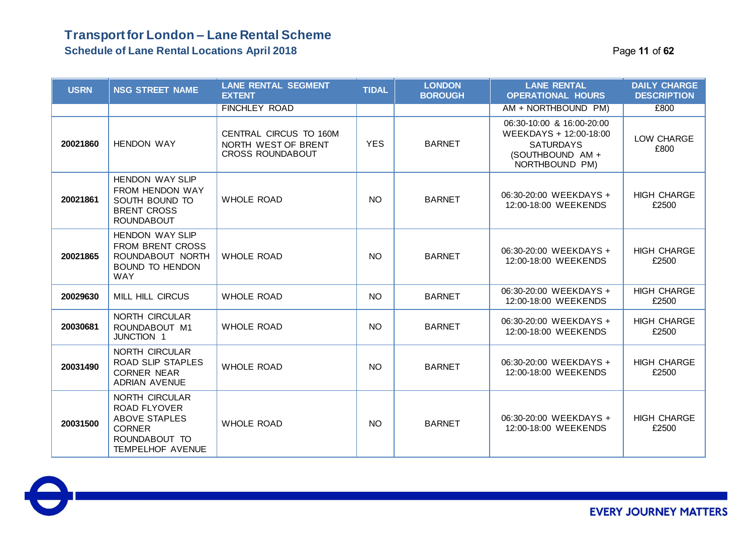| USRN | NSG STREET NAME | LANE RENTAL SEGMENT EXTENT | TIDAL | LONDON BOROUGH | LANE RENTAL OPERATIONAL HOURS | DAILY CHARGE DESCRIPTION |
|---|---|---|---|---|---|---|
| | | FINCHLEY ROAD | | | AM + NORTHBOUND PM) | £800 |
| 20021860 | HENDON WAY | CENTRAL CIRCUS TO 160M NORTH WEST OF BRENT CROSS ROUNDABOUT | YES | BARNET | 06:30-10:00 & 16:00-20:00 WEEKDAYS + 12:00-18:00 SATURDAYS (SOUTHBOUND AM + NORTHBOUND PM) | LOW CHARGE £800 |
| 20021861 | HENDON WAY SLIP FROM HENDON WAY SOUTH BOUND TO BRENT CROSS ROUNDABOUT | WHOLE ROAD | NO | BARNET | 06:30-20:00 WEEKDAYS + 12:00-18:00 WEEKENDS | HIGH CHARGE £2500 |
| 20021865 | HENDON WAY SLIP FROM BRENT CROSS ROUNDABOUT NORTH BOUND TO HENDON WAY | WHOLE ROAD | NO | BARNET | 06:30-20:00 WEEKDAYS + 12:00-18:00 WEEKENDS | HIGH CHARGE £2500 |
| 20029630 | MILL HILL CIRCUS | WHOLE ROAD | NO | BARNET | 06:30-20:00 WEEKDAYS + 12:00-18:00 WEEKENDS | HIGH CHARGE £2500 |
| 20030681 | NORTH CIRCULAR ROUNDABOUT M1 JUNCTION 1 | WHOLE ROAD | NO | BARNET | 06:30-20:00 WEEKDAYS + 12:00-18:00 WEEKENDS | HIGH CHARGE £2500 |
| 20031490 | NORTH CIRCULAR ROAD SLIP STAPLES CORNER NEAR ADRIAN AVENUE | WHOLE ROAD | NO | BARNET | 06:30-20:00 WEEKDAYS + 12:00-18:00 WEEKENDS | HIGH CHARGE £2500 |
| 20031500 | NORTH CIRCULAR ROAD FLYOVER ABOVE STAPLES CORNER ROUNDABOUT TO TEMPELHOF AVENUE | WHOLE ROAD | NO | BARNET | 06:30-20:00 WEEKDAYS + 12:00-18:00 WEEKENDS | HIGH CHARGE £2500 |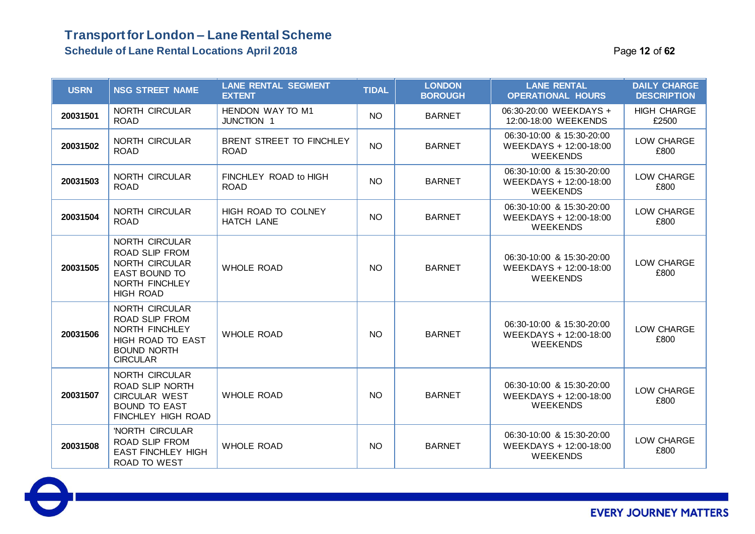# Transport for London – Lane Rental Scheme

## Schedule of Lane Rental Locations April 2018

| USRN | NSG STREET NAME | LANE RENTAL SEGMENT EXTENT | TIDAL | LONDON BOROUGH | LANE RENTAL OPERATIONAL HOURS | DAILY CHARGE DESCRIPTION |
|---|---|---|---|---|---|---|
| 20031501 | NORTH CIRCULAR ROAD | HENDON WAY TO M1 JUNCTION 1 | NO | BARNET | 06:30-20:00 WEEKDAYS + 12:00-18:00 WEEKENDS | HIGH CHARGE £2500 |
| 20031502 | NORTH CIRCULAR ROAD | BRENT STREET TO FINCHLEY ROAD | NO | BARNET | 06:30-10:00 & 15:30-20:00 WEEKDAYS + 12:00-18:00 WEEKENDS | LOW CHARGE £800 |
| 20031503 | NORTH CIRCULAR ROAD | FINCHLEY ROAD to HIGH ROAD | NO | BARNET | 06:30-10:00 & 15:30-20:00 WEEKDAYS + 12:00-18:00 WEEKENDS | LOW CHARGE £800 |
| 20031504 | NORTH CIRCULAR ROAD | HIGH ROAD TO COLNEY HATCH LANE | NO | BARNET | 06:30-10:00 & 15:30-20:00 WEEKDAYS + 12:00-18:00 WEEKENDS | LOW CHARGE £800 |
| 20031505 | NORTH CIRCULAR ROAD SLIP FROM NORTH CIRCULAR EAST BOUND TO NORTH FINCHLEY HIGH ROAD | WHOLE ROAD | NO | BARNET | 06:30-10:00 & 15:30-20:00 WEEKDAYS + 12:00-18:00 WEEKENDS | LOW CHARGE £800 |
| 20031506 | NORTH CIRCULAR ROAD SLIP FROM NORTH FINCHLEY HIGH ROAD TO EAST BOUND NORTH CIRCULAR | WHOLE ROAD | NO | BARNET | 06:30-10:00 & 15:30-20:00 WEEKDAYS + 12:00-18:00 WEEKENDS | LOW CHARGE £800 |
| 20031507 | NORTH CIRCULAR ROAD SLIP NORTH CIRCULAR WEST BOUND TO EAST FINCHLEY HIGH ROAD | WHOLE ROAD | NO | BARNET | 06:30-10:00 & 15:30-20:00 WEEKDAYS + 12:00-18:00 WEEKENDS | LOW CHARGE £800 |
| 20031508 | 'NORTH CIRCULAR ROAD SLIP FROM EAST FINCHLEY HIGH ROAD TO WEST | WHOLE ROAD | NO | BARNET | 06:30-10:00 & 15:30-20:00 WEEKDAYS + 12:00-18:00 WEEKENDS | LOW CHARGE £800 |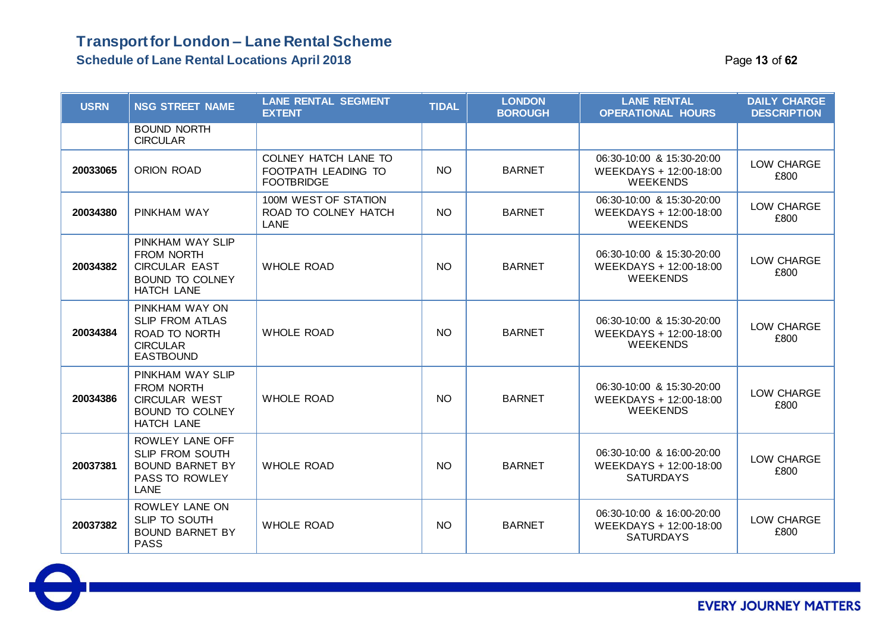# Transport for London – Lane Rental Scheme

## Schedule of Lane Rental Locations April 2018

| USRN | NSG STREET NAME | LANE RENTAL SEGMENT EXTENT | TIDAL | LONDON BOROUGH | LANE RENTAL OPERATIONAL HOURS | DAILY CHARGE DESCRIPTION |
|---|---|---|---|---|---|---|
| | BOUND NORTH CIRCULAR | | | | | |
| 20033065 | ORION ROAD | COLNEY HATCH LANE TO FOOTPATH LEADING TO FOOTBRIDGE | NO | BARNET | 06:30-10:00 & 15:30-20:00 WEEKDAYS + 12:00-18:00 WEEKENDS | LOW CHARGE £800 |
| 20034380 | PINKHAM WAY | 100M WEST OF STATION ROAD TO COLNEY HATCH LANE | NO | BARNET | 06:30-10:00 & 15:30-20:00 WEEKDAYS + 12:00-18:00 WEEKENDS | LOW CHARGE £800 |
| 20034382 | PINKHAM WAY SLIP FROM NORTH CIRCULAR EAST BOUND TO COLNEY HATCH LANE | WHOLE ROAD | NO | BARNET | 06:30-10:00 & 15:30-20:00 WEEKDAYS + 12:00-18:00 WEEKENDS | LOW CHARGE £800 |
| 20034384 | PINKHAM WAY ON SLIP FROM ATLAS ROAD TO NORTH CIRCULAR EASTBOUND | WHOLE ROAD | NO | BARNET | 06:30-10:00 & 15:30-20:00 WEEKDAYS + 12:00-18:00 WEEKENDS | LOW CHARGE £800 |
| 20034386 | PINKHAM WAY SLIP FROM NORTH CIRCULAR WEST BOUND TO COLNEY HATCH LANE | WHOLE ROAD | NO | BARNET | 06:30-10:00 & 15:30-20:00 WEEKDAYS + 12:00-18:00 WEEKENDS | LOW CHARGE £800 |
| 20037381 | ROWLEY LANE OFF SLIP FROM SOUTH BOUND BARNET BY PASS TO ROWLEY LANE | WHOLE ROAD | NO | BARNET | 06:30-10:00 & 16:00-20:00 WEEKDAYS + 12:00-18:00 SATURDAYS | LOW CHARGE £800 |
| 20037382 | ROWLEY LANE ON SLIP TO SOUTH BOUND BARNET BY PASS | WHOLE ROAD | NO | BARNET | 06:30-10:00 & 16:00-20:00 WEEKDAYS + 12:00-18:00 SATURDAYS | LOW CHARGE £800 |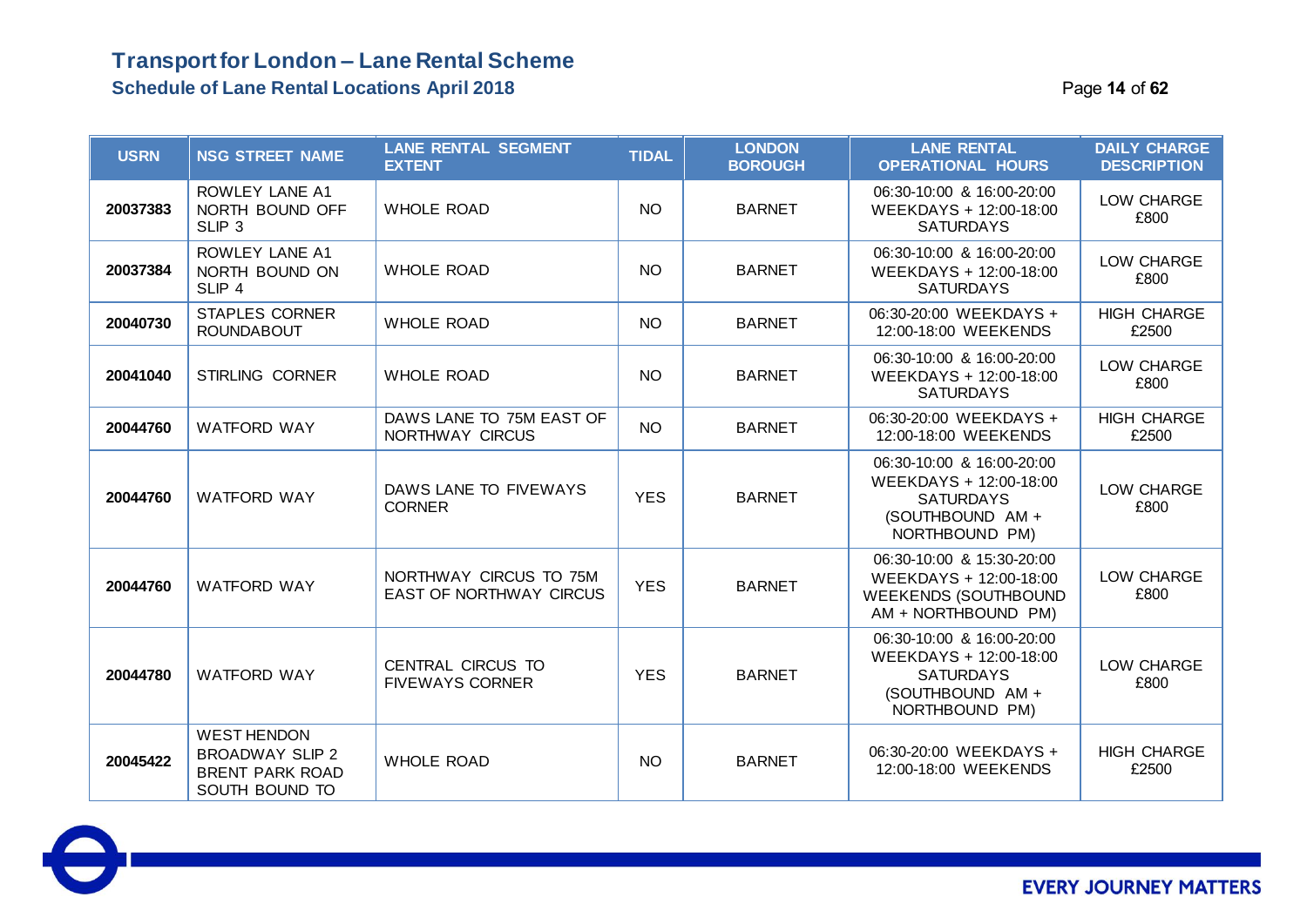# Transport for London – Lane Rental Scheme

## Schedule of Lane Rental Locations April 2018

| USRN | NSG STREET NAME | LANE RENTAL SEGMENT EXTENT | TIDAL | LONDON BOROUGH | LANE RENTAL OPERATIONAL HOURS | DAILY CHARGE DESCRIPTION |
|---|---|---|---|---|---|---|
| 20037383 | ROWLEY LANE A1 NORTH BOUND OFF SLIP 3 | WHOLE ROAD | NO | BARNET | 06:30-10:00 & 16:00-20:00 WEEKDAYS + 12:00-18:00 SATURDAYS | LOW CHARGE £800 |
| 20037384 | ROWLEY LANE A1 NORTH BOUND ON SLIP 4 | WHOLE ROAD | NO | BARNET | 06:30-10:00 & 16:00-20:00 WEEKDAYS + 12:00-18:00 SATURDAYS | LOW CHARGE £800 |
| 20040730 | STAPLES CORNER ROUNDABOUT | WHOLE ROAD | NO | BARNET | 06:30-20:00 WEEKDAYS + 12:00-18:00 WEEKENDS | HIGH CHARGE £2500 |
| 20041040 | STIRLING CORNER | WHOLE ROAD | NO | BARNET | 06:30-10:00 & 16:00-20:00 WEEKDAYS + 12:00-18:00 SATURDAYS | LOW CHARGE £800 |
| 20044760 | WATFORD WAY | DAWS LANE TO 75M EAST OF NORTHWAY CIRCUS | NO | BARNET | 06:30-20:00 WEEKDAYS + 12:00-18:00 WEEKENDS | HIGH CHARGE £2500 |
| 20044760 | WATFORD WAY | DAWS LANE TO FIVEWAYS CORNER | YES | BARNET | 06:30-10:00 & 16:00-20:00 WEEKDAYS + 12:00-18:00 SATURDAYS (SOUTHBOUND AM + NORTHBOUND PM) | LOW CHARGE £800 |
| 20044760 | WATFORD WAY | NORTHWAY CIRCUS TO 75M EAST OF NORTHWAY CIRCUS | YES | BARNET | 06:30-10:00 & 15:30-20:00 WEEKDAYS + 12:00-18:00 WEEKENDS (SOUTHBOUND AM + NORTHBOUND PM) | LOW CHARGE £800 |
| 20044780 | WATFORD WAY | CENTRAL CIRCUS TO FIVEWAYS CORNER | YES | BARNET | 06:30-10:00 & 16:00-20:00 WEEKDAYS + 12:00-18:00 SATURDAYS (SOUTHBOUND AM + NORTHBOUND PM) | LOW CHARGE £800 |
| 20045422 | WEST HENDON BROADWAY SLIP 2 BRENT PARK ROAD SOUTH BOUND TO | WHOLE ROAD | NO | BARNET | 06:30-20:00 WEEKDAYS + 12:00-18:00 WEEKENDS | HIGH CHARGE £2500 |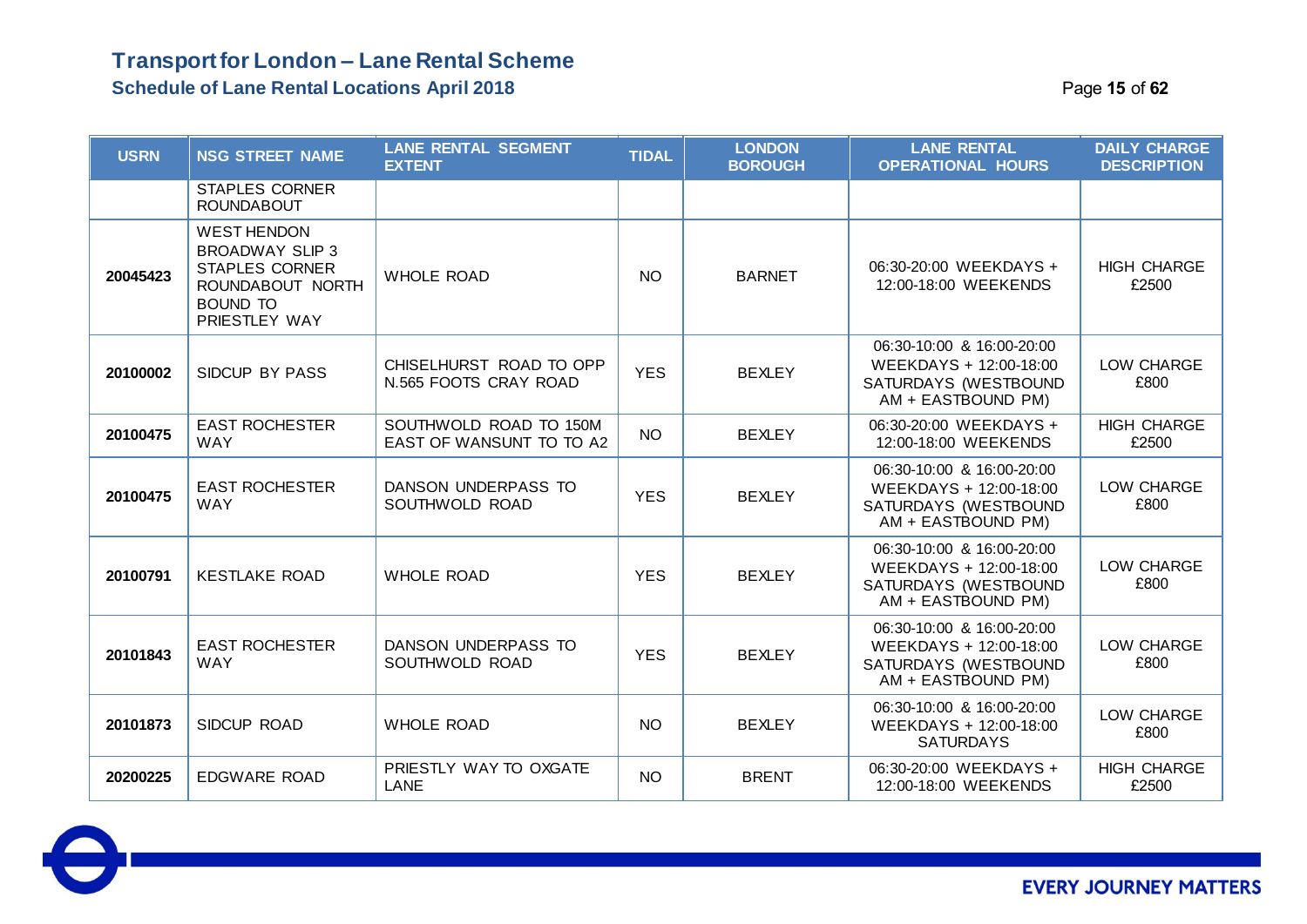# Transport for London – Lane Rental Scheme

## Schedule of Lane Rental Locations April 2018

| USRN | NSG STREET NAME | LANE RENTAL SEGMENT EXTENT | TIDAL | LONDON BOROUGH | LANE RENTAL OPERATIONAL HOURS | DAILY CHARGE DESCRIPTION |
|---|---|---|---|---|---|---|
| | STAPLES CORNER ROUNDABOUT | | | | | |
| 20045423 | WEST HENDON BROADWAY SLIP 3 STAPLES CORNER ROUNDABOUT NORTH BOUND TO PRIESTLEY WAY | WHOLE ROAD | NO | BARNET | 06:30-20:00 WEEKDAYS + 12:00-18:00 WEEKENDS | HIGH CHARGE £2500 |
| 20100002 | SIDCUP BY PASS | CHISELHURST ROAD TO OPP N.565 FOOTS CRAY ROAD | YES | BEXLEY | 06:30-10:00 & 16:00-20:00 WEEKDAYS + 12:00-18:00 SATURDAYS (WESTBOUND AM + EASTBOUND PM) | LOW CHARGE £800 |
| 20100475 | EAST ROCHESTER WAY | SOUTHWOLD ROAD TO 150M EAST OF WANSUNT TO TO A2 | NO | BEXLEY | 06:30-20:00 WEEKDAYS + 12:00-18:00 WEEKENDS | HIGH CHARGE £2500 |
| 20100475 | EAST ROCHESTER WAY | DANSON UNDERPASS TO SOUTHWOLD ROAD | YES | BEXLEY | 06:30-10:00 & 16:00-20:00 WEEKDAYS + 12:00-18:00 SATURDAYS (WESTBOUND AM + EASTBOUND PM) | LOW CHARGE £800 |
| 20100791 | KESTLAKE ROAD | WHOLE ROAD | YES | BEXLEY | 06:30-10:00 & 16:00-20:00 WEEKDAYS + 12:00-18:00 SATURDAYS (WESTBOUND AM + EASTBOUND PM) | LOW CHARGE £800 |
| 20101843 | EAST ROCHESTER WAY | DANSON UNDERPASS TO SOUTHWOLD ROAD | YES | BEXLEY | 06:30-10:00 & 16:00-20:00 WEEKDAYS + 12:00-18:00 SATURDAYS (WESTBOUND AM + EASTBOUND PM) | LOW CHARGE £800 |
| 20101873 | SIDCUP ROAD | WHOLE ROAD | NO | BEXLEY | 06:30-10:00 & 16:00-20:00 WEEKDAYS + 12:00-18:00 SATURDAYS | LOW CHARGE £800 |
| 20200225 | EDGWARE ROAD | PRIESTLY WAY TO OXGATE LANE | NO | BRENT | 06:30-20:00 WEEKDAYS + 12:00-18:00 WEEKENDS | HIGH CHARGE £2500 |

EVERY JOURNEY MATTERS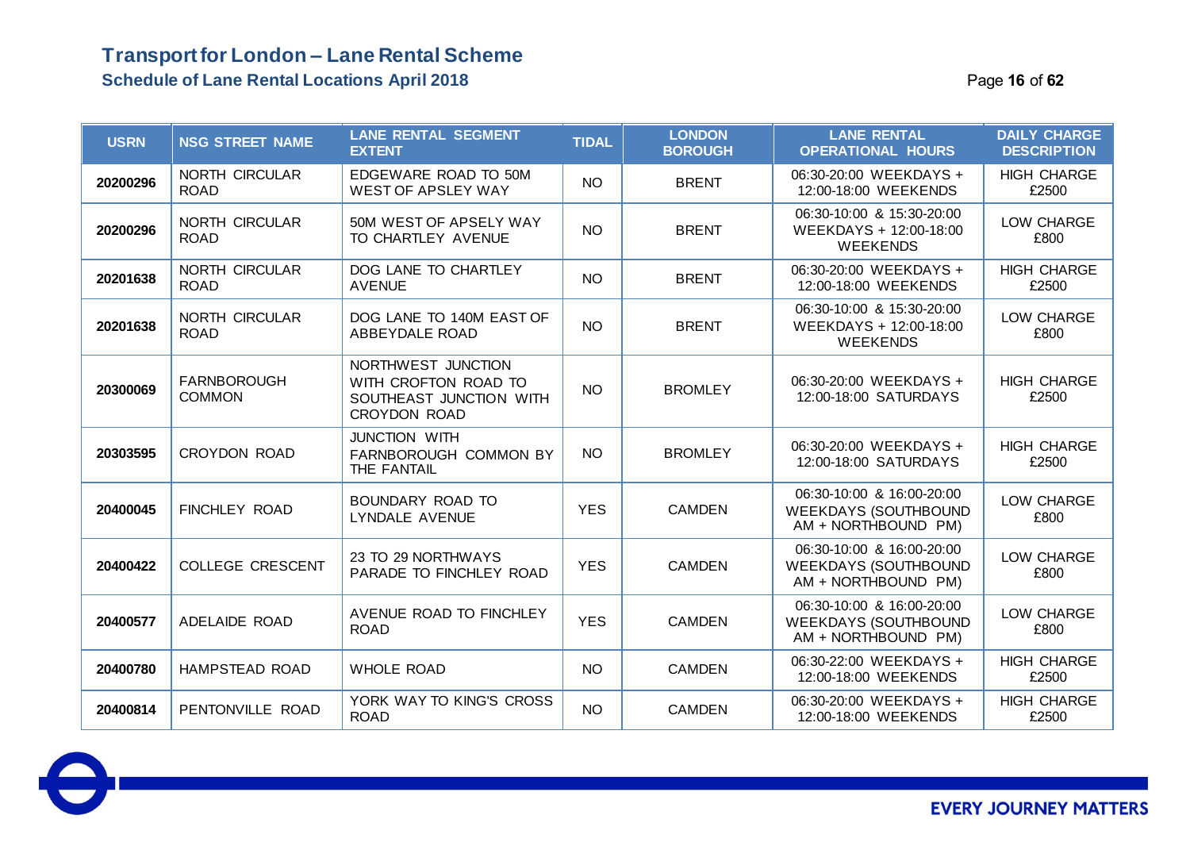# Transport for London – Lane Rental Scheme

## Schedule of Lane Rental Locations April 2018

| USRN | NSG STREET NAME | LANE RENTAL SEGMENT EXTENT | TIDAL | LONDON BOROUGH | LANE RENTAL OPERATIONAL HOURS | DAILY CHARGE DESCRIPTION |
|---|---|---|---|---|---|---|
| 20200296 | NORTH CIRCULAR ROAD | EDGEWARE ROAD TO 50M WEST OF APSLEY WAY | NO | BRENT | 06:30-20:00 WEEKDAYS + 12:00-18:00 WEEKENDS | HIGH CHARGE £2500 |
| 20200296 | NORTH CIRCULAR ROAD | 50M WEST OF APSELY WAY TO CHARTLEY AVENUE | NO | BRENT | 06:30-10:00 & 15:30-20:00 WEEKDAYS + 12:00-18:00 WEEKENDS | LOW CHARGE £800 |
| 20201638 | NORTH CIRCULAR ROAD | DOG LANE TO CHARTLEY AVENUE | NO | BRENT | 06:30-20:00 WEEKDAYS + 12:00-18:00 WEEKENDS | HIGH CHARGE £2500 |
| 20201638 | NORTH CIRCULAR ROAD | DOG LANE TO 140M EAST OF ABBEYDALE ROAD | NO | BRENT | 06:30-10:00 & 15:30-20:00 WEEKDAYS + 12:00-18:00 WEEKENDS | LOW CHARGE £800 |
| 20300069 | FARNBOROUGH COMMON | NORTHWEST JUNCTION WITH CROFTON ROAD TO SOUTHEAST JUNCTION WITH CROYDON ROAD | NO | BROMLEY | 06:30-20:00 WEEKDAYS + 12:00-18:00 SATURDAYS | HIGH CHARGE £2500 |
| 20303595 | CROYDON ROAD | JUNCTION WITH FARNBOROUGH COMMON BY THE FANTAIL | NO | BROMLEY | 06:30-20:00 WEEKDAYS + 12:00-18:00 SATURDAYS | HIGH CHARGE £2500 |
| 20400045 | FINCHLEY ROAD | BOUNDARY ROAD TO LYNDALE AVENUE | YES | CAMDEN | 06:30-10:00 & 16:00-20:00 WEEKDAYS (SOUTHBOUND AM + NORTHBOUND PM) | LOW CHARGE £800 |
| 20400422 | COLLEGE CRESCENT | 23 TO 29 NORTHWAYS PARADE TO FINCHLEY ROAD | YES | CAMDEN | 06:30-10:00 & 16:00-20:00 WEEKDAYS (SOUTHBOUND AM + NORTHBOUND PM) | LOW CHARGE £800 |
| 20400577 | ADELAIDE ROAD | AVENUE ROAD TO FINCHLEY ROAD | YES | CAMDEN | 06:30-10:00 & 16:00-20:00 WEEKDAYS (SOUTHBOUND AM + NORTHBOUND PM) | LOW CHARGE £800 |
| 20400780 | HAMPSTEAD ROAD | WHOLE ROAD | NO | CAMDEN | 06:30-22:00 WEEKDAYS + 12:00-18:00 WEEKENDS | HIGH CHARGE £2500 |
| 20400814 | PENTONVILLE ROAD | YORK WAY TO KING'S CROSS ROAD | NO | CAMDEN | 06:30-20:00 WEEKDAYS + 12:00-18:00 WEEKENDS | HIGH CHARGE £2500 |

EVERY JOURNEY MATTERS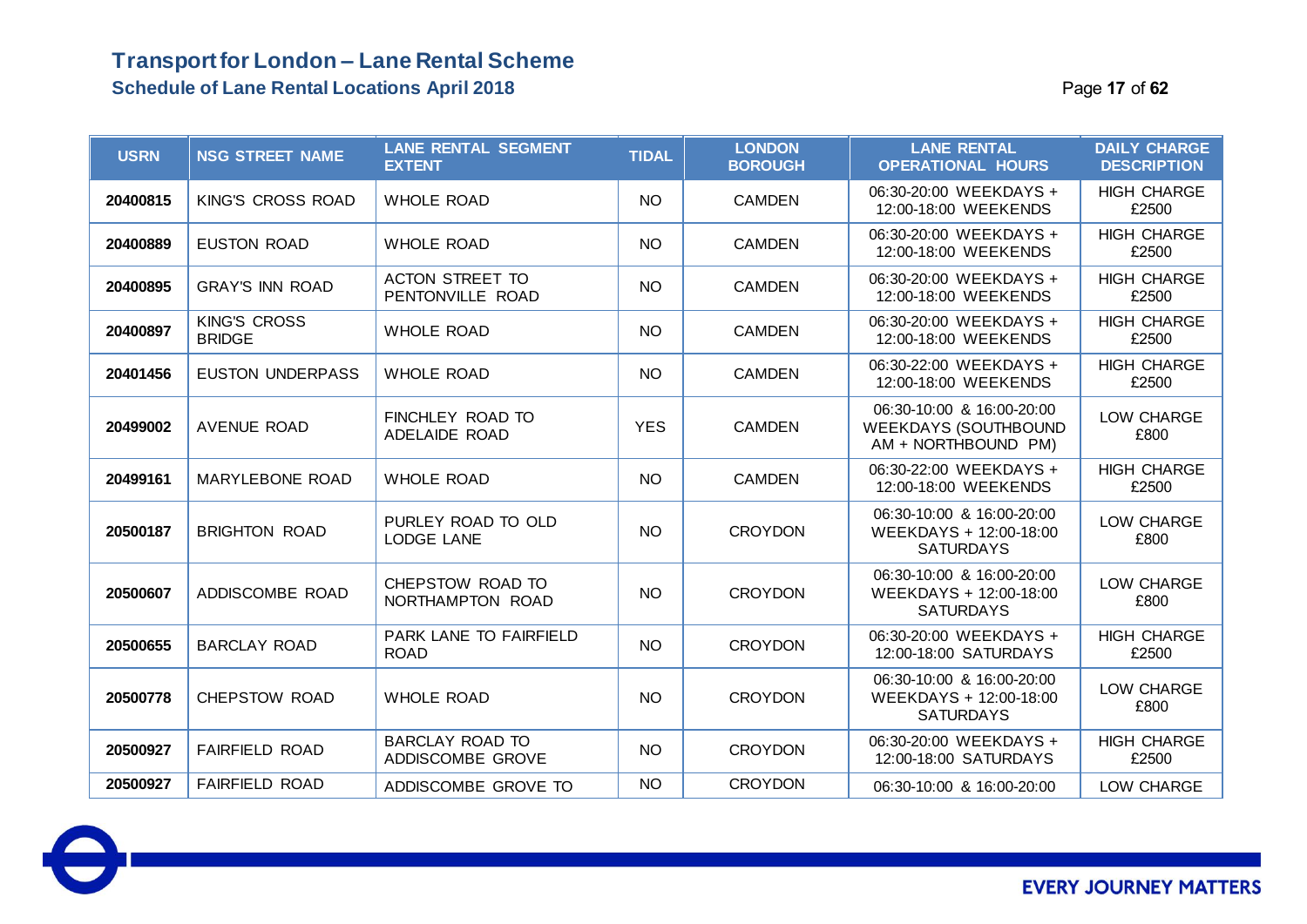# Transport for London – Lane Rental Scheme

## Schedule of Lane Rental Locations April 2018

| USRN | NSG STREET NAME | LANE RENTAL SEGMENT EXTENT | TIDAL | LONDON BOROUGH | LANE RENTAL OPERATIONAL HOURS | DAILY CHARGE DESCRIPTION |
|---|---|---|---|---|---|---|
| 20400815 | KING'S CROSS ROAD | WHOLE ROAD | NO | CAMDEN | 06:30-20:00 WEEKDAYS + 12:00-18:00 WEEKENDS | HIGH CHARGE £2500 |
| 20400889 | EUSTON ROAD | WHOLE ROAD | NO | CAMDEN | 06:30-20:00 WEEKDAYS + 12:00-18:00 WEEKENDS | HIGH CHARGE £2500 |
| 20400895 | GRAY'S INN ROAD | ACTON STREET TO PENTONVILLE ROAD | NO | CAMDEN | 06:30-20:00 WEEKDAYS + 12:00-18:00 WEEKENDS | HIGH CHARGE £2500 |
| 20400897 | KING'S CROSS BRIDGE | WHOLE ROAD | NO | CAMDEN | 06:30-20:00 WEEKDAYS + 12:00-18:00 WEEKENDS | HIGH CHARGE £2500 |
| 20401456 | EUSTON UNDERPASS | WHOLE ROAD | NO | CAMDEN | 06:30-22:00 WEEKDAYS + 12:00-18:00 WEEKENDS | HIGH CHARGE £2500 |
| 20499002 | AVENUE ROAD | FINCHLEY ROAD TO ADELAIDE ROAD | YES | CAMDEN | 06:30-10:00 & 16:00-20:00 WEEKDAYS (SOUTHBOUND AM + NORTHBOUND PM) | LOW CHARGE £800 |
| 20499161 | MARYLEBONE ROAD | WHOLE ROAD | NO | CAMDEN | 06:30-22:00 WEEKDAYS + 12:00-18:00 WEEKENDS | HIGH CHARGE £2500 |
| 20500187 | BRIGHTON ROAD | PURLEY ROAD TO OLD LODGE LANE | NO | CROYDON | 06:30-10:00 & 16:00-20:00 WEEKDAYS + 12:00-18:00 SATURDAYS | LOW CHARGE £800 |
| 20500607 | ADDISCOMBE ROAD | CHEPSTOW ROAD TO NORTHAMPTON ROAD | NO | CROYDON | 06:30-10:00 & 16:00-20:00 WEEKDAYS + 12:00-18:00 SATURDAYS | LOW CHARGE £800 |
| 20500655 | BARCLAY ROAD | PARK LANE TO FAIRFIELD ROAD | NO | CROYDON | 06:30-20:00 WEEKDAYS + 12:00-18:00 SATURDAYS | HIGH CHARGE £2500 |
| 20500778 | CHEPSTOW ROAD | WHOLE ROAD | NO | CROYDON | 06:30-10:00 & 16:00-20:00 WEEKDAYS + 12:00-18:00 SATURDAYS | LOW CHARGE £800 |
| 20500927 | FAIRFIELD ROAD | BARCLAY ROAD TO ADDISCOMBE GROVE | NO | CROYDON | 06:30-20:00 WEEKDAYS + 12:00-18:00 SATURDAYS | HIGH CHARGE £2500 |
| 20500927 | FAIRFIELD ROAD | ADDISCOMBE GROVE TO | NO | CROYDON | 06:30-10:00 & 16:00-20:00 | LOW CHARGE |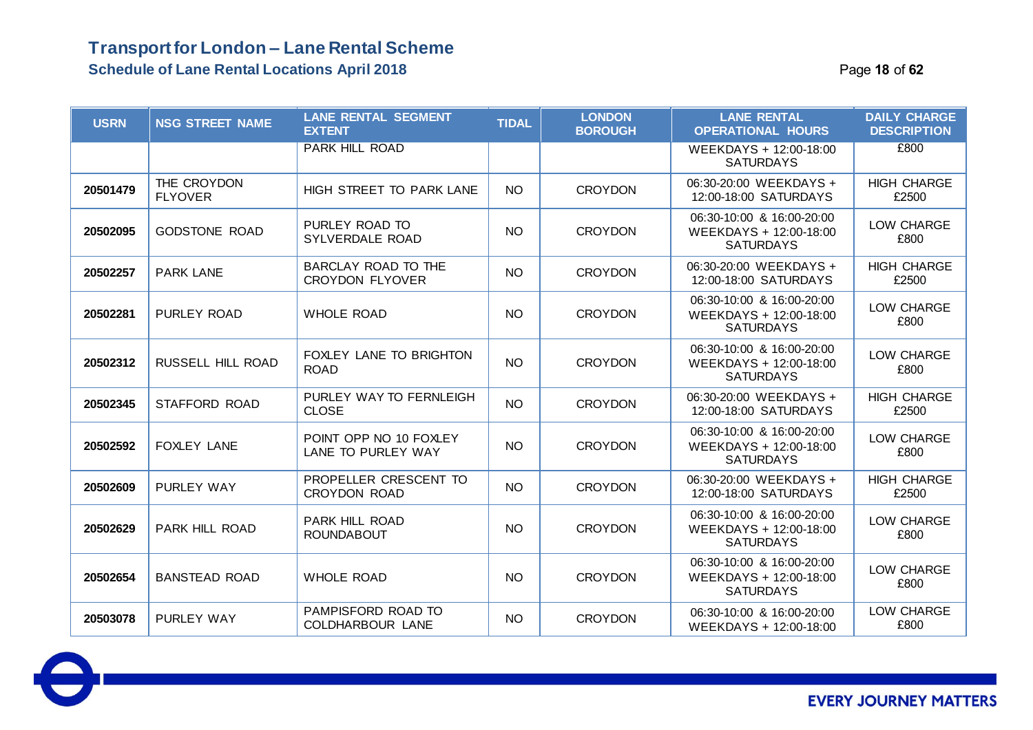# Transport for London – Lane Rental Scheme

## Schedule of Lane Rental Locations April 2018

| USRN | NSG STREET NAME | LANE RENTAL SEGMENT EXTENT | TIDAL | LONDON BOROUGH | LANE RENTAL OPERATIONAL HOURS | DAILY CHARGE DESCRIPTION |
|---|---|---|---|---|---|---|
| | | PARK HILL ROAD | | | WEEKDAYS + 12:00-18:00 SATURDAYS | £800 |
| 20501479 | THE CROYDON FLYOVER | HIGH STREET TO PARK LANE | NO | CROYDON | 06:30-20:00 WEEKDAYS + 12:00-18:00 SATURDAYS | HIGH CHARGE £2500 |
| 20502095 | GODSTONE ROAD | PURLEY ROAD TO SYLVERDALE ROAD | NO | CROYDON | 06:30-10:00 & 16:00-20:00 WEEKDAYS + 12:00-18:00 SATURDAYS | LOW CHARGE £800 |
| 20502257 | PARK LANE | BARCLAY ROAD TO THE CROYDON FLYOVER | NO | CROYDON | 06:30-20:00 WEEKDAYS + 12:00-18:00 SATURDAYS | HIGH CHARGE £2500 |
| 20502281 | PURLEY ROAD | WHOLE ROAD | NO | CROYDON | 06:30-10:00 & 16:00-20:00 WEEKDAYS + 12:00-18:00 SATURDAYS | LOW CHARGE £800 |
| 20502312 | RUSSELL HILL ROAD | FOXLEY LANE TO BRIGHTON ROAD | NO | CROYDON | 06:30-10:00 & 16:00-20:00 WEEKDAYS + 12:00-18:00 SATURDAYS | LOW CHARGE £800 |
| 20502345 | STAFFORD ROAD | PURLEY WAY TO FERNLEIGH CLOSE | NO | CROYDON | 06:30-20:00 WEEKDAYS + 12:00-18:00 SATURDAYS | HIGH CHARGE £2500 |
| 20502592 | FOXLEY LANE | POINT OPP NO 10 FOXLEY LANE TO PURLEY WAY | NO | CROYDON | 06:30-10:00 & 16:00-20:00 WEEKDAYS + 12:00-18:00 SATURDAYS | LOW CHARGE £800 |
| 20502609 | PURLEY WAY | PROPELLER CRESCENT TO CROYDON ROAD | NO | CROYDON | 06:30-20:00 WEEKDAYS + 12:00-18:00 SATURDAYS | HIGH CHARGE £2500 |
| 20502629 | PARK HILL ROAD | PARK HILL ROAD ROUNDABOUT | NO | CROYDON | 06:30-10:00 & 16:00-20:00 WEEKDAYS + 12:00-18:00 SATURDAYS | LOW CHARGE £800 |
| 20502654 | BANSTEAD ROAD | WHOLE ROAD | NO | CROYDON | 06:30-10:00 & 16:00-20:00 WEEKDAYS + 12:00-18:00 SATURDAYS | LOW CHARGE £800 |
| 20503078 | PURLEY WAY | PAMPISFORD ROAD TO COLDHARBOUR LANE | NO | CROYDON | 06:30-10:00 & 16:00-20:00 WEEKDAYS + 12:00-18:00 | LOW CHARGE £800 |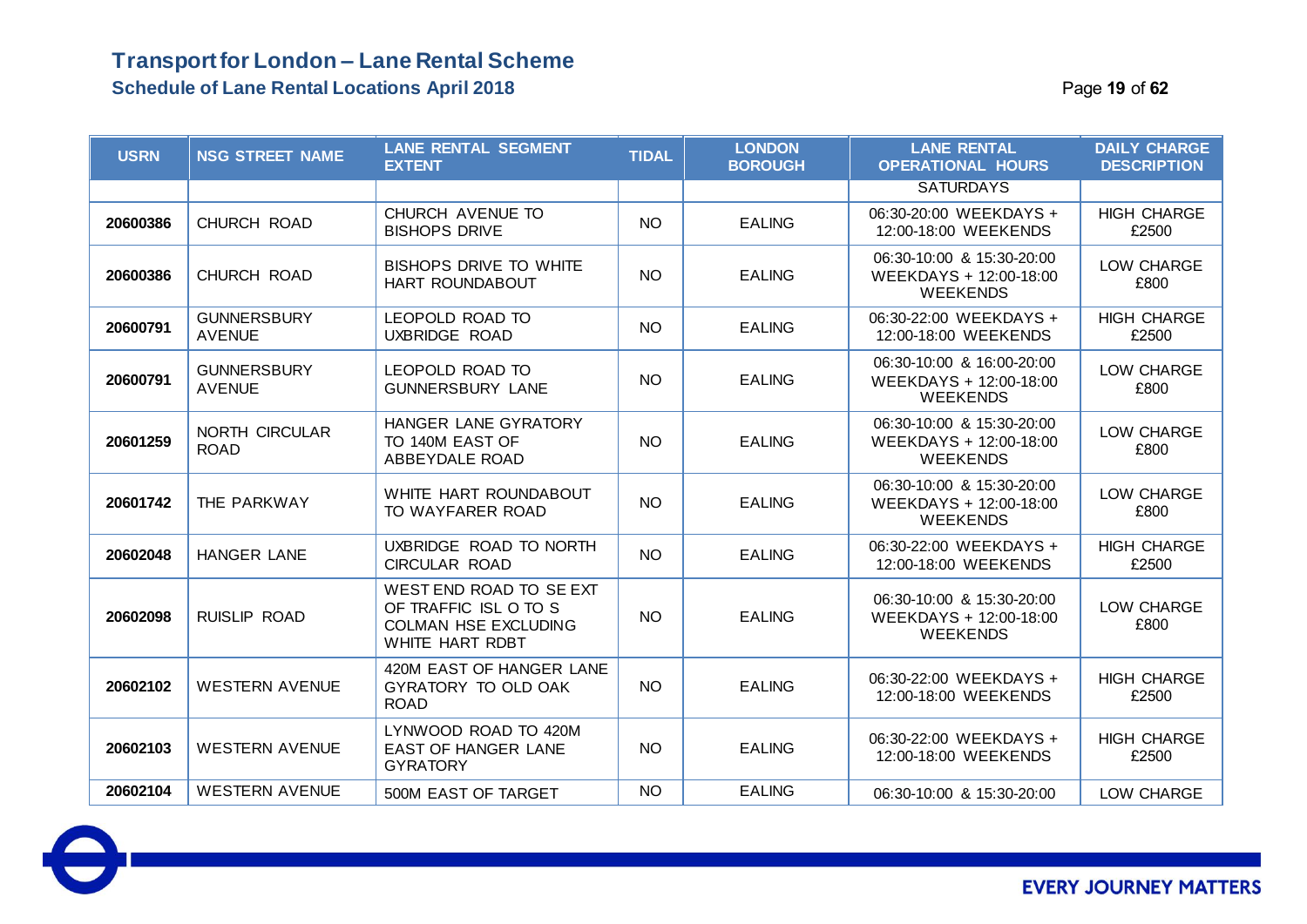# Transport for London – Lane Rental Scheme

## Schedule of Lane Rental Locations April 2018

| USRN | NSG STREET NAME | LANE RENTAL SEGMENT EXTENT | TIDAL | LONDON BOROUGH | LANE RENTAL OPERATIONAL HOURS | DAILY CHARGE DESCRIPTION |
|---|---|---|---|---|---|---|
| | | | | | SATURDAYS | |
| 20600386 | CHURCH ROAD | CHURCH AVENUE TO BISHOPS DRIVE | NO | EALING | 06:30-20:00 WEEKDAYS + 12:00-18:00 WEEKENDS | HIGH CHARGE £2500 |
| 20600386 | CHURCH ROAD | BISHOPS DRIVE TO WHITE HART ROUNDABOUT | NO | EALING | 06:30-10:00 & 15:30-20:00 WEEKDAYS + 12:00-18:00 WEEKENDS | LOW CHARGE £800 |
| 20600791 | GUNNERSBURY AVENUE | LEOPOLD ROAD TO UXBRIDGE ROAD | NO | EALING | 06:30-22:00 WEEKDAYS + 12:00-18:00 WEEKENDS | HIGH CHARGE £2500 |
| 20600791 | GUNNERSBURY AVENUE | LEOPOLD ROAD TO GUNNERSBURY LANE | NO | EALING | 06:30-10:00 & 16:00-20:00 WEEKDAYS + 12:00-18:00 WEEKENDS | LOW CHARGE £800 |
| 20601259 | NORTH CIRCULAR ROAD | HANGER LANE GYRATORY TO 140M EAST OF ABBEYDALE ROAD | NO | EALING | 06:30-10:00 & 15:30-20:00 WEEKDAYS + 12:00-18:00 WEEKENDS | LOW CHARGE £800 |
| 20601742 | THE PARKWAY | WHITE HART ROUNDABOUT TO WAYFARER ROAD | NO | EALING | 06:30-10:00 & 15:30-20:00 WEEKDAYS + 12:00-18:00 WEEKENDS | LOW CHARGE £800 |
| 20602048 | HANGER LANE | UXBRIDGE ROAD TO NORTH CIRCULAR ROAD | NO | EALING | 06:30-22:00 WEEKDAYS + 12:00-18:00 WEEKENDS | HIGH CHARGE £2500 |
| 20602098 | RUISLIP ROAD | WEST END ROAD TO SE EXT OF TRAFFIC ISL O TO S COLMAN HSE EXCLUDING WHITE HART RDBT | NO | EALING | 06:30-10:00 & 15:30-20:00 WEEKDAYS + 12:00-18:00 WEEKENDS | LOW CHARGE £800 |
| 20602102 | WESTERN AVENUE | 420M EAST OF HANGER LANE GYRATORY TO OLD OAK ROAD | NO | EALING | 06:30-22:00 WEEKDAYS + 12:00-18:00 WEEKENDS | HIGH CHARGE £2500 |
| 20602103 | WESTERN AVENUE | LYNWOOD ROAD TO 420M EAST OF HANGER LANE GYRATORY | NO | EALING | 06:30-22:00 WEEKDAYS + 12:00-18:00 WEEKENDS | HIGH CHARGE £2500 |
| 20602104 | WESTERN AVENUE | 500M EAST OF TARGET | NO | EALING | 06:30-10:00 & 15:30-20:00 | LOW CHARGE |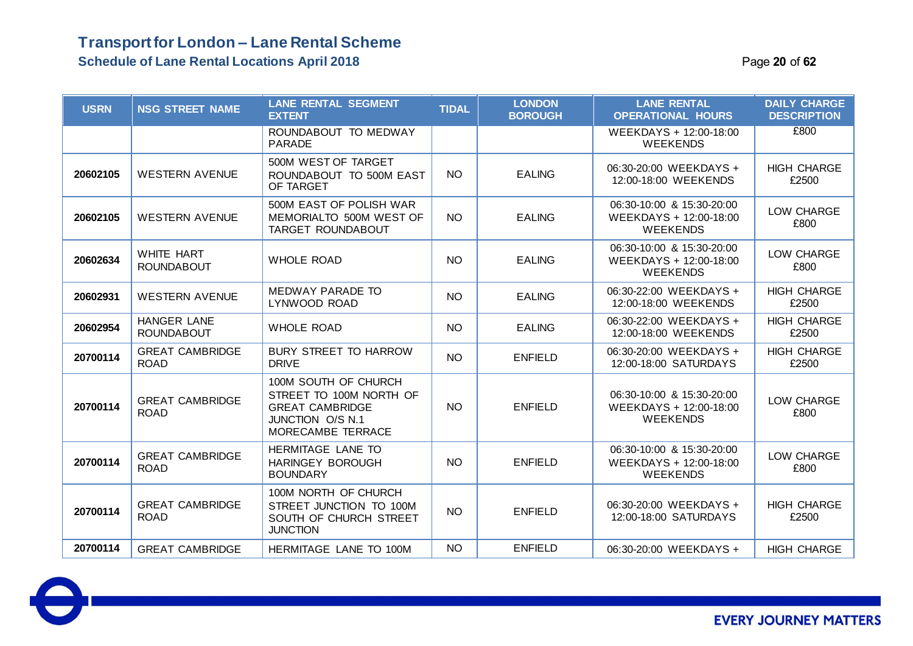# Transport for London – Lane Rental Scheme

## Schedule of Lane Rental Locations April 2018

| USRN | NSG STREET NAME | LANE RENTAL SEGMENT EXTENT | TIDAL | LONDON BOROUGH | LANE RENTAL OPERATIONAL HOURS | DAILY CHARGE DESCRIPTION |
|---|---|---|---|---|---|---|
| | | ROUNDABOUT TO MEDWAY PARADE | | | WEEKDAYS + 12:00-18:00 WEEKENDS | £800 |
| 20602105 | WESTERN AVENUE | 500M WEST OF TARGET ROUNDABOUT TO 500M EAST OF TARGET | NO | EALING | 06:30-20:00 WEEKDAYS + 12:00-18:00 WEEKENDS | HIGH CHARGE £2500 |
| 20602105 | WESTERN AVENUE | 500M EAST OF POLISH WAR MEMORIALTO 500M WEST OF TARGET ROUNDABOUT | NO | EALING | 06:30-10:00 & 15:30-20:00 WEEKDAYS + 12:00-18:00 WEEKENDS | LOW CHARGE £800 |
| 20602634 | WHITE HART ROUNDABOUT | WHOLE ROAD | NO | EALING | 06:30-10:00 & 15:30-20:00 WEEKDAYS + 12:00-18:00 WEEKENDS | LOW CHARGE £800 |
| 20602931 | WESTERN AVENUE | MEDWAY PARADE TO LYNWOOD ROAD | NO | EALING | 06:30-22:00 WEEKDAYS + 12:00-18:00 WEEKENDS | HIGH CHARGE £2500 |
| 20602954 | HANGER LANE ROUNDABOUT | WHOLE ROAD | NO | EALING | 06:30-22:00 WEEKDAYS + 12:00-18:00 WEEKENDS | HIGH CHARGE £2500 |
| 20700114 | GREAT CAMBRIDGE ROAD | BURY STREET TO HARROW DRIVE | NO | ENFIELD | 06:30-20:00 WEEKDAYS + 12:00-18:00 SATURDAYS | HIGH CHARGE £2500 |
| 20700114 | GREAT CAMBRIDGE ROAD | 100M SOUTH OF CHURCH STREET TO 100M NORTH OF GREAT CAMBRIDGE JUNCTION O/S N.1 MORECAMBE TERRACE | NO | ENFIELD | 06:30-10:00 & 15:30-20:00 WEEKDAYS + 12:00-18:00 WEEKENDS | LOW CHARGE £800 |
| 20700114 | GREAT CAMBRIDGE ROAD | HERMITAGE LANE TO HARINGEY BOROUGH BOUNDARY | NO | ENFIELD | 06:30-10:00 & 15:30-20:00 WEEKDAYS + 12:00-18:00 WEEKENDS | LOW CHARGE £800 |
| 20700114 | GREAT CAMBRIDGE ROAD | 100M NORTH OF CHURCH STREET JUNCTION TO 100M SOUTH OF CHURCH STREET JUNCTION | NO | ENFIELD | 06:30-20:00 WEEKDAYS + 12:00-18:00 SATURDAYS | HIGH CHARGE £2500 |
| 20700114 | GREAT CAMBRIDGE | HERMITAGE LANE TO 100M | NO | ENFIELD | 06:30-20:00 WEEKDAYS + | HIGH CHARGE |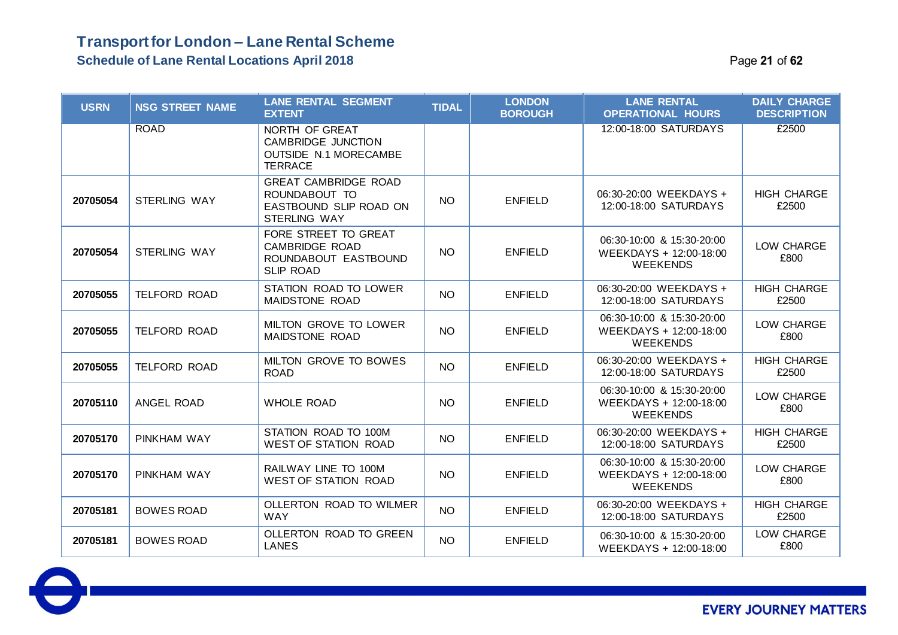| USRN | NSG STREET NAME | LANE RENTAL SEGMENT EXTENT | TIDAL | LONDON BOROUGH | LANE RENTAL OPERATIONAL HOURS | DAILY CHARGE DESCRIPTION |
|---|---|---|---|---|---|---|
| | ROAD | NORTH OF GREAT CAMBRIDGE JUNCTION OUTSIDE N.1 MORECAMBE TERRACE | | | 12:00-18:00 SATURDAYS | £2500 |
| 20705054 | STERLING WAY | GREAT CAMBRIDGE ROAD ROUNDABOUT TO EASTBOUND SLIP ROAD ON STERLING WAY | NO | ENFIELD | 06:30-20:00 WEEKDAYS + 12:00-18:00 SATURDAYS | HIGH CHARGE £2500 |
| 20705054 | STERLING WAY | FORE STREET TO GREAT CAMBRIDGE ROAD ROUNDABOUT EASTBOUND SLIP ROAD | NO | ENFIELD | 06:30-10:00 & 15:30-20:00 WEEKDAYS + 12:00-18:00 WEEKENDS | LOW CHARGE £800 |
| 20705055 | TELFORD ROAD | STATION ROAD TO LOWER MAIDSTONE ROAD | NO | ENFIELD | 06:30-20:00 WEEKDAYS + 12:00-18:00 SATURDAYS | HIGH CHARGE £2500 |
| 20705055 | TELFORD ROAD | MILTON GROVE TO LOWER MAIDSTONE ROAD | NO | ENFIELD | 06:30-10:00 & 15:30-20:00 WEEKDAYS + 12:00-18:00 WEEKENDS | LOW CHARGE £800 |
| 20705055 | TELFORD ROAD | MILTON GROVE TO BOWES ROAD | NO | ENFIELD | 06:30-20:00 WEEKDAYS + 12:00-18:00 SATURDAYS | HIGH CHARGE £2500 |
| 20705110 | ANGEL ROAD | WHOLE ROAD | NO | ENFIELD | 06:30-10:00 & 15:30-20:00 WEEKDAYS + 12:00-18:00 WEEKENDS | LOW CHARGE £800 |
| 20705170 | PINKHAM WAY | STATION ROAD TO 100M WEST OF STATION ROAD | NO | ENFIELD | 06:30-20:00 WEEKDAYS + 12:00-18:00 SATURDAYS | HIGH CHARGE £2500 |
| 20705170 | PINKHAM WAY | RAILWAY LINE TO 100M WEST OF STATION ROAD | NO | ENFIELD | 06:30-10:00 & 15:30-20:00 WEEKDAYS + 12:00-18:00 WEEKENDS | LOW CHARGE £800 |
| 20705181 | BOWES ROAD | OLLERTON ROAD TO WILMER WAY | NO | ENFIELD | 06:30-20:00 WEEKDAYS + 12:00-18:00 SATURDAYS | HIGH CHARGE £2500 |
| 20705181 | BOWES ROAD | OLLERTON ROAD TO GREEN LANES | NO | ENFIELD | 06:30-10:00 & 15:30-20:00 WEEKDAYS + 12:00-18:00 | LOW CHARGE £800 |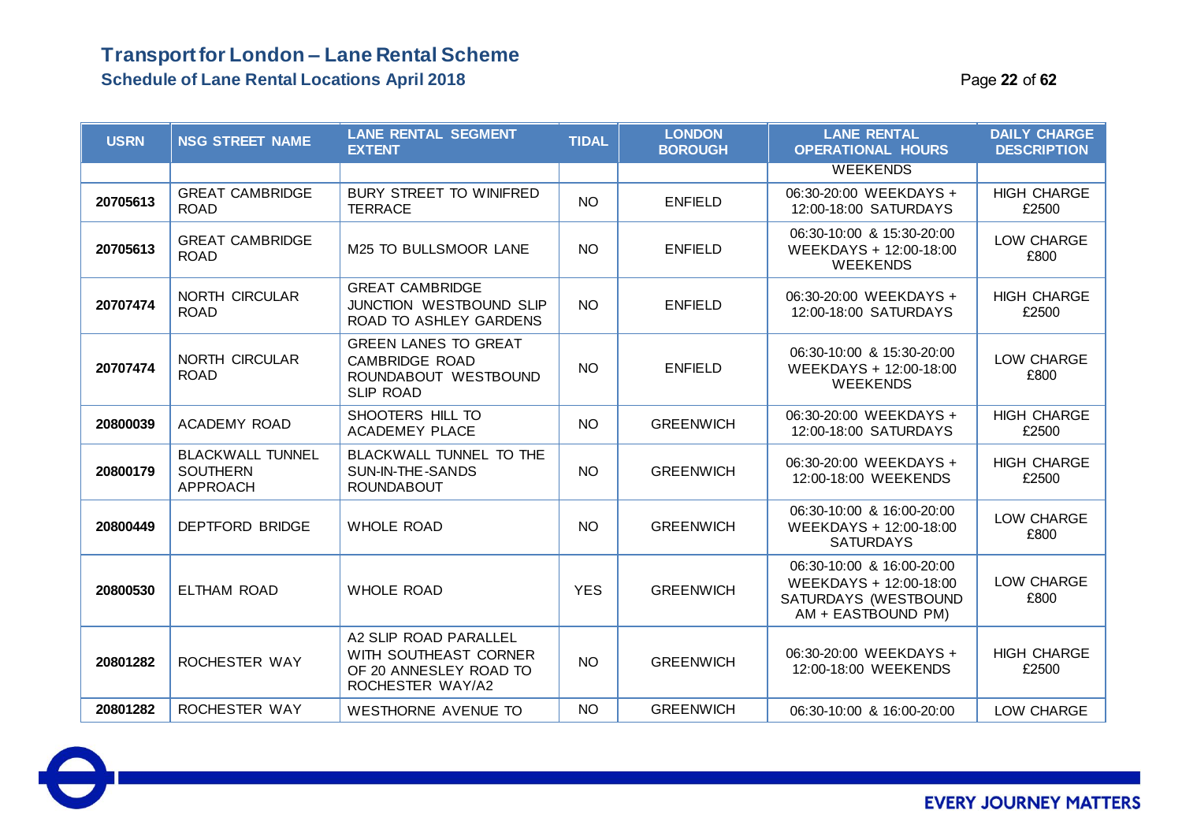# Transport for London – Lane Rental Scheme

## Schedule of Lane Rental Locations April 2018

| USRN | NSG STREET NAME | LANE RENTAL SEGMENT EXTENT | TIDAL | LONDON BOROUGH | LANE RENTAL OPERATIONAL HOURS | DAILY CHARGE DESCRIPTION |
|---|---|---|---|---|---|---|
| | | | | | WEEKENDS | |
| 20705613 | GREAT CAMBRIDGE ROAD | BURY STREET TO WINIFRED TERRACE | NO | ENFIELD | 06:30-20:00 WEEKDAYS + 12:00-18:00 SATURDAYS | HIGH CHARGE £2500 |
| 20705613 | GREAT CAMBRIDGE ROAD | M25 TO BULLSMOOR LANE | NO | ENFIELD | 06:30-10:00 & 15:30-20:00 WEEKDAYS + 12:00-18:00 WEEKENDS | LOW CHARGE £800 |
| 20707474 | NORTH CIRCULAR ROAD | GREAT CAMBRIDGE JUNCTION WESTBOUND SLIP ROAD TO ASHLEY GARDENS | NO | ENFIELD | 06:30-20:00 WEEKDAYS + 12:00-18:00 SATURDAYS | HIGH CHARGE £2500 |
| 20707474 | NORTH CIRCULAR ROAD | GREEN LANES TO GREAT CAMBRIDGE ROAD ROUNDABOUT WESTBOUND SLIP ROAD | NO | ENFIELD | 06:30-10:00 & 15:30-20:00 WEEKDAYS + 12:00-18:00 WEEKENDS | LOW CHARGE £800 |
| 20800039 | ACADEMY ROAD | SHOOTERS HILL TO ACADEMEY PLACE | NO | GREENWICH | 06:30-20:00 WEEKDAYS + 12:00-18:00 SATURDAYS | HIGH CHARGE £2500 |
| 20800179 | BLACKWALL TUNNEL SOUTHERN APPROACH | BLACKWALL TUNNEL TO THE SUN-IN-THE-SANDS ROUNDABOUT | NO | GREENWICH | 06:30-20:00 WEEKDAYS + 12:00-18:00 WEEKENDS | HIGH CHARGE £2500 |
| 20800449 | DEPTFORD BRIDGE | WHOLE ROAD | NO | GREENWICH | 06:30-10:00 & 16:00-20:00 WEEKDAYS + 12:00-18:00 SATURDAYS | LOW CHARGE £800 |
| 20800530 | ELTHAM ROAD | WHOLE ROAD | YES | GREENWICH | 06:30-10:00 & 16:00-20:00 WEEKDAYS + 12:00-18:00 SATURDAYS (WESTBOUND AM + EASTBOUND PM) | LOW CHARGE £800 |
| 20801282 | ROCHESTER WAY | A2 SLIP ROAD PARALLEL WITH SOUTHEAST CORNER OF 20 ANNESLEY ROAD TO ROCHESTER WAY/A2 | NO | GREENWICH | 06:30-20:00 WEEKDAYS + 12:00-18:00 WEEKENDS | HIGH CHARGE £2500 |
| 20801282 | ROCHESTER WAY | WESTHORNE AVENUE TO | NO | GREENWICH | 06:30-10:00 & 16:00-20:00 | LOW CHARGE |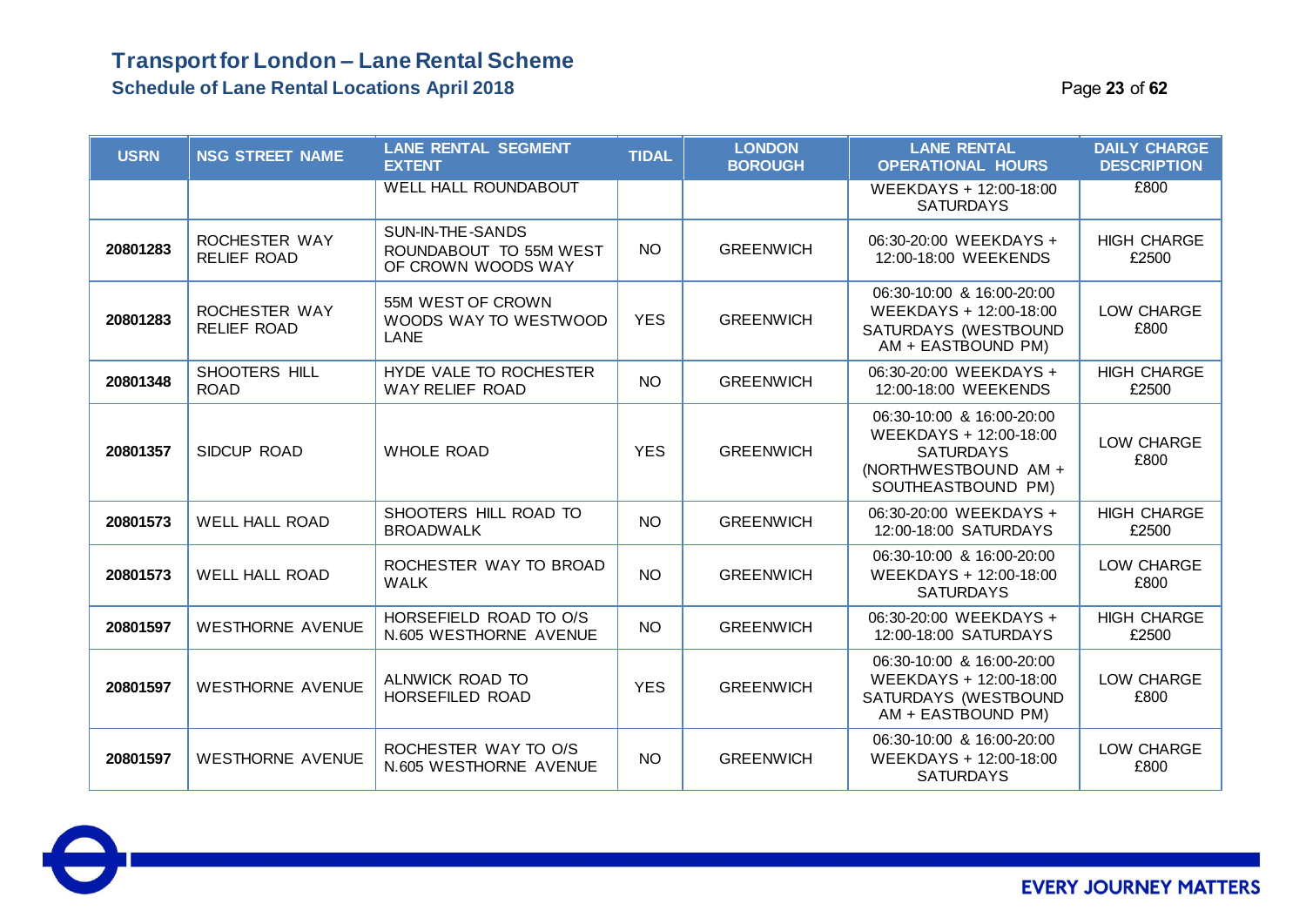# Transport for London – Lane Rental Scheme

## Schedule of Lane Rental Locations April 2018

| USRN | NSG STREET NAME | LANE RENTAL SEGMENT EXTENT | TIDAL | LONDON BOROUGH | LANE RENTAL OPERATIONAL HOURS | DAILY CHARGE DESCRIPTION |
|---|---|---|---|---|---|---|
| | | WELL HALL ROUNDABOUT | | | WEEKDAYS + 12:00-18:00 SATURDAYS | £800 |
| 20801283 | ROCHESTER WAY RELIEF ROAD | SUN-IN-THE-SANDS ROUNDABOUT TO 55M WEST OF CROWN WOODS WAY | NO | GREENWICH | 06:30-20:00 WEEKDAYS + 12:00-18:00 WEEKENDS | HIGH CHARGE £2500 |
| 20801283 | ROCHESTER WAY RELIEF ROAD | 55M WEST OF CROWN WOODS WAY TO WESTWOOD LANE | YES | GREENWICH | 06:30-10:00 & 16:00-20:00 WEEKDAYS + 12:00-18:00 SATURDAYS (WESTBOUND AM + EASTBOUND PM) | LOW CHARGE £800 |
| 20801348 | SHOOTERS HILL ROAD | HYDE VALE TO ROCHESTER WAY RELIEF ROAD | NO | GREENWICH | 06:30-20:00 WEEKDAYS + 12:00-18:00 WEEKENDS | HIGH CHARGE £2500 |
| 20801357 | SIDCUP ROAD | WHOLE ROAD | YES | GREENWICH | 06:30-10:00 & 16:00-20:00 WEEKDAYS + 12:00-18:00 SATURDAYS (NORTHWESTBOUND AM + SOUTHEASTBOUND PM) | LOW CHARGE £800 |
| 20801573 | WELL HALL ROAD | SHOOTERS HILL ROAD TO BROADWALK | NO | GREENWICH | 06:30-20:00 WEEKDAYS + 12:00-18:00 SATURDAYS | HIGH CHARGE £2500 |
| 20801573 | WELL HALL ROAD | ROCHESTER WAY TO BROAD WALK | NO | GREENWICH | 06:30-10:00 & 16:00-20:00 WEEKDAYS + 12:00-18:00 SATURDAYS | LOW CHARGE £800 |
| 20801597 | WESTHORNE AVENUE | HORSEFIELD ROAD TO O/S N.605 WESTHORNE AVENUE | NO | GREENWICH | 06:30-20:00 WEEKDAYS + 12:00-18:00 SATURDAYS | HIGH CHARGE £2500 |
| 20801597 | WESTHORNE AVENUE | ALNWICK ROAD TO HORSEFILED ROAD | YES | GREENWICH | 06:30-10:00 & 16:00-20:00 WEEKDAYS + 12:00-18:00 SATURDAYS (WESTBOUND AM + EASTBOUND PM) | LOW CHARGE £800 |
| 20801597 | WESTHORNE AVENUE | ROCHESTER WAY TO O/S N.605 WESTHORNE AVENUE | NO | GREENWICH | 06:30-10:00 & 16:00-20:00 WEEKDAYS + 12:00-18:00 SATURDAYS | LOW CHARGE £800 |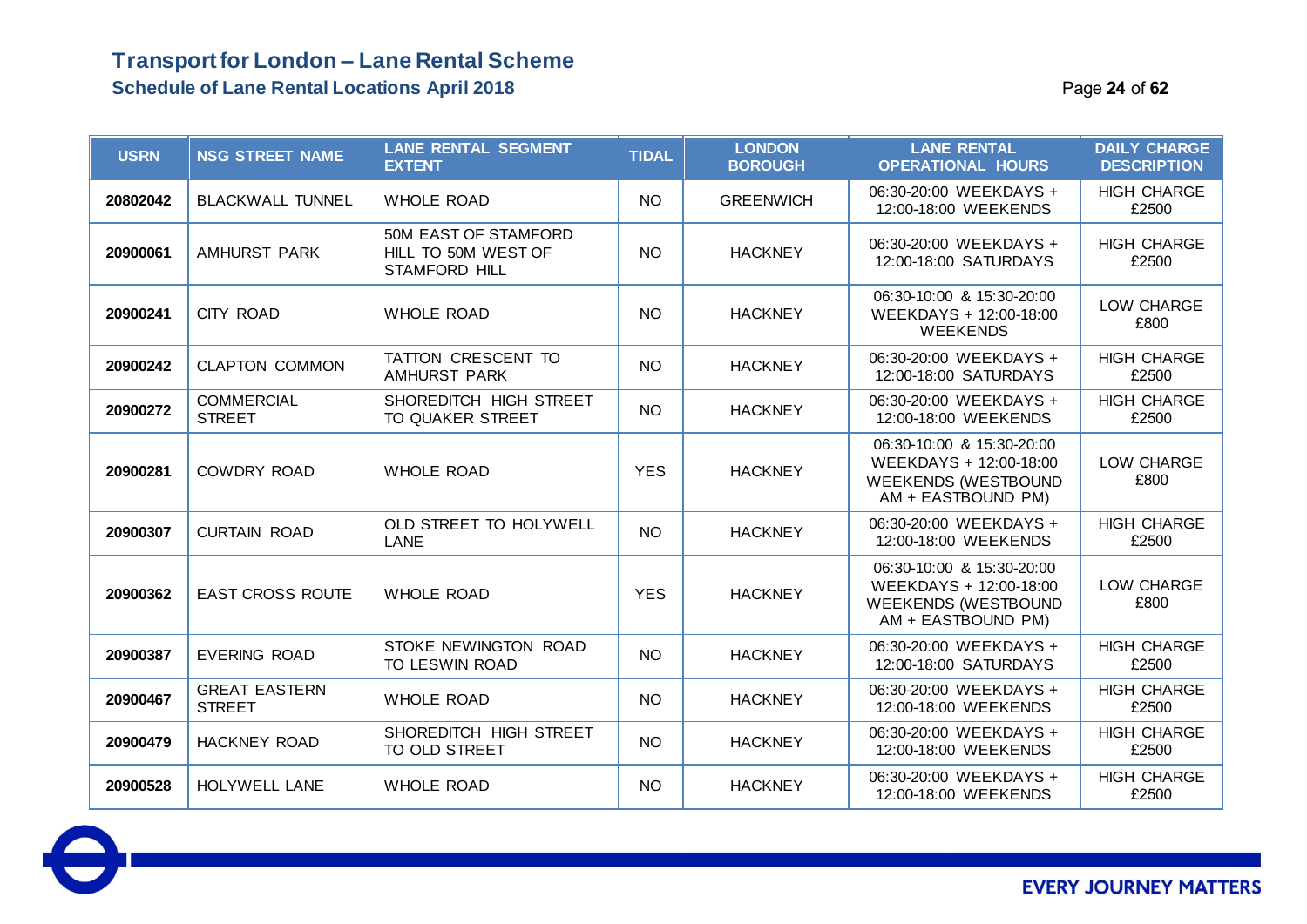# Transport for London – Lane Rental Scheme

## Schedule of Lane Rental Locations April 2018

| USRN | NSG STREET NAME | LANE RENTAL SEGMENT EXTENT | TIDAL | LONDON BOROUGH | LANE RENTAL OPERATIONAL HOURS | DAILY CHARGE DESCRIPTION |
|---|---|---|---|---|---|---|
| 20802042 | BLACKWALL TUNNEL | WHOLE ROAD | NO | GREENWICH | 06:30-20:00 WEEKDAYS + 12:00-18:00 WEEKENDS | HIGH CHARGE £2500 |
| 20900061 | AMHURST PARK | 50M EAST OF STAMFORD HILL TO 50M WEST OF STAMFORD HILL | NO | HACKNEY | 06:30-20:00 WEEKDAYS + 12:00-18:00 SATURDAYS | HIGH CHARGE £2500 |
| 20900241 | CITY ROAD | WHOLE ROAD | NO | HACKNEY | 06:30-10:00 & 15:30-20:00 WEEKDAYS + 12:00-18:00 WEEKENDS | LOW CHARGE £800 |
| 20900242 | CLAPTON COMMON | TATTON CRESCENT TO AMHURST PARK | NO | HACKNEY | 06:30-20:00 WEEKDAYS + 12:00-18:00 SATURDAYS | HIGH CHARGE £2500 |
| 20900272 | COMMERCIAL STREET | SHOREDITCH HIGH STREET TO QUAKER STREET | NO | HACKNEY | 06:30-20:00 WEEKDAYS + 12:00-18:00 WEEKENDS | HIGH CHARGE £2500 |
| 20900281 | COWDRY ROAD | WHOLE ROAD | YES | HACKNEY | 06:30-10:00 & 15:30-20:00 WEEKDAYS + 12:00-18:00 WEEKENDS (WESTBOUND AM + EASTBOUND PM) | LOW CHARGE £800 |
| 20900307 | CURTAIN ROAD | OLD STREET TO HOLYWELL LANE | NO | HACKNEY | 06:30-20:00 WEEKDAYS + 12:00-18:00 WEEKENDS | HIGH CHARGE £2500 |
| 20900362 | EAST CROSS ROUTE | WHOLE ROAD | YES | HACKNEY | 06:30-10:00 & 15:30-20:00 WEEKDAYS + 12:00-18:00 WEEKENDS (WESTBOUND AM + EASTBOUND PM) | LOW CHARGE £800 |
| 20900387 | EVERING ROAD | STOKE NEWINGTON ROAD TO LESWIN ROAD | NO | HACKNEY | 06:30-20:00 WEEKDAYS + 12:00-18:00 SATURDAYS | HIGH CHARGE £2500 |
| 20900467 | GREAT EASTERN STREET | WHOLE ROAD | NO | HACKNEY | 06:30-20:00 WEEKDAYS + 12:00-18:00 WEEKENDS | HIGH CHARGE £2500 |
| 20900479 | HACKNEY ROAD | SHOREDITCH HIGH STREET TO OLD STREET | NO | HACKNEY | 06:30-20:00 WEEKDAYS + 12:00-18:00 WEEKENDS | HIGH CHARGE £2500 |
| 20900528 | HOLYWELL LANE | WHOLE ROAD | NO | HACKNEY | 06:30-20:00 WEEKDAYS + 12:00-18:00 WEEKENDS | HIGH CHARGE £2500 |

EVERY JOURNEY MATTERS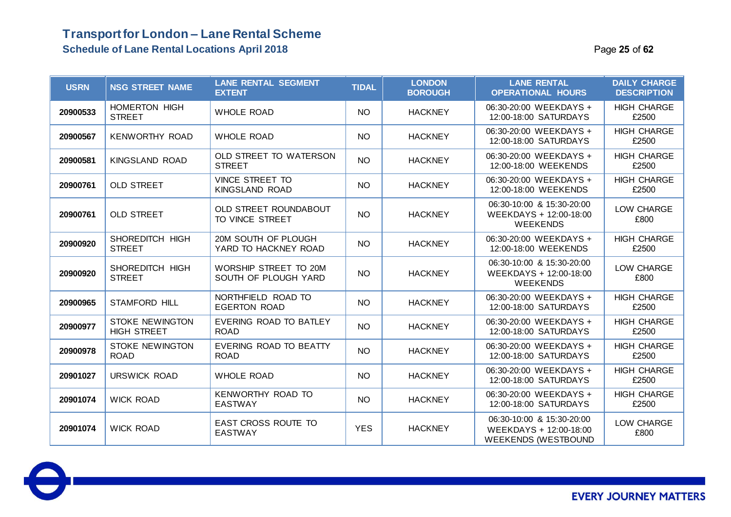# Transport for London – Lane Rental Scheme

## Schedule of Lane Rental Locations April 2018

| USRN | NSG STREET NAME | LANE RENTAL SEGMENT EXTENT | TIDAL | LONDON BOROUGH | LANE RENTAL OPERATIONAL HOURS | DAILY CHARGE DESCRIPTION |
|---|---|---|---|---|---|---|
| 20900533 | HOMERTON HIGH STREET | WHOLE ROAD | NO | HACKNEY | 06:30-20:00 WEEKDAYS + 12:00-18:00 SATURDAYS | HIGH CHARGE £2500 |
| 20900567 | KENWORTHY ROAD | WHOLE ROAD | NO | HACKNEY | 06:30-20:00 WEEKDAYS + 12:00-18:00 SATURDAYS | HIGH CHARGE £2500 |
| 20900581 | KINGSLAND ROAD | OLD STREET TO WATERSON STREET | NO | HACKNEY | 06:30-20:00 WEEKDAYS + 12:00-18:00 WEEKENDS | HIGH CHARGE £2500 |
| 20900761 | OLD STREET | VINCE STREET TO KINGSLAND ROAD | NO | HACKNEY | 06:30-20:00 WEEKDAYS + 12:00-18:00 WEEKENDS | HIGH CHARGE £2500 |
| 20900761 | OLD STREET | OLD STREET ROUNDABOUT TO VINCE STREET | NO | HACKNEY | 06:30-10:00 & 15:30-20:00 WEEKDAYS + 12:00-18:00 WEEKENDS | LOW CHARGE £800 |
| 20900920 | SHOREDITCH HIGH STREET | 20M SOUTH OF PLOUGH YARD TO HACKNEY ROAD | NO | HACKNEY | 06:30-20:00 WEEKDAYS + 12:00-18:00 WEEKENDS | HIGH CHARGE £2500 |
| 20900920 | SHOREDITCH HIGH STREET | WORSHIP STREET TO 20M SOUTH OF PLOUGH YARD | NO | HACKNEY | 06:30-10:00 & 15:30-20:00 WEEKDAYS + 12:00-18:00 WEEKENDS | LOW CHARGE £800 |
| 20900965 | STAMFORD HILL | NORTHFIELD ROAD TO EGERTON ROAD | NO | HACKNEY | 06:30-20:00 WEEKDAYS + 12:00-18:00 SATURDAYS | HIGH CHARGE £2500 |
| 20900977 | STOKE NEWINGTON HIGH STREET | EVERING ROAD TO BATLEY ROAD | NO | HACKNEY | 06:30-20:00 WEEKDAYS + 12:00-18:00 SATURDAYS | HIGH CHARGE £2500 |
| 20900978 | STOKE NEWINGTON ROAD | EVERING ROAD TO BEATTY ROAD | NO | HACKNEY | 06:30-20:00 WEEKDAYS + 12:00-18:00 SATURDAYS | HIGH CHARGE £2500 |
| 20901027 | URSWICK ROAD | WHOLE ROAD | NO | HACKNEY | 06:30-20:00 WEEKDAYS + 12:00-18:00 SATURDAYS | HIGH CHARGE £2500 |
| 20901074 | WICK ROAD | KENWORTHY ROAD TO EASTWAY | NO | HACKNEY | 06:30-20:00 WEEKDAYS + 12:00-18:00 SATURDAYS | HIGH CHARGE £2500 |
| 20901074 | WICK ROAD | EAST CROSS ROUTE TO EASTWAY | YES | HACKNEY | 06:30-10:00 & 15:30-20:00 WEEKDAYS + 12:00-18:00 WEEKENDS (WESTBOUND | LOW CHARGE £800 |

EVERY JOURNEY MATTERS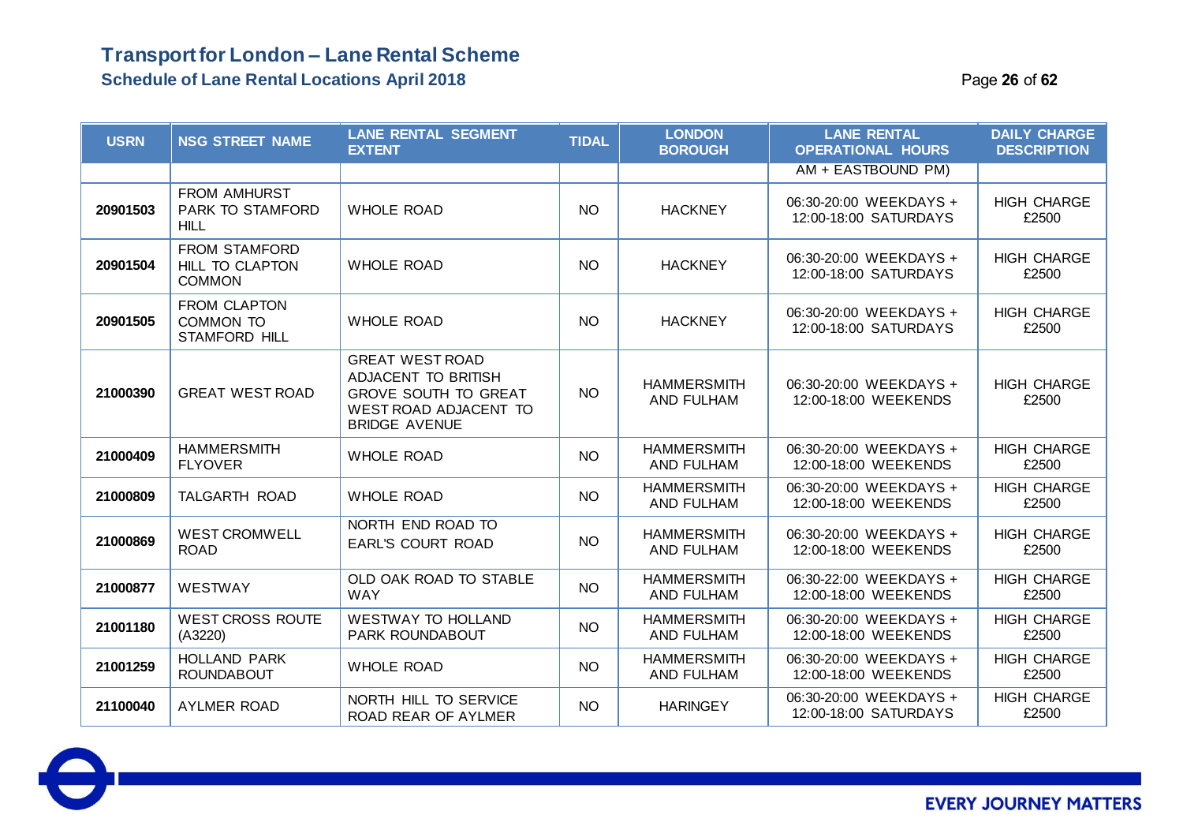# Transport for London – Lane Rental Scheme

## Schedule of Lane Rental Locations April 2018

| USRN | NSG STREET NAME | LANE RENTAL SEGMENT EXTENT | TIDAL | LONDON BOROUGH | LANE RENTAL OPERATIONAL HOURS | DAILY CHARGE DESCRIPTION |
|---|---|---|---|---|---|---|
| | | | | | AM + EASTBOUND PM) | |
| 20901503 | FROM AMHURST PARK TO STAMFORD HILL | WHOLE ROAD | NO | HACKNEY | 06:30-20:00 WEEKDAYS + 12:00-18:00 SATURDAYS | HIGH CHARGE £2500 |
| 20901504 | FROM STAMFORD HILL TO CLAPTON COMMON | WHOLE ROAD | NO | HACKNEY | 06:30-20:00 WEEKDAYS + 12:00-18:00 SATURDAYS | HIGH CHARGE £2500 |
| 20901505 | FROM CLAPTON COMMON TO STAMFORD HILL | WHOLE ROAD | NO | HACKNEY | 06:30-20:00 WEEKDAYS + 12:00-18:00 SATURDAYS | HIGH CHARGE £2500 |
| 21000390 | GREAT WEST ROAD | GREAT WEST ROAD ADJACENT TO BRITISH GROVE SOUTH TO GREAT WEST ROAD ADJACENT TO BRIDGE AVENUE | NO | HAMMERSMITH AND FULHAM | 06:30-20:00 WEEKDAYS + 12:00-18:00 WEEKENDS | HIGH CHARGE £2500 |
| 21000409 | HAMMERSMITH FLYOVER | WHOLE ROAD | NO | HAMMERSMITH AND FULHAM | 06:30-20:00 WEEKDAYS + 12:00-18:00 WEEKENDS | HIGH CHARGE £2500 |
| 21000809 | TALGARTH ROAD | WHOLE ROAD | NO | HAMMERSMITH AND FULHAM | 06:30-20:00 WEEKDAYS + 12:00-18:00 WEEKENDS | HIGH CHARGE £2500 |
| 21000869 | WEST CROMWELL ROAD | NORTH END ROAD TO EARL'S COURT ROAD | NO | HAMMERSMITH AND FULHAM | 06:30-20:00 WEEKDAYS + 12:00-18:00 WEEKENDS | HIGH CHARGE £2500 |
| 21000877 | WESTWAY | OLD OAK ROAD TO STABLE WAY | NO | HAMMERSMITH AND FULHAM | 06:30-22:00 WEEKDAYS + 12:00-18:00 WEEKENDS | HIGH CHARGE £2500 |
| 21001180 | WEST CROSS ROUTE (A3220) | WESTWAY TO HOLLAND PARK ROUNDABOUT | NO | HAMMERSMITH AND FULHAM | 06:30-20:00 WEEKDAYS + 12:00-18:00 WEEKENDS | HIGH CHARGE £2500 |
| 21001259 | HOLLAND PARK ROUNDABOUT | WHOLE ROAD | NO | HAMMERSMITH AND FULHAM | 06:30-20:00 WEEKDAYS + 12:00-18:00 WEEKENDS | HIGH CHARGE £2500 |
| 21100040 | AYLMER ROAD | NORTH HILL TO SERVICE ROAD REAR OF AYLMER | NO | HARINGEY | 06:30-20:00 WEEKDAYS + 12:00-18:00 SATURDAYS | HIGH CHARGE £2500 |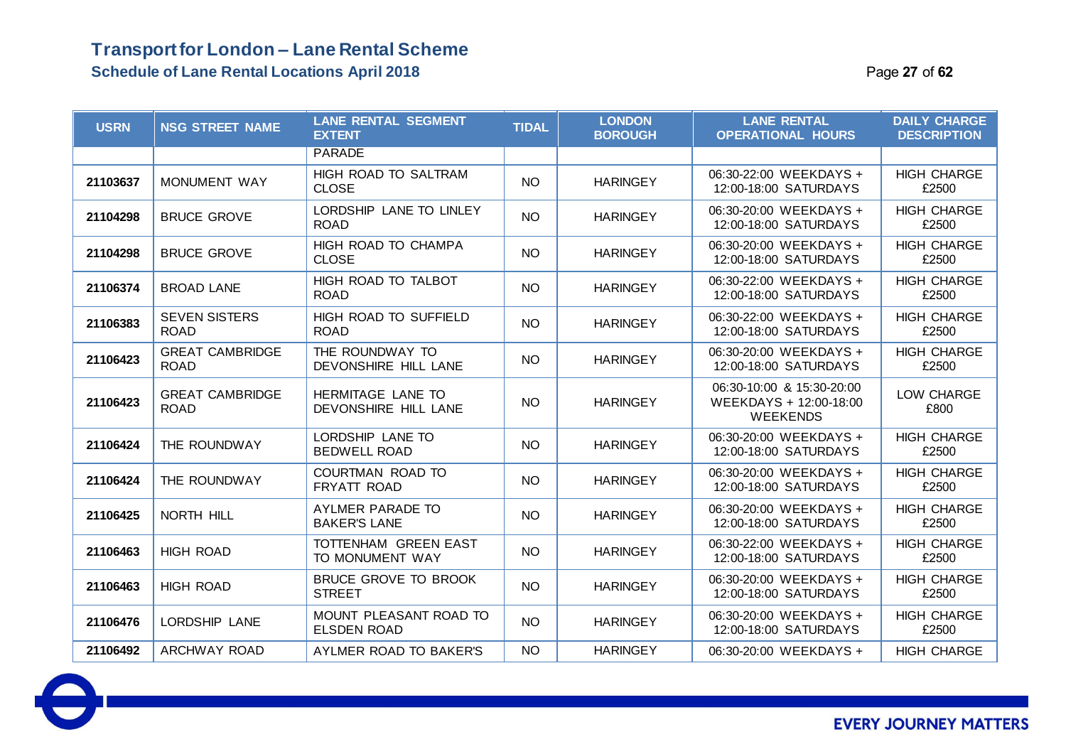# Transport for London – Lane Rental Scheme

## Schedule of Lane Rental Locations April 2018

| USRN | NSG STREET NAME | LANE RENTAL SEGMENT EXTENT | TIDAL | LONDON BOROUGH | LANE RENTAL OPERATIONAL HOURS | DAILY CHARGE DESCRIPTION |
|---|---|---|---|---|---|---|
| | | PARADE | | | | |
| 21103637 | MONUMENT WAY | HIGH ROAD TO SALTRAM CLOSE | NO | HARINGEY | 06:30-22:00 WEEKDAYS + 12:00-18:00 SATURDAYS | HIGH CHARGE £2500 |
| 21104298 | BRUCE GROVE | LORDSHIP LANE TO LINLEY ROAD | NO | HARINGEY | 06:30-20:00 WEEKDAYS + 12:00-18:00 SATURDAYS | HIGH CHARGE £2500 |
| 21104298 | BRUCE GROVE | HIGH ROAD TO CHAMPA CLOSE | NO | HARINGEY | 06:30-20:00 WEEKDAYS + 12:00-18:00 SATURDAYS | HIGH CHARGE £2500 |
| 21106374 | BROAD LANE | HIGH ROAD TO TALBOT ROAD | NO | HARINGEY | 06:30-22:00 WEEKDAYS + 12:00-18:00 SATURDAYS | HIGH CHARGE £2500 |
| 21106383 | SEVEN SISTERS ROAD | HIGH ROAD TO SUFFIELD ROAD | NO | HARINGEY | 06:30-22:00 WEEKDAYS + 12:00-18:00 SATURDAYS | HIGH CHARGE £2500 |
| 21106423 | GREAT CAMBRIDGE ROAD | THE ROUNDWAY TO DEVONSHIRE HILL LANE | NO | HARINGEY | 06:30-20:00 WEEKDAYS + 12:00-18:00 SATURDAYS | HIGH CHARGE £2500 |
| 21106423 | GREAT CAMBRIDGE ROAD | HERMITAGE LANE TO DEVONSHIRE HILL LANE | NO | HARINGEY | 06:30-10:00 & 15:30-20:00 WEEKDAYS + 12:00-18:00 WEEKENDS | LOW CHARGE £800 |
| 21106424 | THE ROUNDWAY | LORDSHIP LANE TO BEDWELL ROAD | NO | HARINGEY | 06:30-20:00 WEEKDAYS + 12:00-18:00 SATURDAYS | HIGH CHARGE £2500 |
| 21106424 | THE ROUNDWAY | COURTMAN ROAD TO FRYATT ROAD | NO | HARINGEY | 06:30-20:00 WEEKDAYS + 12:00-18:00 SATURDAYS | HIGH CHARGE £2500 |
| 21106425 | NORTH HILL | AYLMER PARADE TO BAKER'S LANE | NO | HARINGEY | 06:30-20:00 WEEKDAYS + 12:00-18:00 SATURDAYS | HIGH CHARGE £2500 |
| 21106463 | HIGH ROAD | TOTTENHAM GREEN EAST TO MONUMENT WAY | NO | HARINGEY | 06:30-22:00 WEEKDAYS + 12:00-18:00 SATURDAYS | HIGH CHARGE £2500 |
| 21106463 | HIGH ROAD | BRUCE GROVE TO BROOK STREET | NO | HARINGEY | 06:30-20:00 WEEKDAYS + 12:00-18:00 SATURDAYS | HIGH CHARGE £2500 |
| 21106476 | LORDSHIP LANE | MOUNT PLEASANT ROAD TO ELSDEN ROAD | NO | HARINGEY | 06:30-20:00 WEEKDAYS + 12:00-18:00 SATURDAYS | HIGH CHARGE £2500 |
| 21106492 | ARCHWAY ROAD | AYLMER ROAD TO BAKER'S | NO | HARINGEY | 06:30-20:00 WEEKDAYS + | HIGH CHARGE |

EVERY JOURNEY MATTERS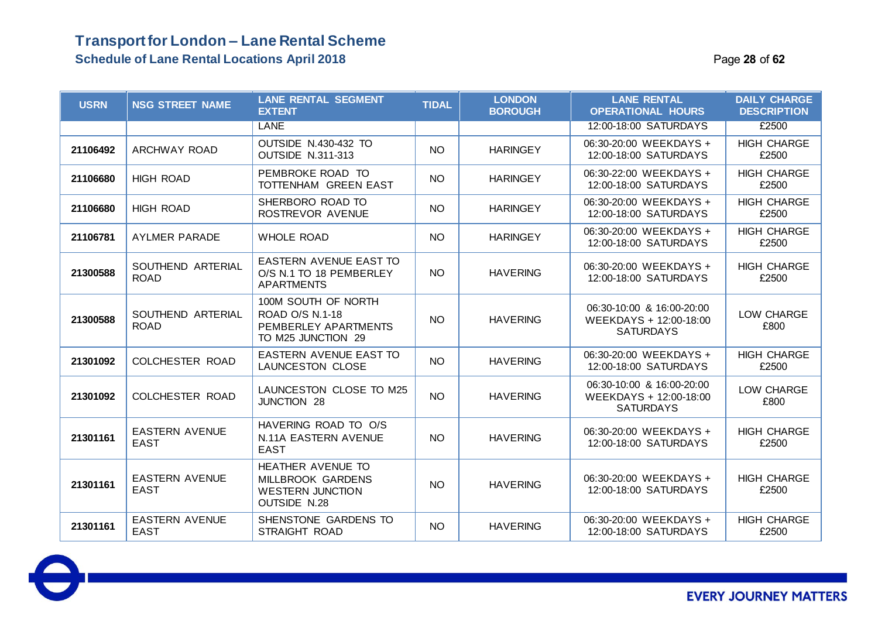# Transport for London – Lane Rental Scheme

## Schedule of Lane Rental Locations April 2018

| USRN | NSG STREET NAME | LANE RENTAL SEGMENT EXTENT | TIDAL | LONDON BOROUGH | LANE RENTAL OPERATIONAL HOURS | DAILY CHARGE DESCRIPTION |
|---|---|---|---|---|---|---|
| | | LANE | | | 12:00-18:00 SATURDAYS | £2500 |
| 21106492 | ARCHWAY ROAD | OUTSIDE N.430-432 TO OUTSIDE N.311-313 | NO | HARINGEY | 06:30-20:00 WEEKDAYS + 12:00-18:00 SATURDAYS | HIGH CHARGE £2500 |
| 21106680 | HIGH ROAD | PEMBROKE ROAD TO TOTTENHAM GREEN EAST | NO | HARINGEY | 06:30-22:00 WEEKDAYS + 12:00-18:00 SATURDAYS | HIGH CHARGE £2500 |
| 21106680 | HIGH ROAD | SHERBORO ROAD TO ROSTREVOR AVENUE | NO | HARINGEY | 06:30-20:00 WEEKDAYS + 12:00-18:00 SATURDAYS | HIGH CHARGE £2500 |
| 21106781 | AYLMER PARADE | WHOLE ROAD | NO | HARINGEY | 06:30-20:00 WEEKDAYS + 12:00-18:00 SATURDAYS | HIGH CHARGE £2500 |
| 21300588 | SOUTHEND ARTERIAL ROAD | EASTERN AVENUE EAST TO O/S N.1 TO 18 PEMBERLEY APARTMENTS | NO | HAVERING | 06:30-20:00 WEEKDAYS + 12:00-18:00 SATURDAYS | HIGH CHARGE £2500 |
| 21300588 | SOUTHEND ARTERIAL ROAD | 100M SOUTH OF NORTH ROAD O/S N.1-18 PEMBERLEY APARTMENTS TO M25 JUNCTION 29 | NO | HAVERING | 06:30-10:00 & 16:00-20:00 WEEKDAYS + 12:00-18:00 SATURDAYS | LOW CHARGE £800 |
| 21301092 | COLCHESTER ROAD | EASTERN AVENUE EAST TO LAUNCESTON CLOSE | NO | HAVERING | 06:30-20:00 WEEKDAYS + 12:00-18:00 SATURDAYS | HIGH CHARGE £2500 |
| 21301092 | COLCHESTER ROAD | LAUNCESTON CLOSE TO M25 JUNCTION 28 | NO | HAVERING | 06:30-10:00 & 16:00-20:00 WEEKDAYS + 12:00-18:00 SATURDAYS | LOW CHARGE £800 |
| 21301161 | EASTERN AVENUE EAST | HAVERING ROAD TO O/S N.11A EASTERN AVENUE EAST | NO | HAVERING | 06:30-20:00 WEEKDAYS + 12:00-18:00 SATURDAYS | HIGH CHARGE £2500 |
| 21301161 | EASTERN AVENUE EAST | HEATHER AVENUE TO MILLBROOK GARDENS WESTERN JUNCTION OUTSIDE N.28 | NO | HAVERING | 06:30-20:00 WEEKDAYS + 12:00-18:00 SATURDAYS | HIGH CHARGE £2500 |
| 21301161 | EASTERN AVENUE EAST | SHENSTONE GARDENS TO STRAIGHT ROAD | NO | HAVERING | 06:30-20:00 WEEKDAYS + 12:00-18:00 SATURDAYS | HIGH CHARGE £2500 |

EVERY JOURNEY MATTERS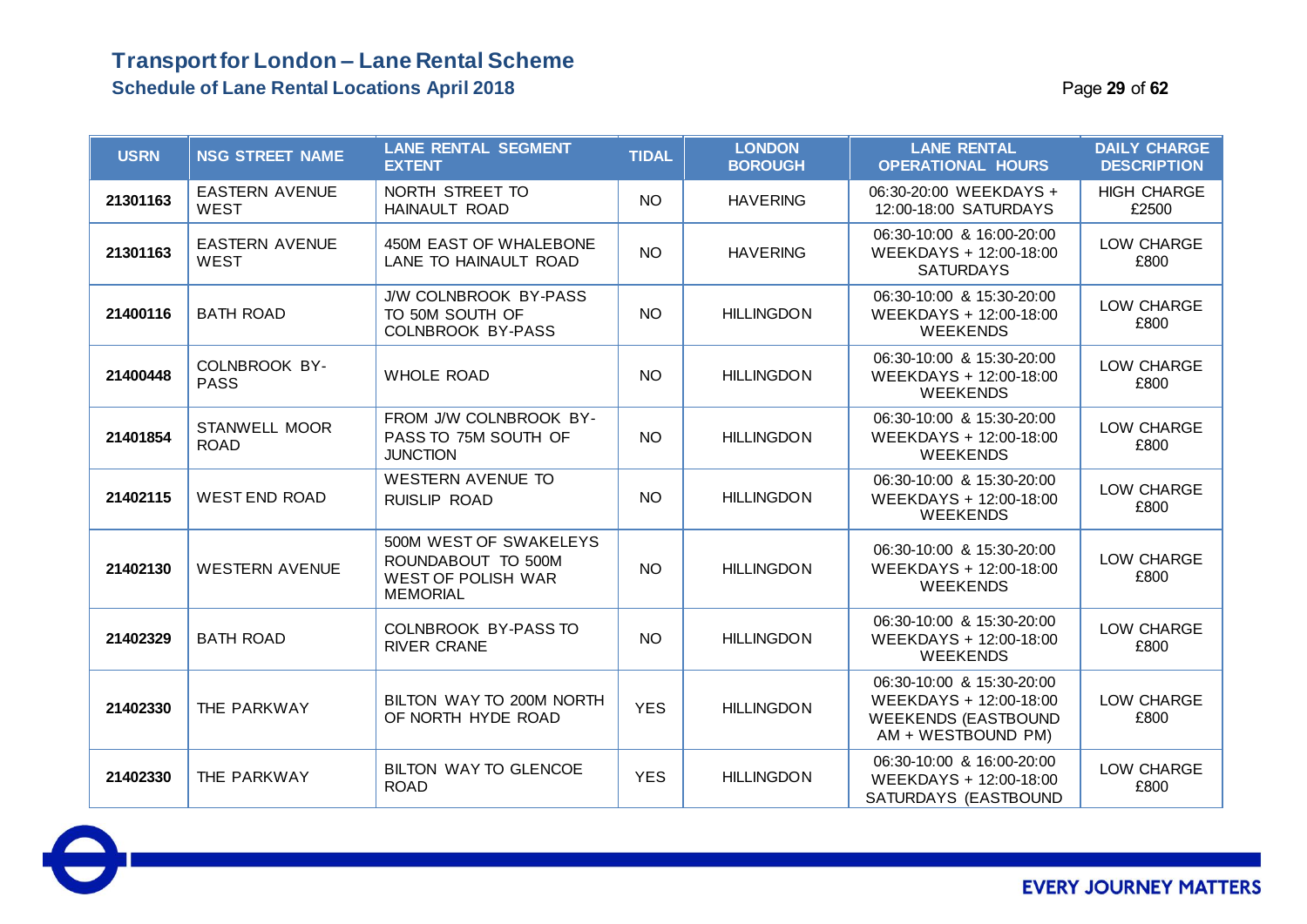# Transport for London – Lane Rental Scheme

## Schedule of Lane Rental Locations April 2018

| USRN | NSG STREET NAME | LANE RENTAL SEGMENT EXTENT | TIDAL | LONDON BOROUGH | LANE RENTAL OPERATIONAL HOURS | DAILY CHARGE DESCRIPTION |
|---|---|---|---|---|---|---|
| 21301163 | EASTERN AVENUE WEST | NORTH STREET TO HAINAULT ROAD | NO | HAVERING | 06:30-20:00 WEEKDAYS + 12:00-18:00 SATURDAYS | HIGH CHARGE £2500 |
| 21301163 | EASTERN AVENUE WEST | 450M EAST OF WHALEBONE LANE TO HAINAULT ROAD | NO | HAVERING | 06:30-10:00 & 16:00-20:00 WEEKDAYS + 12:00-18:00 SATURDAYS | LOW CHARGE £800 |
| 21400116 | BATH ROAD | J/W COLNBROOK BY-PASS TO 50M SOUTH OF COLNBROOK BY-PASS | NO | HILLINGDON | 06:30-10:00 & 15:30-20:00 WEEKDAYS + 12:00-18:00 WEEKENDS | LOW CHARGE £800 |
| 21400448 | COLNBROOK BY-PASS | WHOLE ROAD | NO | HILLINGDON | 06:30-10:00 & 15:30-20:00 WEEKDAYS + 12:00-18:00 WEEKENDS | LOW CHARGE £800 |
| 21401854 | STANWELL MOOR ROAD | FROM J/W COLNBROOK BY-PASS TO 75M SOUTH OF JUNCTION | NO | HILLINGDON | 06:30-10:00 & 15:30-20:00 WEEKDAYS + 12:00-18:00 WEEKENDS | LOW CHARGE £800 |
| 21402115 | WEST END ROAD | WESTERN AVENUE TO RUISLIP ROAD | NO | HILLINGDON | 06:30-10:00 & 15:30-20:00 WEEKDAYS + 12:00-18:00 WEEKENDS | LOW CHARGE £800 |
| 21402130 | WESTERN AVENUE | 500M WEST OF SWAKELEYS ROUNDABOUT TO 500M WEST OF POLISH WAR MEMORIAL | NO | HILLINGDON | 06:30-10:00 & 15:30-20:00 WEEKDAYS + 12:00-18:00 WEEKENDS | LOW CHARGE £800 |
| 21402329 | BATH ROAD | COLNBROOK BY-PASS TO RIVER CRANE | NO | HILLINGDON | 06:30-10:00 & 15:30-20:00 WEEKDAYS + 12:00-18:00 WEEKENDS | LOW CHARGE £800 |
| 21402330 | THE PARKWAY | BILTON WAY TO 200M NORTH OF NORTH HYDE ROAD | YES | HILLINGDON | 06:30-10:00 & 15:30-20:00 WEEKDAYS + 12:00-18:00 WEEKENDS (EASTBOUND AM + WESTBOUND PM) | LOW CHARGE £800 |
| 21402330 | THE PARKWAY | BILTON WAY TO GLENCOE ROAD | YES | HILLINGDON | 06:30-10:00 & 16:00-20:00 WEEKDAYS + 12:00-18:00 SATURDAYS (EASTBOUND | LOW CHARGE £800 |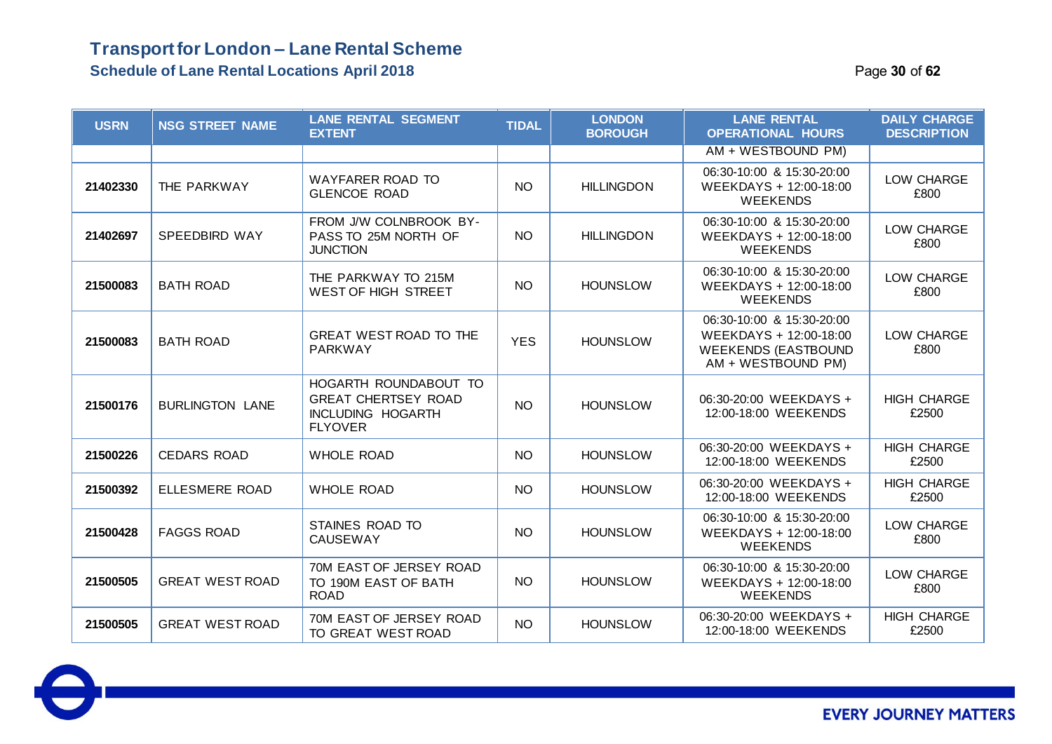# Transport for London – Lane Rental Scheme

## Schedule of Lane Rental Locations April 2018

| USRN | NSG STREET NAME | LANE RENTAL SEGMENT EXTENT | TIDAL | LONDON BOROUGH | LANE RENTAL OPERATIONAL HOURS | DAILY CHARGE DESCRIPTION |
|---|---|---|---|---|---|---|
| | | | | | AM + WESTBOUND PM) | |
| 21402330 | THE PARKWAY | WAYFARER ROAD TO GLENCOE ROAD | NO | HILLINGDON | 06:30-10:00 & 15:30-20:00 WEEKDAYS + 12:00-18:00 WEEKENDS | LOW CHARGE £800 |
| 21402697 | SPEEDBIRD WAY | FROM J/W COLNBROOK BY-PASS TO 25M NORTH OF JUNCTION | NO | HILLINGDON | 06:30-10:00 & 15:30-20:00 WEEKDAYS + 12:00-18:00 WEEKENDS | LOW CHARGE £800 |
| 21500083 | BATH ROAD | THE PARKWAY TO 215M WEST OF HIGH STREET | NO | HOUNSLOW | 06:30-10:00 & 15:30-20:00 WEEKDAYS + 12:00-18:00 WEEKENDS | LOW CHARGE £800 |
| 21500083 | BATH ROAD | GREAT WEST ROAD TO THE PARKWAY | YES | HOUNSLOW | 06:30-10:00 & 15:30-20:00 WEEKDAYS + 12:00-18:00 WEEKENDS (EASTBOUND AM + WESTBOUND PM) | LOW CHARGE £800 |
| 21500176 | BURLINGTON LANE | HOGARTH ROUNDABOUT TO GREAT CHERTSEY ROAD INCLUDING HOGARTH FLYOVER | NO | HOUNSLOW | 06:30-20:00 WEEKDAYS + 12:00-18:00 WEEKENDS | HIGH CHARGE £2500 |
| 21500226 | CEDARS ROAD | WHOLE ROAD | NO | HOUNSLOW | 06:30-20:00 WEEKDAYS + 12:00-18:00 WEEKENDS | HIGH CHARGE £2500 |
| 21500392 | ELLESMERE ROAD | WHOLE ROAD | NO | HOUNSLOW | 06:30-20:00 WEEKDAYS + 12:00-18:00 WEEKENDS | HIGH CHARGE £2500 |
| 21500428 | FAGGS ROAD | STAINES ROAD TO CAUSEWAY | NO | HOUNSLOW | 06:30-10:00 & 15:30-20:00 WEEKDAYS + 12:00-18:00 WEEKENDS | LOW CHARGE £800 |
| 21500505 | GREAT WEST ROAD | 70M EAST OF JERSEY ROAD TO 190M EAST OF BATH ROAD | NO | HOUNSLOW | 06:30-10:00 & 15:30-20:00 WEEKDAYS + 12:00-18:00 WEEKENDS | LOW CHARGE £800 |
| 21500505 | GREAT WEST ROAD | 70M EAST OF JERSEY ROAD TO GREAT WEST ROAD | NO | HOUNSLOW | 06:30-20:00 WEEKDAYS + 12:00-18:00 WEEKENDS | HIGH CHARGE £2500 |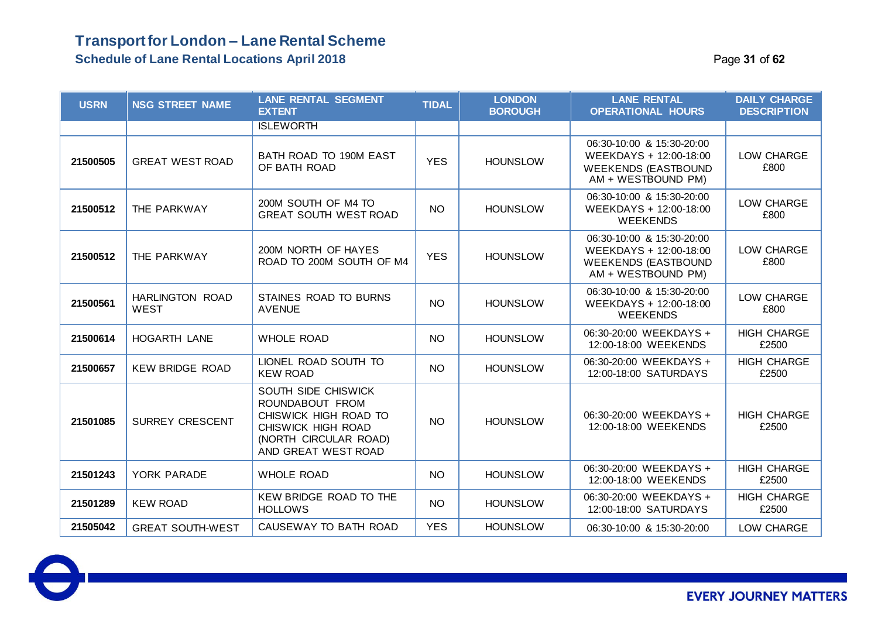# Transport for London – Lane Rental Scheme

## Schedule of Lane Rental Locations April 2018

| USRN | NSG STREET NAME | LANE RENTAL SEGMENT EXTENT | TIDAL | LONDON BOROUGH | LANE RENTAL OPERATIONAL HOURS | DAILY CHARGE DESCRIPTION |
|---|---|---|---|---|---|---|
| | | ISLEWORTH | | | | |
| 21500505 | GREAT WEST ROAD | BATH ROAD TO 190M EAST OF BATH ROAD | YES | HOUNSLOW | 06:30-10:00 & 15:30-20:00 WEEKDAYS + 12:00-18:00 WEEKENDS (EASTBOUND AM + WESTBOUND PM) | LOW CHARGE £800 |
| 21500512 | THE PARKWAY | 200M SOUTH OF M4 TO GREAT SOUTH WEST ROAD | NO | HOUNSLOW | 06:30-10:00 & 15:30-20:00 WEEKDAYS + 12:00-18:00 WEEKENDS | LOW CHARGE £800 |
| 21500512 | THE PARKWAY | 200M NORTH OF HAYES ROAD TO 200M SOUTH OF M4 | YES | HOUNSLOW | 06:30-10:00 & 15:30-20:00 WEEKDAYS + 12:00-18:00 WEEKENDS (EASTBOUND AM + WESTBOUND PM) | LOW CHARGE £800 |
| 21500561 | HARLINGTON ROAD WEST | STAINES ROAD TO BURNS AVENUE | NO | HOUNSLOW | 06:30-10:00 & 15:30-20:00 WEEKDAYS + 12:00-18:00 WEEKENDS | LOW CHARGE £800 |
| 21500614 | HOGARTH LANE | WHOLE ROAD | NO | HOUNSLOW | 06:30-20:00 WEEKDAYS + 12:00-18:00 WEEKENDS | HIGH CHARGE £2500 |
| 21500657 | KEW BRIDGE ROAD | LIONEL ROAD SOUTH TO KEW ROAD | NO | HOUNSLOW | 06:30-20:00 WEEKDAYS + 12:00-18:00 SATURDAYS | HIGH CHARGE £2500 |
| 21501085 | SURREY CRESCENT | SOUTH SIDE CHISWICK ROUNDABOUT FROM CHISWICK HIGH ROAD TO CHISWICK HIGH ROAD (NORTH CIRCULAR ROAD) AND GREAT WEST ROAD | NO | HOUNSLOW | 06:30-20:00 WEEKDAYS + 12:00-18:00 WEEKENDS | HIGH CHARGE £2500 |
| 21501243 | YORK PARADE | WHOLE ROAD | NO | HOUNSLOW | 06:30-20:00 WEEKDAYS + 12:00-18:00 WEEKENDS | HIGH CHARGE £2500 |
| 21501289 | KEW ROAD | KEW BRIDGE ROAD TO THE HOLLOWS | NO | HOUNSLOW | 06:30-20:00 WEEKDAYS + 12:00-18:00 SATURDAYS | HIGH CHARGE £2500 |
| 21505042 | GREAT SOUTH-WEST | CAUSEWAY TO BATH ROAD | YES | HOUNSLOW | 06:30-10:00 & 15:30-20:00 | LOW CHARGE |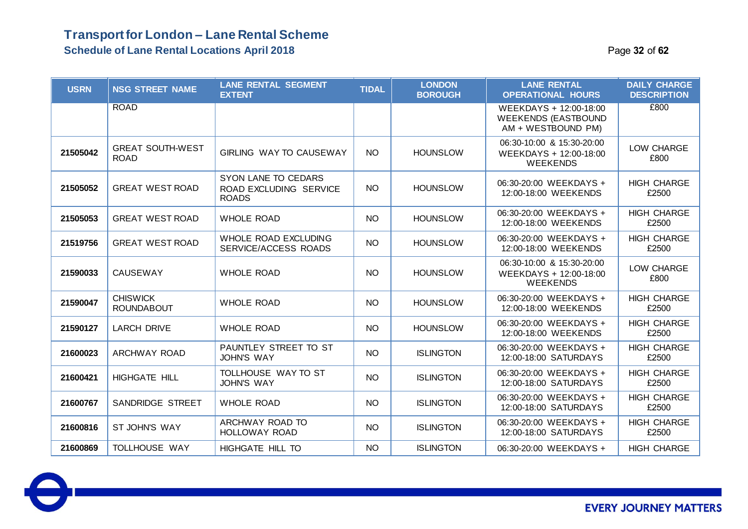| USRN | NSG STREET NAME | LANE RENTAL SEGMENT EXTENT | TIDAL | LONDON BOROUGH | LANE RENTAL OPERATIONAL HOURS | DAILY CHARGE DESCRIPTION |
|---|---|---|---|---|---|---|
| | ROAD | | | | WEEKDAYS + 12:00-18:00 WEEKENDS (EASTBOUND AM + WESTBOUND PM) | £800 |
| 21505042 | GREAT SOUTH-WEST ROAD | GIRLING WAY TO CAUSEWAY | NO | HOUNSLOW | 06:30-10:00 & 15:30-20:00 WEEKDAYS + 12:00-18:00 WEEKENDS | LOW CHARGE £800 |
| 21505052 | GREAT WEST ROAD | SYON LANE TO CEDARS ROAD EXCLUDING SERVICE ROADS | NO | HOUNSLOW | 06:30-20:00 WEEKDAYS + 12:00-18:00 WEEKENDS | HIGH CHARGE £2500 |
| 21505053 | GREAT WEST ROAD | WHOLE ROAD | NO | HOUNSLOW | 06:30-20:00 WEEKDAYS + 12:00-18:00 WEEKENDS | HIGH CHARGE £2500 |
| 21519756 | GREAT WEST ROAD | WHOLE ROAD EXCLUDING SERVICE/ACCESS ROADS | NO | HOUNSLOW | 06:30-20:00 WEEKDAYS + 12:00-18:00 WEEKENDS | HIGH CHARGE £2500 |
| 21590033 | CAUSEWAY | WHOLE ROAD | NO | HOUNSLOW | 06:30-10:00 & 15:30-20:00 WEEKDAYS + 12:00-18:00 WEEKENDS | LOW CHARGE £800 |
| 21590047 | CHISWICK ROUNDABOUT | WHOLE ROAD | NO | HOUNSLOW | 06:30-20:00 WEEKDAYS + 12:00-18:00 WEEKENDS | HIGH CHARGE £2500 |
| 21590127 | LARCH DRIVE | WHOLE ROAD | NO | HOUNSLOW | 06:30-20:00 WEEKDAYS + 12:00-18:00 WEEKENDS | HIGH CHARGE £2500 |
| 21600023 | ARCHWAY ROAD | PAUNTLEY STREET TO ST JOHN'S WAY | NO | ISLINGTON | 06:30-20:00 WEEKDAYS + 12:00-18:00 SATURDAYS | HIGH CHARGE £2500 |
| 21600421 | HIGHGATE HILL | TOLLHOUSE WAY TO ST JOHN'S WAY | NO | ISLINGTON | 06:30-20:00 WEEKDAYS + 12:00-18:00 SATURDAYS | HIGH CHARGE £2500 |
| 21600767 | SANDRIDGE STREET | WHOLE ROAD | NO | ISLINGTON | 06:30-20:00 WEEKDAYS + 12:00-18:00 SATURDAYS | HIGH CHARGE £2500 |
| 21600816 | ST JOHN'S WAY | ARCHWAY ROAD TO HOLLOWAY ROAD | NO | ISLINGTON | 06:30-20:00 WEEKDAYS + 12:00-18:00 SATURDAYS | HIGH CHARGE £2500 |
| 21600869 | TOLLHOUSE WAY | HIGHGATE HILL TO | NO | ISLINGTON | 06:30-20:00 WEEKDAYS + | HIGH CHARGE |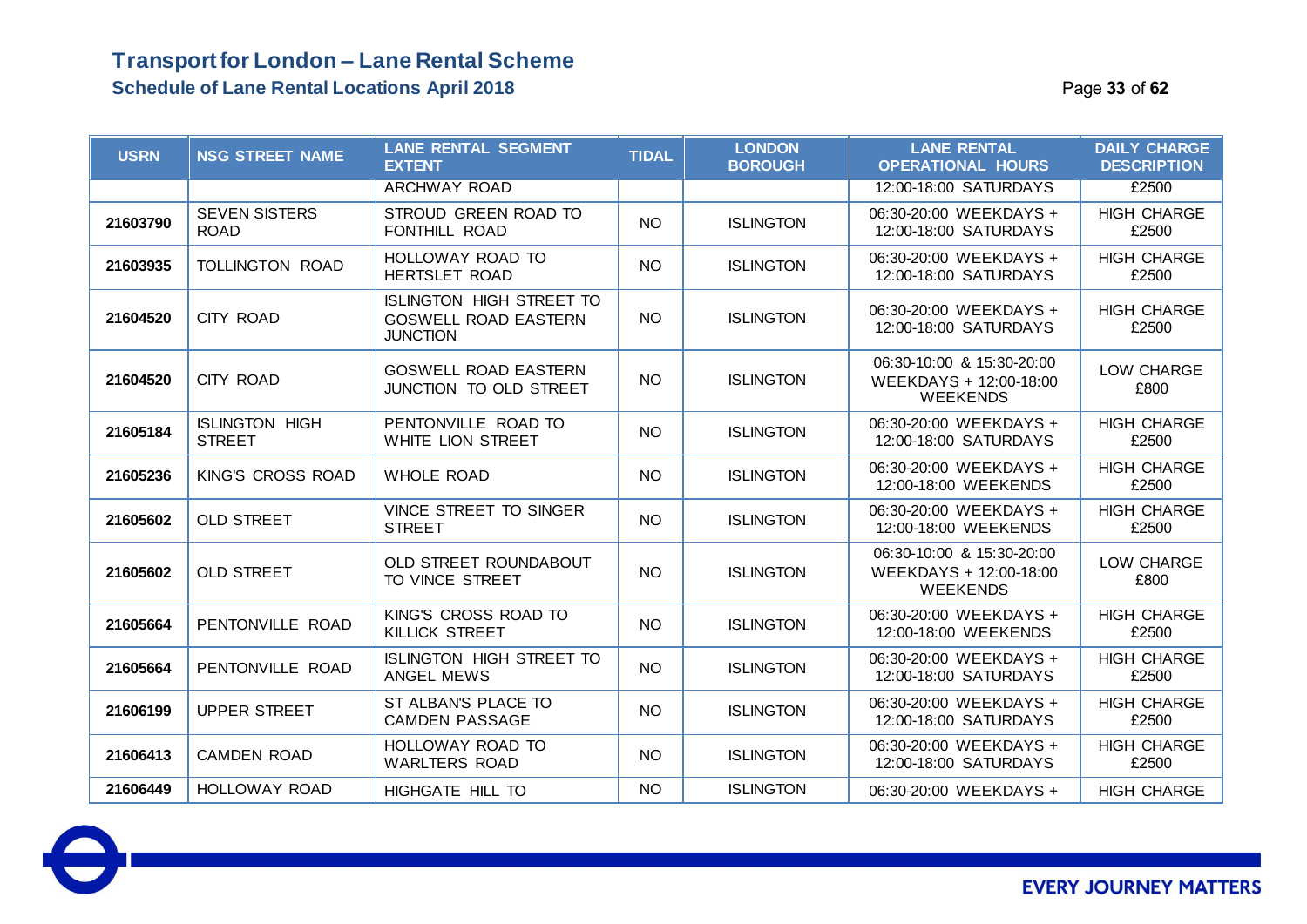# Transport for London – Lane Rental Scheme

## Schedule of Lane Rental Locations April 2018

| USRN | NSG STREET NAME | LANE RENTAL SEGMENT EXTENT | TIDAL | LONDON BOROUGH | LANE RENTAL OPERATIONAL HOURS | DAILY CHARGE DESCRIPTION |
|---|---|---|---|---|---|---|
| | | ARCHWAY ROAD | | | 12:00-18:00 SATURDAYS | £2500 |
| 21603790 | SEVEN SISTERS ROAD | STROUD GREEN ROAD TO FONTHILL ROAD | NO | ISLINGTON | 06:30-20:00 WEEKDAYS + 12:00-18:00 SATURDAYS | HIGH CHARGE £2500 |
| 21603935 | TOLLINGTON ROAD | HOLLOWAY ROAD TO HERTSLET ROAD | NO | ISLINGTON | 06:30-20:00 WEEKDAYS + 12:00-18:00 SATURDAYS | HIGH CHARGE £2500 |
| 21604520 | CITY ROAD | ISLINGTON HIGH STREET TO GOSWELL ROAD EASTERN JUNCTION | NO | ISLINGTON | 06:30-20:00 WEEKDAYS + 12:00-18:00 SATURDAYS | HIGH CHARGE £2500 |
| 21604520 | CITY ROAD | GOSWELL ROAD EASTERN JUNCTION TO OLD STREET | NO | ISLINGTON | 06:30-10:00 & 15:30-20:00 WEEKDAYS + 12:00-18:00 WEEKENDS | LOW CHARGE £800 |
| 21605184 | ISLINGTON HIGH STREET | PENTONVILLE ROAD TO WHITE LION STREET | NO | ISLINGTON | 06:30-20:00 WEEKDAYS + 12:00-18:00 SATURDAYS | HIGH CHARGE £2500 |
| 21605236 | KING'S CROSS ROAD | WHOLE ROAD | NO | ISLINGTON | 06:30-20:00 WEEKDAYS + 12:00-18:00 WEEKENDS | HIGH CHARGE £2500 |
| 21605602 | OLD STREET | VINCE STREET TO SINGER STREET | NO | ISLINGTON | 06:30-20:00 WEEKDAYS + 12:00-18:00 WEEKENDS | HIGH CHARGE £2500 |
| 21605602 | OLD STREET | OLD STREET ROUNDABOUT TO VINCE STREET | NO | ISLINGTON | 06:30-10:00 & 15:30-20:00 WEEKDAYS + 12:00-18:00 WEEKENDS | LOW CHARGE £800 |
| 21605664 | PENTONVILLE ROAD | KING'S CROSS ROAD TO KILLICK STREET | NO | ISLINGTON | 06:30-20:00 WEEKDAYS + 12:00-18:00 WEEKENDS | HIGH CHARGE £2500 |
| 21605664 | PENTONVILLE ROAD | ISLINGTON HIGH STREET TO ANGEL MEWS | NO | ISLINGTON | 06:30-20:00 WEEKDAYS + 12:00-18:00 SATURDAYS | HIGH CHARGE £2500 |
| 21606199 | UPPER STREET | ST ALBAN'S PLACE TO CAMDEN PASSAGE | NO | ISLINGTON | 06:30-20:00 WEEKDAYS + 12:00-18:00 SATURDAYS | HIGH CHARGE £2500 |
| 21606413 | CAMDEN ROAD | HOLLOWAY ROAD TO WARLTERS ROAD | NO | ISLINGTON | 06:30-20:00 WEEKDAYS + 12:00-18:00 SATURDAYS | HIGH CHARGE £2500 |
| 21606449 | HOLLOWAY ROAD | HIGHGATE HILL TO | NO | ISLINGTON | 06:30-20:00 WEEKDAYS + | HIGH CHARGE |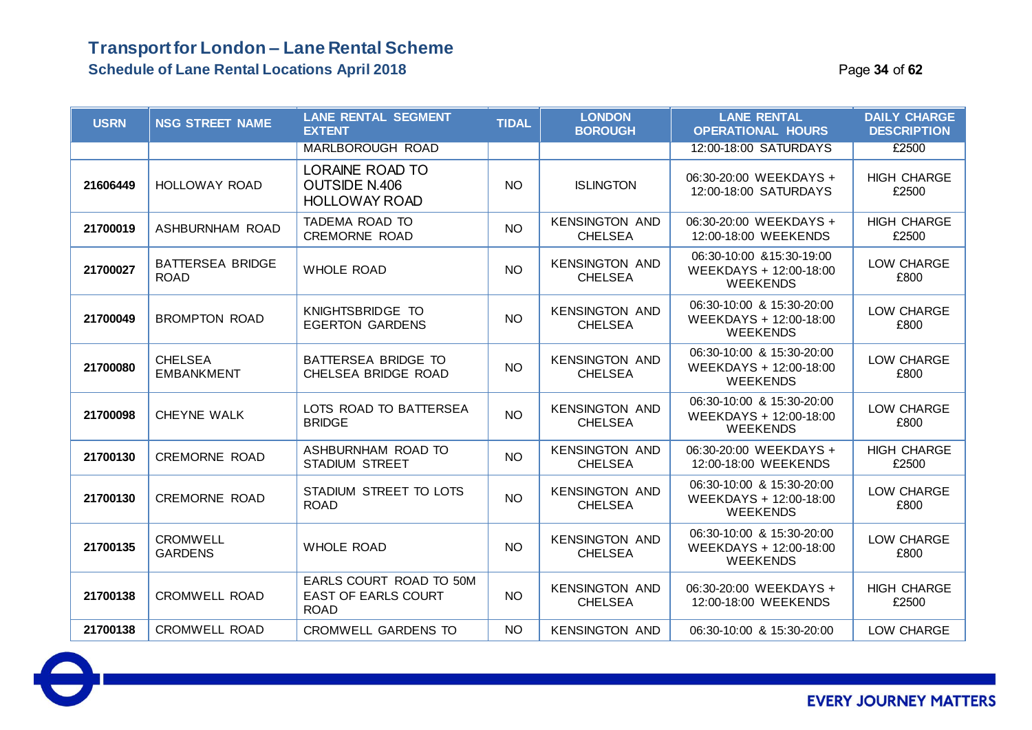# Transport for London – Lane Rental Scheme

## Schedule of Lane Rental Locations April 2018

| USRN | NSG STREET NAME | LANE RENTAL SEGMENT EXTENT | TIDAL | LONDON BOROUGH | LANE RENTAL OPERATIONAL HOURS | DAILY CHARGE DESCRIPTION |
|---|---|---|---|---|---|---|
| | | MARLBOROUGH ROAD | | | 12:00-18:00 SATURDAYS | £2500 |
| 21606449 | HOLLOWAY ROAD | LORAINE ROAD TO OUTSIDE N.406 HOLLOWAY ROAD | NO | ISLINGTON | 06:30-20:00 WEEKDAYS + 12:00-18:00 SATURDAYS | HIGH CHARGE £2500 |
| 21700019 | ASHBURNHAM ROAD | TADEMA ROAD TO CREMORNE ROAD | NO | KENSINGTON AND CHELSEA | 06:30-20:00 WEEKDAYS + 12:00-18:00 WEEKENDS | HIGH CHARGE £2500 |
| 21700027 | BATTERSEA BRIDGE ROAD | WHOLE ROAD | NO | KENSINGTON AND CHELSEA | 06:30-10:00 &15:30-19:00 WEEKDAYS + 12:00-18:00 WEEKENDS | LOW CHARGE £800 |
| 21700049 | BROMPTON ROAD | KNIGHTSBRIDGE TO EGERTON GARDENS | NO | KENSINGTON AND CHELSEA | 06:30-10:00 & 15:30-20:00 WEEKDAYS + 12:00-18:00 WEEKENDS | LOW CHARGE £800 |
| 21700080 | CHELSEA EMBANKMENT | BATTERSEA BRIDGE TO CHELSEA BRIDGE ROAD | NO | KENSINGTON AND CHELSEA | 06:30-10:00 & 15:30-20:00 WEEKDAYS + 12:00-18:00 WEEKENDS | LOW CHARGE £800 |
| 21700098 | CHEYNE WALK | LOTS ROAD TO BATTERSEA BRIDGE | NO | KENSINGTON AND CHELSEA | 06:30-10:00 & 15:30-20:00 WEEKDAYS + 12:00-18:00 WEEKENDS | LOW CHARGE £800 |
| 21700130 | CREMORNE ROAD | ASHBURNHAM ROAD TO STADIUM STREET | NO | KENSINGTON AND CHELSEA | 06:30-20:00 WEEKDAYS + 12:00-18:00 WEEKENDS | HIGH CHARGE £2500 |
| 21700130 | CREMORNE ROAD | STADIUM STREET TO LOTS ROAD | NO | KENSINGTON AND CHELSEA | 06:30-10:00 & 15:30-20:00 WEEKDAYS + 12:00-18:00 WEEKENDS | LOW CHARGE £800 |
| 21700135 | CROMWELL GARDENS | WHOLE ROAD | NO | KENSINGTON AND CHELSEA | 06:30-10:00 & 15:30-20:00 WEEKDAYS + 12:00-18:00 WEEKENDS | LOW CHARGE £800 |
| 21700138 | CROMWELL ROAD | EARLS COURT ROAD TO 50M EAST OF EARLS COURT ROAD | NO | KENSINGTON AND CHELSEA | 06:30-20:00 WEEKDAYS + 12:00-18:00 WEEKENDS | HIGH CHARGE £2500 |
| 21700138 | CROMWELL ROAD | CROMWELL GARDENS TO | NO | KENSINGTON AND | 06:30-10:00 & 15:30-20:00 | LOW CHARGE |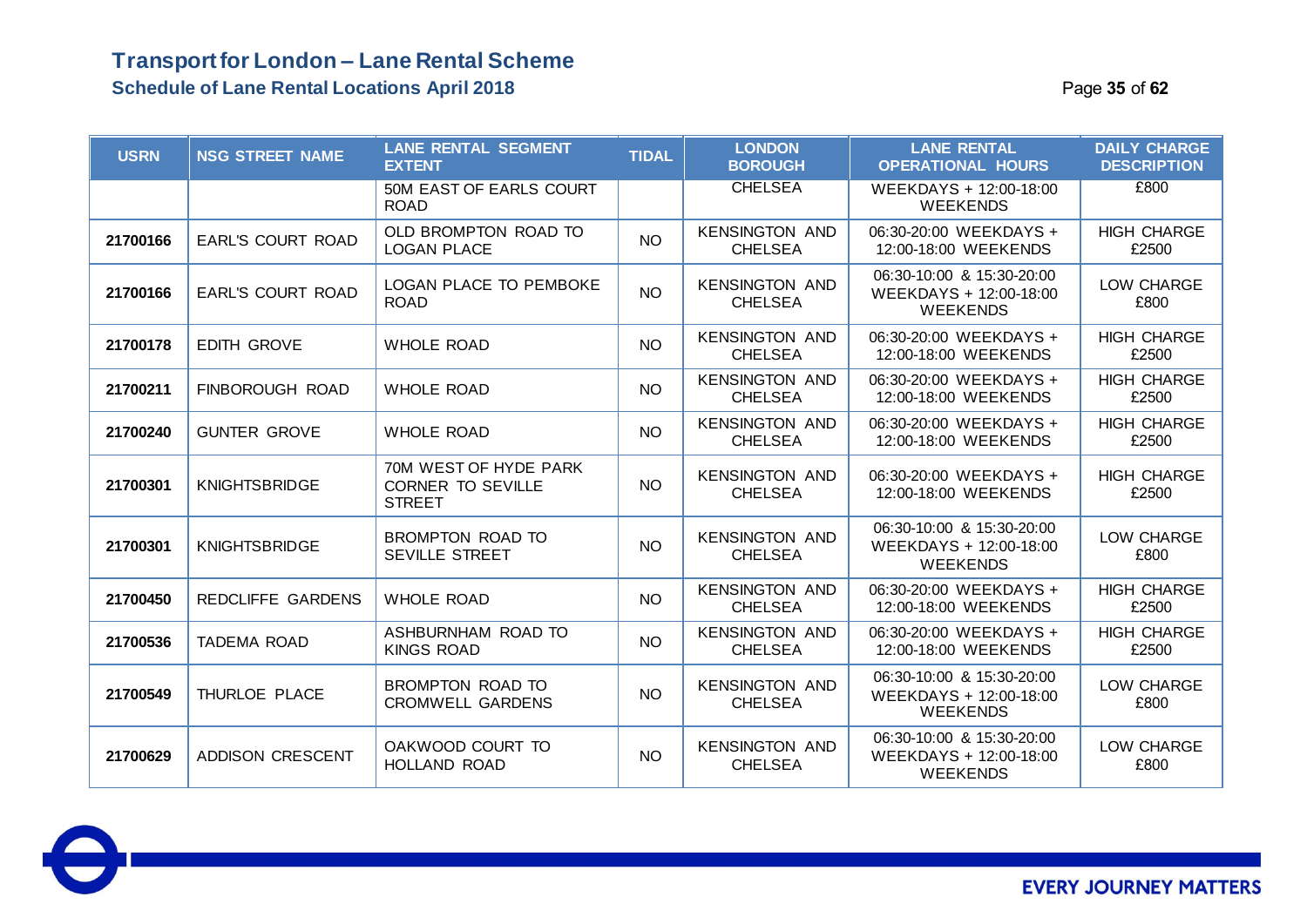# Transport for London – Lane Rental Scheme

## Schedule of Lane Rental Locations April 2018

| USRN | NSG STREET NAME | LANE RENTAL SEGMENT EXTENT | TIDAL | LONDON BOROUGH | LANE RENTAL OPERATIONAL HOURS | DAILY CHARGE DESCRIPTION |
|---|---|---|---|---|---|---|
| | | 50M EAST OF EARLS COURT ROAD | | CHELSEA | WEEKDAYS + 12:00-18:00 WEEKENDS | £800 |
| 21700166 | EARL'S COURT ROAD | OLD BROMPTON ROAD TO LOGAN PLACE | NO | KENSINGTON AND CHELSEA | 06:30-20:00 WEEKDAYS + 12:00-18:00 WEEKENDS | HIGH CHARGE £2500 |
| 21700166 | EARL'S COURT ROAD | LOGAN PLACE TO PEMBOKE ROAD | NO | KENSINGTON AND CHELSEA | 06:30-10:00 & 15:30-20:00 WEEKDAYS + 12:00-18:00 WEEKENDS | LOW CHARGE £800 |
| 21700178 | EDITH GROVE | WHOLE ROAD | NO | KENSINGTON AND CHELSEA | 06:30-20:00 WEEKDAYS + 12:00-18:00 WEEKENDS | HIGH CHARGE £2500 |
| 21700211 | FINBOROUGH ROAD | WHOLE ROAD | NO | KENSINGTON AND CHELSEA | 06:30-20:00 WEEKDAYS + 12:00-18:00 WEEKENDS | HIGH CHARGE £2500 |
| 21700240 | GUNTER GROVE | WHOLE ROAD | NO | KENSINGTON AND CHELSEA | 06:30-20:00 WEEKDAYS + 12:00-18:00 WEEKENDS | HIGH CHARGE £2500 |
| 21700301 | KNIGHTSBRIDGE | 70M WEST OF HYDE PARK CORNER TO SEVILLE STREET | NO | KENSINGTON AND CHELSEA | 06:30-20:00 WEEKDAYS + 12:00-18:00 WEEKENDS | HIGH CHARGE £2500 |
| 21700301 | KNIGHTSBRIDGE | BROMPTON ROAD TO SEVILLE STREET | NO | KENSINGTON AND CHELSEA | 06:30-10:00 & 15:30-20:00 WEEKDAYS + 12:00-18:00 WEEKENDS | LOW CHARGE £800 |
| 21700450 | REDCLIFFE GARDENS | WHOLE ROAD | NO | KENSINGTON AND CHELSEA | 06:30-20:00 WEEKDAYS + 12:00-18:00 WEEKENDS | HIGH CHARGE £2500 |
| 21700536 | TADEMA ROAD | ASHBURNHAM ROAD TO KINGS ROAD | NO | KENSINGTON AND CHELSEA | 06:30-20:00 WEEKDAYS + 12:00-18:00 WEEKENDS | HIGH CHARGE £2500 |
| 21700549 | THURLOE PLACE | BROMPTON ROAD TO CROMWELL GARDENS | NO | KENSINGTON AND CHELSEA | 06:30-10:00 & 15:30-20:00 WEEKDAYS + 12:00-18:00 WEEKENDS | LOW CHARGE £800 |
| 21700629 | ADDISON CRESCENT | OAKWOOD COURT TO HOLLAND ROAD | NO | KENSINGTON AND CHELSEA | 06:30-10:00 & 15:30-20:00 WEEKDAYS + 12:00-18:00 WEEKENDS | LOW CHARGE £800 |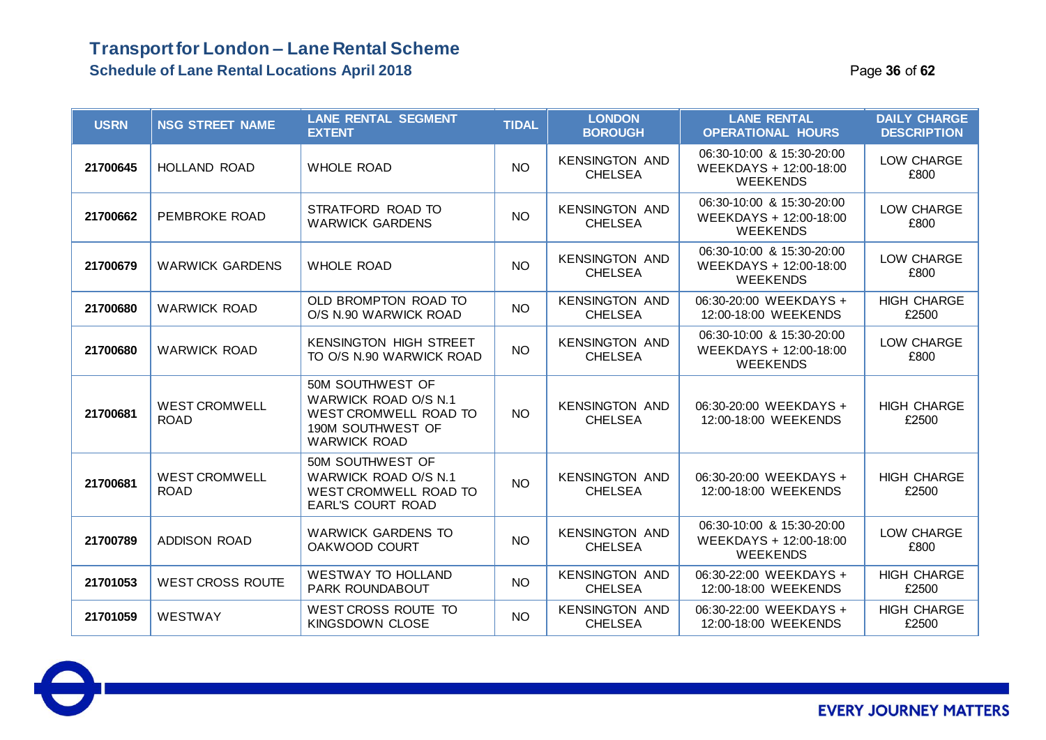# Transport for London – Lane Rental Scheme

## Schedule of Lane Rental Locations April 2018

| USRN | NSG STREET NAME | LANE RENTAL SEGMENT EXTENT | TIDAL | LONDON BOROUGH | LANE RENTAL OPERATIONAL HOURS | DAILY CHARGE DESCRIPTION |
|---|---|---|---|---|---|---|
| 21700645 | HOLLAND ROAD | WHOLE ROAD | NO | KENSINGTON AND CHELSEA | 06:30-10:00 & 15:30-20:00 WEEKDAYS + 12:00-18:00 WEEKENDS | LOW CHARGE £800 |
| 21700662 | PEMBROKE ROAD | STRATFORD ROAD TO WARWICK GARDENS | NO | KENSINGTON AND CHELSEA | 06:30-10:00 & 15:30-20:00 WEEKDAYS + 12:00-18:00 WEEKENDS | LOW CHARGE £800 |
| 21700679 | WARWICK GARDENS | WHOLE ROAD | NO | KENSINGTON AND CHELSEA | 06:30-10:00 & 15:30-20:00 WEEKDAYS + 12:00-18:00 WEEKENDS | LOW CHARGE £800 |
| 21700680 | WARWICK ROAD | OLD BROMPTON ROAD TO O/S N.90 WARWICK ROAD | NO | KENSINGTON AND CHELSEA | 06:30-20:00 WEEKDAYS + 12:00-18:00 WEEKENDS | HIGH CHARGE £2500 |
| 21700680 | WARWICK ROAD | KENSINGTON HIGH STREET TO O/S N.90 WARWICK ROAD | NO | KENSINGTON AND CHELSEA | 06:30-10:00 & 15:30-20:00 WEEKDAYS + 12:00-18:00 WEEKENDS | LOW CHARGE £800 |
| 21700681 | WEST CROMWELL ROAD | 50M SOUTHWEST OF WARWICK ROAD O/S N.1 WEST CROMWELL ROAD TO 190M SOUTHWEST OF WARWICK ROAD | NO | KENSINGTON AND CHELSEA | 06:30-20:00 WEEKDAYS + 12:00-18:00 WEEKENDS | HIGH CHARGE £2500 |
| 21700681 | WEST CROMWELL ROAD | 50M SOUTHWEST OF WARWICK ROAD O/S N.1 WEST CROMWELL ROAD TO EARL'S COURT ROAD | NO | KENSINGTON AND CHELSEA | 06:30-20:00 WEEKDAYS + 12:00-18:00 WEEKENDS | HIGH CHARGE £2500 |
| 21700789 | ADDISON ROAD | WARWICK GARDENS TO OAKWOOD COURT | NO | KENSINGTON AND CHELSEA | 06:30-10:00 & 15:30-20:00 WEEKDAYS + 12:00-18:00 WEEKENDS | LOW CHARGE £800 |
| 21701053 | WEST CROSS ROUTE | WESTWAY TO HOLLAND PARK ROUNDABOUT | NO | KENSINGTON AND CHELSEA | 06:30-22:00 WEEKDAYS + 12:00-18:00 WEEKENDS | HIGH CHARGE £2500 |
| 21701059 | WESTWAY | WEST CROSS ROUTE TO KINGSDOWN CLOSE | NO | KENSINGTON AND CHELSEA | 06:30-22:00 WEEKDAYS + 12:00-18:00 WEEKENDS | HIGH CHARGE £2500 |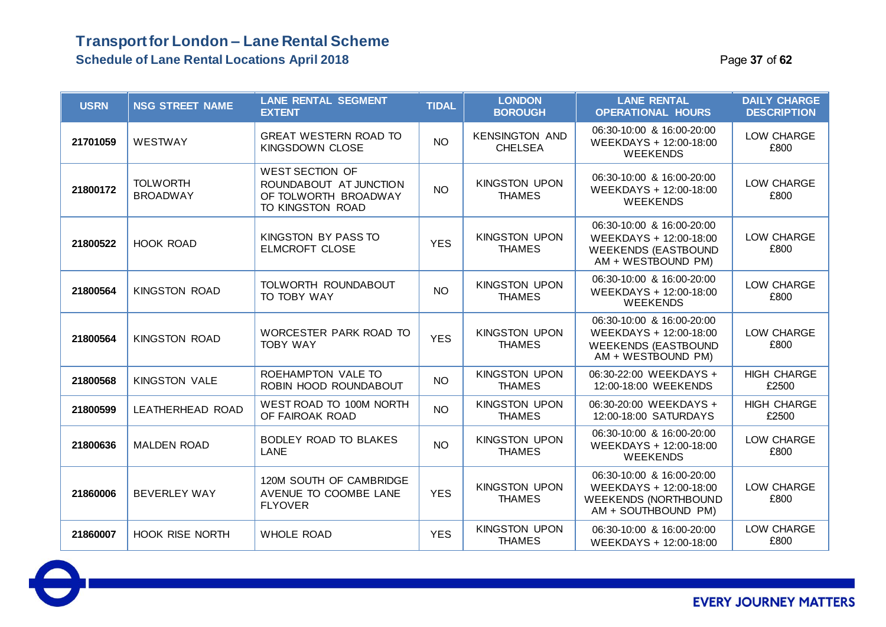# Transport for London – Lane Rental Scheme

## Schedule of Lane Rental Locations April 2018

| USRN | NSG STREET NAME | LANE RENTAL SEGMENT EXTENT | TIDAL | LONDON BOROUGH | LANE RENTAL OPERATIONAL HOURS | DAILY CHARGE DESCRIPTION |
|---|---|---|---|---|---|---|
| 21701059 | WESTWAY | GREAT WESTERN ROAD TO KINGSDOWN CLOSE | NO | KENSINGTON AND CHELSEA | 06:30-10:00 & 16:00-20:00 WEEKDAYS + 12:00-18:00 WEEKENDS | LOW CHARGE £800 |
| 21800172 | TOLWORTH BROADWAY | WEST SECTION OF ROUNDABOUT AT JUNCTION OF TOLWORTH BROADWAY TO KINGSTON ROAD | NO | KINGSTON UPON THAMES | 06:30-10:00 & 16:00-20:00 WEEKDAYS + 12:00-18:00 WEEKENDS | LOW CHARGE £800 |
| 21800522 | HOOK ROAD | KINGSTON BY PASS TO ELMCROFT CLOSE | YES | KINGSTON UPON THAMES | 06:30-10:00 & 16:00-20:00 WEEKDAYS + 12:00-18:00 WEEKENDS (EASTBOUND AM + WESTBOUND PM) | LOW CHARGE £800 |
| 21800564 | KINGSTON ROAD | TOLWORTH ROUNDABOUT TO TOBY WAY | NO | KINGSTON UPON THAMES | 06:30-10:00 & 16:00-20:00 WEEKDAYS + 12:00-18:00 WEEKENDS | LOW CHARGE £800 |
| 21800564 | KINGSTON ROAD | WORCESTER PARK ROAD TO TOBY WAY | YES | KINGSTON UPON THAMES | 06:30-10:00 & 16:00-20:00 WEEKDAYS + 12:00-18:00 WEEKENDS (EASTBOUND AM + WESTBOUND PM) | LOW CHARGE £800 |
| 21800568 | KINGSTON VALE | ROEHAMPTON VALE TO ROBIN HOOD ROUNDABOUT | NO | KINGSTON UPON THAMES | 06:30-22:00 WEEKDAYS + 12:00-18:00 WEEKENDS | HIGH CHARGE £2500 |
| 21800599 | LEATHERHEAD ROAD | WEST ROAD TO 100M NORTH OF FAIROAK ROAD | NO | KINGSTON UPON THAMES | 06:30-20:00 WEEKDAYS + 12:00-18:00 SATURDAYS | HIGH CHARGE £2500 |
| 21800636 | MALDEN ROAD | BODLEY ROAD TO BLAKES LANE | NO | KINGSTON UPON THAMES | 06:30-10:00 & 16:00-20:00 WEEKDAYS + 12:00-18:00 WEEKENDS | LOW CHARGE £800 |
| 21860006 | BEVERLEY WAY | 120M SOUTH OF CAMBRIDGE AVENUE TO COOMBE LANE FLYOVER | YES | KINGSTON UPON THAMES | 06:30-10:00 & 16:00-20:00 WEEKDAYS + 12:00-18:00 WEEKENDS (NORTHBOUND AM + SOUTHBOUND PM) | LOW CHARGE £800 |
| 21860007 | HOOK RISE NORTH | WHOLE ROAD | YES | KINGSTON UPON THAMES | 06:30-10:00 & 16:00-20:00 WEEKDAYS + 12:00-18:00 | LOW CHARGE £800 |

EVERY JOURNEY MATTERS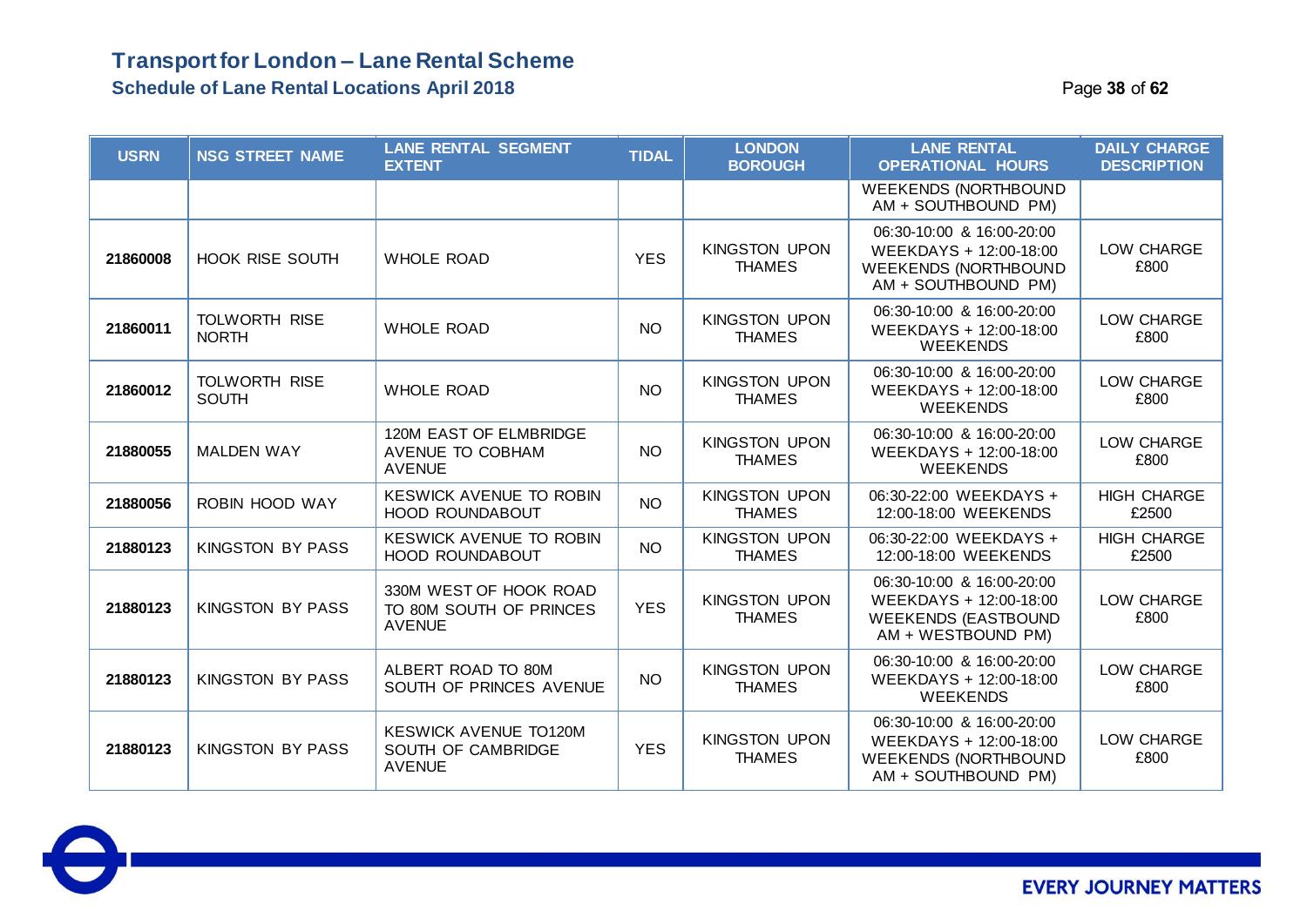# Transport for London – Lane Rental Scheme

## Schedule of Lane Rental Locations April 2018

| USRN | NSG STREET NAME | LANE RENTAL SEGMENT EXTENT | TIDAL | LONDON BOROUGH | LANE RENTAL OPERATIONAL HOURS | DAILY CHARGE DESCRIPTION |
|---|---|---|---|---|---|---|
| | | | | | WEEKENDS (NORTHBOUND AM + SOUTHBOUND PM) | |
| 21860008 | HOOK RISE SOUTH | WHOLE ROAD | YES | KINGSTON UPON THAMES | 06:30-10:00 & 16:00-20:00 WEEKDAYS + 12:00-18:00 WEEKENDS (NORTHBOUND AM + SOUTHBOUND PM) | LOW CHARGE £800 |
| 21860011 | TOLWORTH RISE NORTH | WHOLE ROAD | NO | KINGSTON UPON THAMES | 06:30-10:00 & 16:00-20:00 WEEKDAYS + 12:00-18:00 WEEKENDS | LOW CHARGE £800 |
| 21860012 | TOLWORTH RISE SOUTH | WHOLE ROAD | NO | KINGSTON UPON THAMES | 06:30-10:00 & 16:00-20:00 WEEKDAYS + 12:00-18:00 WEEKENDS | LOW CHARGE £800 |
| 21880055 | MALDEN WAY | 120M EAST OF ELMBRIDGE AVENUE TO COBHAM AVENUE | NO | KINGSTON UPON THAMES | 06:30-10:00 & 16:00-20:00 WEEKDAYS + 12:00-18:00 WEEKENDS | LOW CHARGE £800 |
| 21880056 | ROBIN HOOD WAY | KESWICK AVENUE TO ROBIN HOOD ROUNDABOUT | NO | KINGSTON UPON THAMES | 06:30-22:00 WEEKDAYS + 12:00-18:00 WEEKENDS | HIGH CHARGE £2500 |
| 21880123 | KINGSTON BY PASS | KESWICK AVENUE TO ROBIN HOOD ROUNDABOUT | NO | KINGSTON UPON THAMES | 06:30-22:00 WEEKDAYS + 12:00-18:00 WEEKENDS | HIGH CHARGE £2500 |
| 21880123 | KINGSTON BY PASS | 330M WEST OF HOOK ROAD TO 80M SOUTH OF PRINCES AVENUE | YES | KINGSTON UPON THAMES | 06:30-10:00 & 16:00-20:00 WEEKDAYS + 12:00-18:00 WEEKENDS (EASTBOUND AM + WESTBOUND PM) | LOW CHARGE £800 |
| 21880123 | KINGSTON BY PASS | ALBERT ROAD TO 80M SOUTH OF PRINCES AVENUE | NO | KINGSTON UPON THAMES | 06:30-10:00 & 16:00-20:00 WEEKDAYS + 12:00-18:00 WEEKENDS | LOW CHARGE £800 |
| 21880123 | KINGSTON BY PASS | KESWICK AVENUE TO120M SOUTH OF CAMBRIDGE AVENUE | YES | KINGSTON UPON THAMES | 06:30-10:00 & 16:00-20:00 WEEKDAYS + 12:00-18:00 WEEKENDS (NORTHBOUND AM + SOUTHBOUND PM) | LOW CHARGE £800 |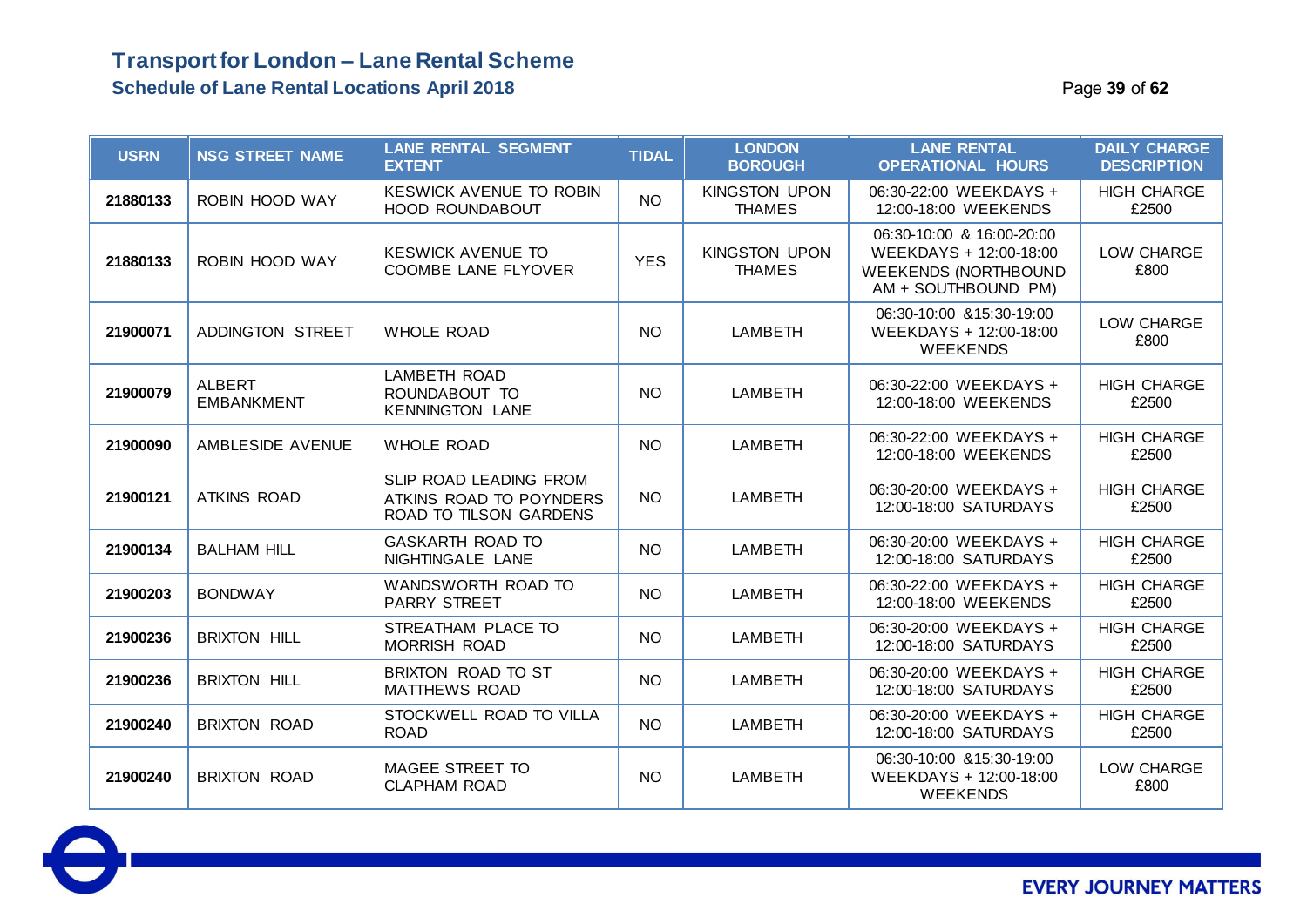# Transport for London – Lane Rental Scheme

## Schedule of Lane Rental Locations April 2018

| USRN | NSG STREET NAME | LANE RENTAL SEGMENT EXTENT | TIDAL | LONDON BOROUGH | LANE RENTAL OPERATIONAL HOURS | DAILY CHARGE DESCRIPTION |
|---|---|---|---|---|---|---|
| 21880133 | ROBIN HOOD WAY | KESWICK AVENUE TO ROBIN HOOD ROUNDABOUT | NO | KINGSTON UPON THAMES | 06:30-22:00 WEEKDAYS + 12:00-18:00 WEEKENDS | HIGH CHARGE £2500 |
| 21880133 | ROBIN HOOD WAY | KESWICK AVENUE TO COOMBE LANE FLYOVER | YES | KINGSTON UPON THAMES | 06:30-10:00 & 16:00-20:00 WEEKDAYS + 12:00-18:00 WEEKENDS (NORTHBOUND AM + SOUTHBOUND PM) | LOW CHARGE £800 |
| 21900071 | ADDINGTON STREET | WHOLE ROAD | NO | LAMBETH | 06:30-10:00 &15:30-19:00 WEEKDAYS + 12:00-18:00 WEEKENDS | LOW CHARGE £800 |
| 21900079 | ALBERT EMBANKMENT | LAMBETH ROAD ROUNDABOUT TO KENNINGTON LANE | NO | LAMBETH | 06:30-22:00 WEEKDAYS + 12:00-18:00 WEEKENDS | HIGH CHARGE £2500 |
| 21900090 | AMBLESIDE AVENUE | WHOLE ROAD | NO | LAMBETH | 06:30-22:00 WEEKDAYS + 12:00-18:00 WEEKENDS | HIGH CHARGE £2500 |
| 21900121 | ATKINS ROAD | SLIP ROAD LEADING FROM ATKINS ROAD TO POYNDERS ROAD TO TILSON GARDENS | NO | LAMBETH | 06:30-20:00 WEEKDAYS + 12:00-18:00 SATURDAYS | HIGH CHARGE £2500 |
| 21900134 | BALHAM HILL | GASKARTH ROAD TO NIGHTINGALE LANE | NO | LAMBETH | 06:30-20:00 WEEKDAYS + 12:00-18:00 SATURDAYS | HIGH CHARGE £2500 |
| 21900203 | BONDWAY | WANDSWORTH ROAD TO PARRY STREET | NO | LAMBETH | 06:30-22:00 WEEKDAYS + 12:00-18:00 WEEKENDS | HIGH CHARGE £2500 |
| 21900236 | BRIXTON HILL | STREATHAM PLACE TO MORRISH ROAD | NO | LAMBETH | 06:30-20:00 WEEKDAYS + 12:00-18:00 SATURDAYS | HIGH CHARGE £2500 |
| 21900236 | BRIXTON HILL | BRIXTON ROAD TO ST MATTHEWS ROAD | NO | LAMBETH | 06:30-20:00 WEEKDAYS + 12:00-18:00 SATURDAYS | HIGH CHARGE £2500 |
| 21900240 | BRIXTON ROAD | STOCKWELL ROAD TO VILLA ROAD | NO | LAMBETH | 06:30-20:00 WEEKDAYS + 12:00-18:00 SATURDAYS | HIGH CHARGE £2500 |
| 21900240 | BRIXTON ROAD | MAGEE STREET TO CLAPHAM ROAD | NO | LAMBETH | 06:30-10:00 &15:30-19:00 WEEKDAYS + 12:00-18:00 WEEKENDS | LOW CHARGE £800 |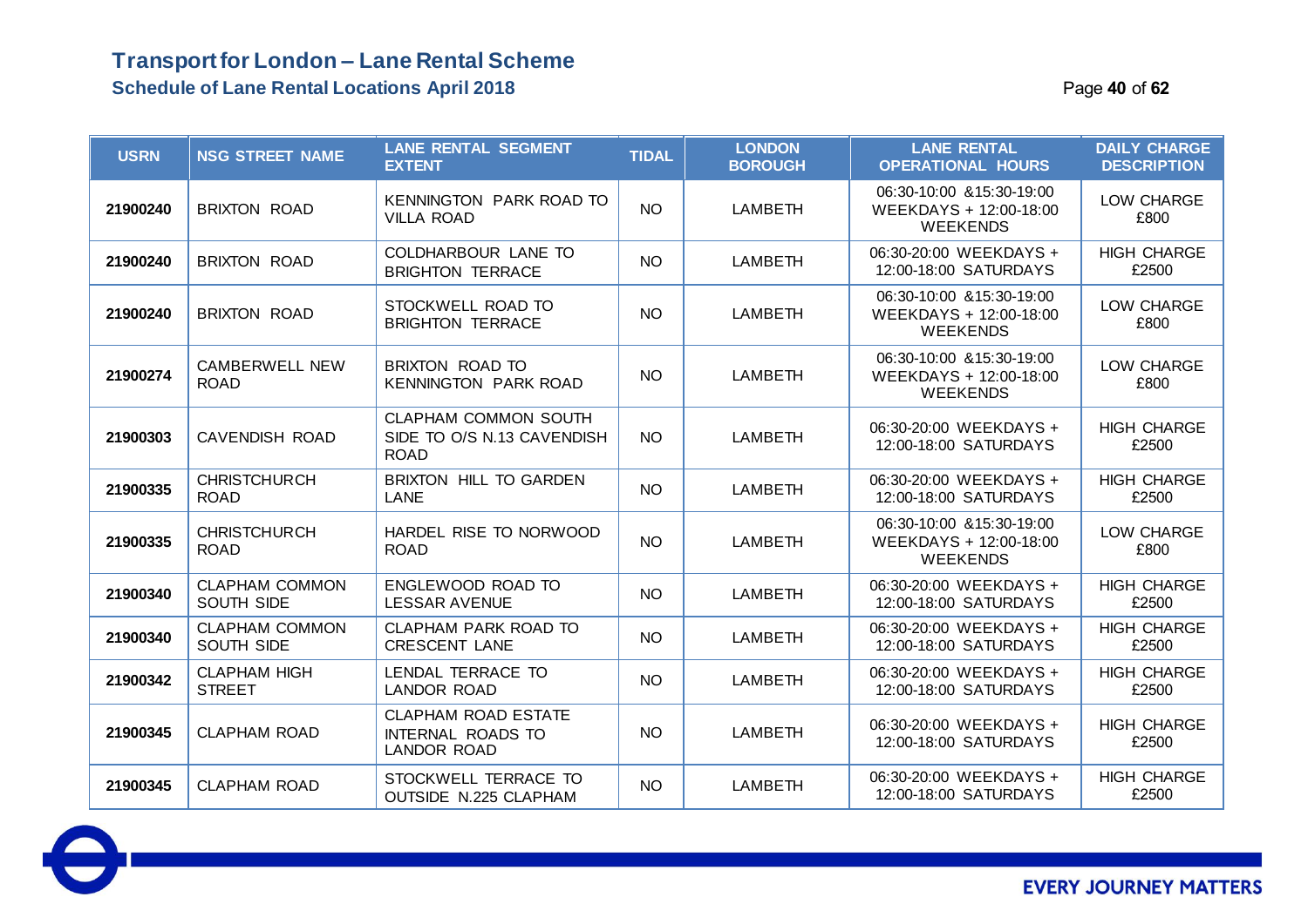# Transport for London – Lane Rental Scheme

## Schedule of Lane Rental Locations April 2018

| USRN | NSG STREET NAME | LANE RENTAL SEGMENT EXTENT | TIDAL | LONDON BOROUGH | LANE RENTAL OPERATIONAL HOURS | DAILY CHARGE DESCRIPTION |
|---|---|---|---|---|---|---|
| 21900240 | BRIXTON ROAD | KENNINGTON PARK ROAD TO VILLA ROAD | NO | LAMBETH | 06:30-10:00 &15:30-19:00 WEEKDAYS + 12:00-18:00 WEEKENDS | LOW CHARGE £800 |
| 21900240 | BRIXTON ROAD | COLDHARBOUR LANE TO BRIGHTON TERRACE | NO | LAMBETH | 06:30-20:00 WEEKDAYS + 12:00-18:00 SATURDAYS | HIGH CHARGE £2500 |
| 21900240 | BRIXTON ROAD | STOCKWELL ROAD TO BRIGHTON TERRACE | NO | LAMBETH | 06:30-10:00 &15:30-19:00 WEEKDAYS + 12:00-18:00 WEEKENDS | LOW CHARGE £800 |
| 21900274 | CAMBERWELL NEW ROAD | BRIXTON ROAD TO KENNINGTON PARK ROAD | NO | LAMBETH | 06:30-10:00 &15:30-19:00 WEEKDAYS + 12:00-18:00 WEEKENDS | LOW CHARGE £800 |
| 21900303 | CAVENDISH ROAD | CLAPHAM COMMON SOUTH SIDE TO O/S N.13 CAVENDISH ROAD | NO | LAMBETH | 06:30-20:00 WEEKDAYS + 12:00-18:00 SATURDAYS | HIGH CHARGE £2500 |
| 21900335 | CHRISTCHURCH ROAD | BRIXTON HILL TO GARDEN LANE | NO | LAMBETH | 06:30-20:00 WEEKDAYS + 12:00-18:00 SATURDAYS | HIGH CHARGE £2500 |
| 21900335 | CHRISTCHURCH ROAD | HARDEL RISE TO NORWOOD ROAD | NO | LAMBETH | 06:30-10:00 &15:30-19:00 WEEKDAYS + 12:00-18:00 WEEKENDS | LOW CHARGE £800 |
| 21900340 | CLAPHAM COMMON SOUTH SIDE | ENGLEWOOD ROAD TO LESSAR AVENUE | NO | LAMBETH | 06:30-20:00 WEEKDAYS + 12:00-18:00 SATURDAYS | HIGH CHARGE £2500 |
| 21900340 | CLAPHAM COMMON SOUTH SIDE | CLAPHAM PARK ROAD TO CRESCENT LANE | NO | LAMBETH | 06:30-20:00 WEEKDAYS + 12:00-18:00 SATURDAYS | HIGH CHARGE £2500 |
| 21900342 | CLAPHAM HIGH STREET | LENDAL TERRACE TO LANDOR ROAD | NO | LAMBETH | 06:30-20:00 WEEKDAYS + 12:00-18:00 SATURDAYS | HIGH CHARGE £2500 |
| 21900345 | CLAPHAM ROAD | CLAPHAM ROAD ESTATE INTERNAL ROADS TO LANDOR ROAD | NO | LAMBETH | 06:30-20:00 WEEKDAYS + 12:00-18:00 SATURDAYS | HIGH CHARGE £2500 |
| 21900345 | CLAPHAM ROAD | STOCKWELL TERRACE TO OUTSIDE N.225 CLAPHAM | NO | LAMBETH | 06:30-20:00 WEEKDAYS + 12:00-18:00 SATURDAYS | HIGH CHARGE £2500 |

EVERY JOURNEY MATTERS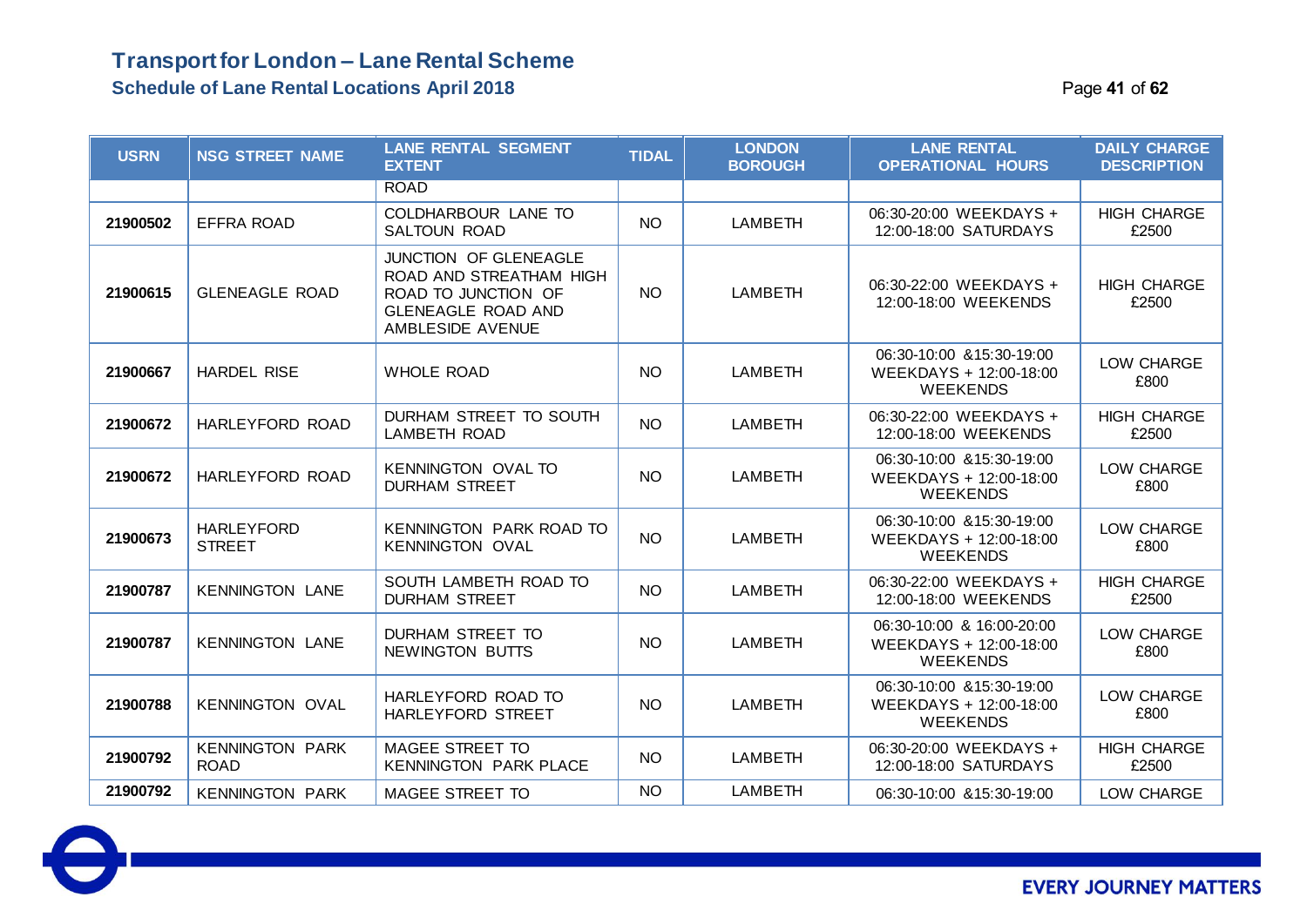# Transport for London – Lane Rental Scheme

## Schedule of Lane Rental Locations April 2018

| USRN | NSG STREET NAME | LANE RENTAL SEGMENT EXTENT | TIDAL | LONDON BOROUGH | LANE RENTAL OPERATIONAL HOURS | DAILY CHARGE DESCRIPTION |
|---|---|---|---|---|---|---|
| | | ROAD | | | | |
| 21900502 | EFFRA ROAD | COLDHARBOUR LANE TO SALTOUN ROAD | NO | LAMBETH | 06:30-20:00 WEEKDAYS + 12:00-18:00 SATURDAYS | HIGH CHARGE £2500 |
| 21900615 | GLENEAGLE ROAD | JUNCTION OF GLENEAGLE ROAD AND STREATHAM HIGH ROAD TO JUNCTION OF GLENEAGLE ROAD AND AMBLESIDE AVENUE | NO | LAMBETH | 06:30-22:00 WEEKDAYS + 12:00-18:00 WEEKENDS | HIGH CHARGE £2500 |
| 21900667 | HARDEL RISE | WHOLE ROAD | NO | LAMBETH | 06:30-10:00 &15:30-19:00 WEEKDAYS + 12:00-18:00 WEEKENDS | LOW CHARGE £800 |
| 21900672 | HARLEYFORD ROAD | DURHAM STREET TO SOUTH LAMBETH ROAD | NO | LAMBETH | 06:30-22:00 WEEKDAYS + 12:00-18:00 WEEKENDS | HIGH CHARGE £2500 |
| 21900672 | HARLEYFORD ROAD | KENNINGTON OVAL TO DURHAM STREET | NO | LAMBETH | 06:30-10:00 &15:30-19:00 WEEKDAYS + 12:00-18:00 WEEKENDS | LOW CHARGE £800 |
| 21900673 | HARLEYFORD STREET | KENNINGTON PARK ROAD TO KENNINGTON OVAL | NO | LAMBETH | 06:30-10:00 &15:30-19:00 WEEKDAYS + 12:00-18:00 WEEKENDS | LOW CHARGE £800 |
| 21900787 | KENNINGTON LANE | SOUTH LAMBETH ROAD TO DURHAM STREET | NO | LAMBETH | 06:30-22:00 WEEKDAYS + 12:00-18:00 WEEKENDS | HIGH CHARGE £2500 |
| 21900787 | KENNINGTON LANE | DURHAM STREET TO NEWINGTON BUTTS | NO | LAMBETH | 06:30-10:00 & 16:00-20:00 WEEKDAYS + 12:00-18:00 WEEKENDS | LOW CHARGE £800 |
| 21900788 | KENNINGTON OVAL | HARLEYFORD ROAD TO HARLEYFORD STREET | NO | LAMBETH | 06:30-10:00 &15:30-19:00 WEEKDAYS + 12:00-18:00 WEEKENDS | LOW CHARGE £800 |
| 21900792 | KENNINGTON PARK ROAD | MAGEE STREET TO KENNINGTON PARK PLACE | NO | LAMBETH | 06:30-20:00 WEEKDAYS + 12:00-18:00 SATURDAYS | HIGH CHARGE £2500 |
| 21900792 | KENNINGTON PARK | MAGEE STREET TO | NO | LAMBETH | 06:30-10:00 &15:30-19:00 | LOW CHARGE |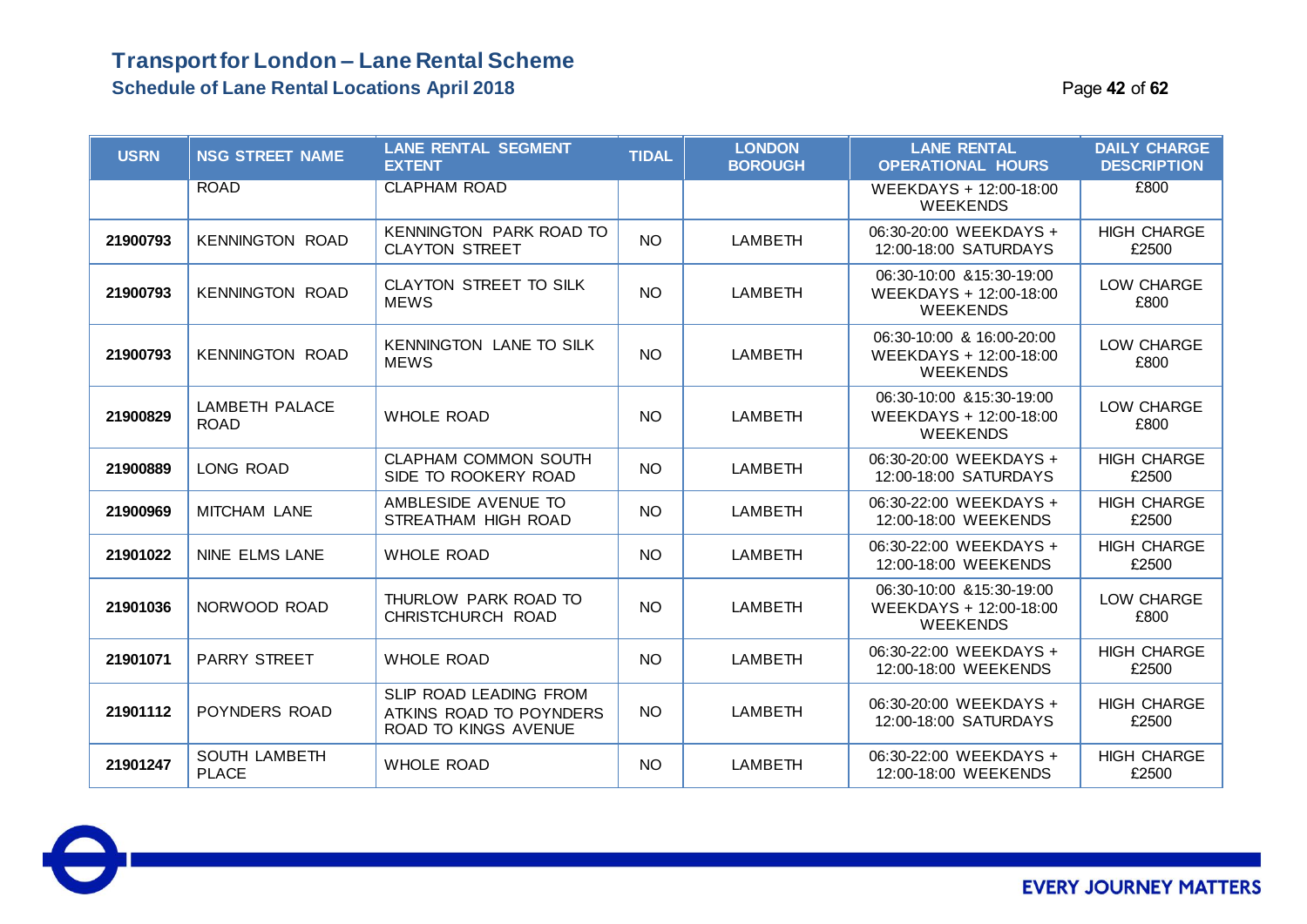# Transport for London – Lane Rental Scheme

## Schedule of Lane Rental Locations April 2018

| USRN | NSG STREET NAME | LANE RENTAL SEGMENT EXTENT | TIDAL | LONDON BOROUGH | LANE RENTAL OPERATIONAL HOURS | DAILY CHARGE DESCRIPTION |
|---|---|---|---|---|---|---|
| | ROAD | CLAPHAM ROAD | | | WEEKDAYS + 12:00-18:00 WEEKENDS | £800 |
| 21900793 | KENNINGTON ROAD | KENNINGTON PARK ROAD TO CLAYTON STREET | NO | LAMBETH | 06:30-20:00 WEEKDAYS + 12:00-18:00 SATURDAYS | HIGH CHARGE £2500 |
| 21900793 | KENNINGTON ROAD | CLAYTON STREET TO SILK MEWS | NO | LAMBETH | 06:30-10:00 &15:30-19:00 WEEKDAYS + 12:00-18:00 WEEKENDS | LOW CHARGE £800 |
| 21900793 | KENNINGTON ROAD | KENNINGTON LANE TO SILK MEWS | NO | LAMBETH | 06:30-10:00 & 16:00-20:00 WEEKDAYS + 12:00-18:00 WEEKENDS | LOW CHARGE £800 |
| 21900829 | LAMBETH PALACE ROAD | WHOLE ROAD | NO | LAMBETH | 06:30-10:00 &15:30-19:00 WEEKDAYS + 12:00-18:00 WEEKENDS | LOW CHARGE £800 |
| 21900889 | LONG ROAD | CLAPHAM COMMON SOUTH SIDE TO ROOKERY ROAD | NO | LAMBETH | 06:30-20:00 WEEKDAYS + 12:00-18:00 SATURDAYS | HIGH CHARGE £2500 |
| 21900969 | MITCHAM LANE | AMBLESIDE AVENUE TO STREATHAM HIGH ROAD | NO | LAMBETH | 06:30-22:00 WEEKDAYS + 12:00-18:00 WEEKENDS | HIGH CHARGE £2500 |
| 21901022 | NINE ELMS LANE | WHOLE ROAD | NO | LAMBETH | 06:30-22:00 WEEKDAYS + 12:00-18:00 WEEKENDS | HIGH CHARGE £2500 |
| 21901036 | NORWOOD ROAD | THURLOW PARK ROAD TO CHRISTCHURCH ROAD | NO | LAMBETH | 06:30-10:00 &15:30-19:00 WEEKDAYS + 12:00-18:00 WEEKENDS | LOW CHARGE £800 |
| 21901071 | PARRY STREET | WHOLE ROAD | NO | LAMBETH | 06:30-22:00 WEEKDAYS + 12:00-18:00 WEEKENDS | HIGH CHARGE £2500 |
| 21901112 | POYNDERS ROAD | SLIP ROAD LEADING FROM ATKINS ROAD TO POYNDERS ROAD TO KINGS AVENUE | NO | LAMBETH | 06:30-20:00 WEEKDAYS + 12:00-18:00 SATURDAYS | HIGH CHARGE £2500 |
| 21901247 | SOUTH LAMBETH PLACE | WHOLE ROAD | NO | LAMBETH | 06:30-22:00 WEEKDAYS + 12:00-18:00 WEEKENDS | HIGH CHARGE £2500 |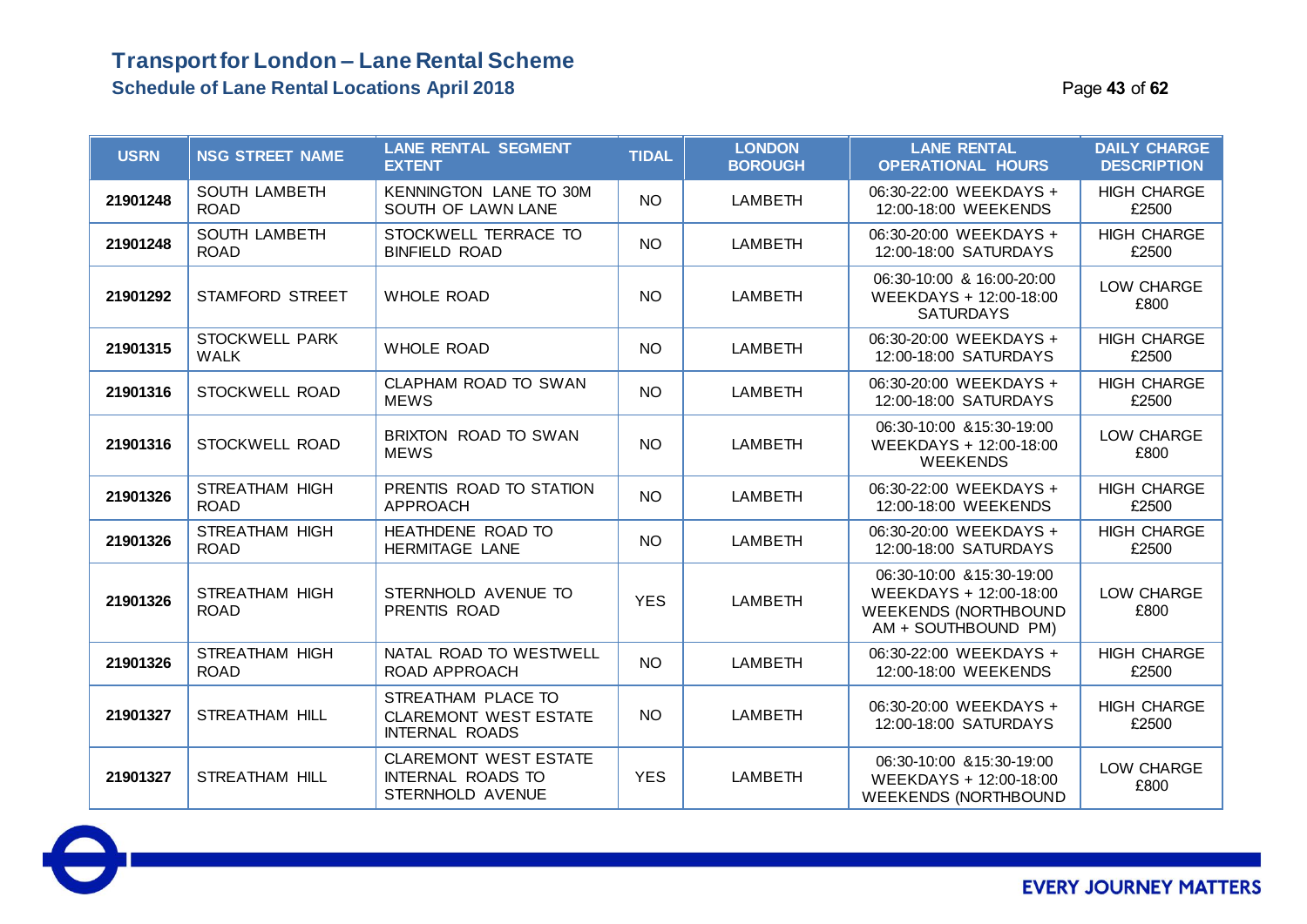# Transport for London – Lane Rental Scheme

## Schedule of Lane Rental Locations April 2018

| USRN | NSG STREET NAME | LANE RENTAL SEGMENT EXTENT | TIDAL | LONDON BOROUGH | LANE RENTAL OPERATIONAL HOURS | DAILY CHARGE DESCRIPTION |
|---|---|---|---|---|---|---|
| 21901248 | SOUTH LAMBETH ROAD | KENNINGTON LANE TO 30M SOUTH OF LAWN LANE | NO | LAMBETH | 06:30-22:00 WEEKDAYS + 12:00-18:00 WEEKENDS | HIGH CHARGE £2500 |
| 21901248 | SOUTH LAMBETH ROAD | STOCKWELL TERRACE TO BINFIELD ROAD | NO | LAMBETH | 06:30-20:00 WEEKDAYS + 12:00-18:00 SATURDAYS | HIGH CHARGE £2500 |
| 21901292 | STAMFORD STREET | WHOLE ROAD | NO | LAMBETH | 06:30-10:00 & 16:00-20:00 WEEKDAYS + 12:00-18:00 SATURDAYS | LOW CHARGE £800 |
| 21901315 | STOCKWELL PARK WALK | WHOLE ROAD | NO | LAMBETH | 06:30-20:00 WEEKDAYS + 12:00-18:00 SATURDAYS | HIGH CHARGE £2500 |
| 21901316 | STOCKWELL ROAD | CLAPHAM ROAD TO SWAN MEWS | NO | LAMBETH | 06:30-20:00 WEEKDAYS + 12:00-18:00 SATURDAYS | HIGH CHARGE £2500 |
| 21901316 | STOCKWELL ROAD | BRIXTON ROAD TO SWAN MEWS | NO | LAMBETH | 06:30-10:00 &15:30-19:00 WEEKDAYS + 12:00-18:00 WEEKENDS | LOW CHARGE £800 |
| 21901326 | STREATHAM HIGH ROAD | PRENTIS ROAD TO STATION APPROACH | NO | LAMBETH | 06:30-22:00 WEEKDAYS + 12:00-18:00 WEEKENDS | HIGH CHARGE £2500 |
| 21901326 | STREATHAM HIGH ROAD | HEATHDENE ROAD TO HERMITAGE LANE | NO | LAMBETH | 06:30-20:00 WEEKDAYS + 12:00-18:00 SATURDAYS | HIGH CHARGE £2500 |
| 21901326 | STREATHAM HIGH ROAD | STERNHOLD AVENUE TO PRENTIS ROAD | YES | LAMBETH | 06:30-10:00 &15:30-19:00 WEEKDAYS + 12:00-18:00 WEEKENDS (NORTHBOUND AM + SOUTHBOUND PM) | LOW CHARGE £800 |
| 21901326 | STREATHAM HIGH ROAD | NATAL ROAD TO WESTWELL ROAD APPROACH | NO | LAMBETH | 06:30-22:00 WEEKDAYS + 12:00-18:00 WEEKENDS | HIGH CHARGE £2500 |
| 21901327 | STREATHAM HILL | STREATHAM PLACE TO CLAREMONT WEST ESTATE INTERNAL ROADS | NO | LAMBETH | 06:30-20:00 WEEKDAYS + 12:00-18:00 SATURDAYS | HIGH CHARGE £2500 |
| 21901327 | STREATHAM HILL | CLAREMONT WEST ESTATE INTERNAL ROADS TO STERNHOLD AVENUE | YES | LAMBETH | 06:30-10:00 &15:30-19:00 WEEKDAYS + 12:00-18:00 WEEKENDS (NORTHBOUND | LOW CHARGE £800 |

EVERY JOURNEY MATTERS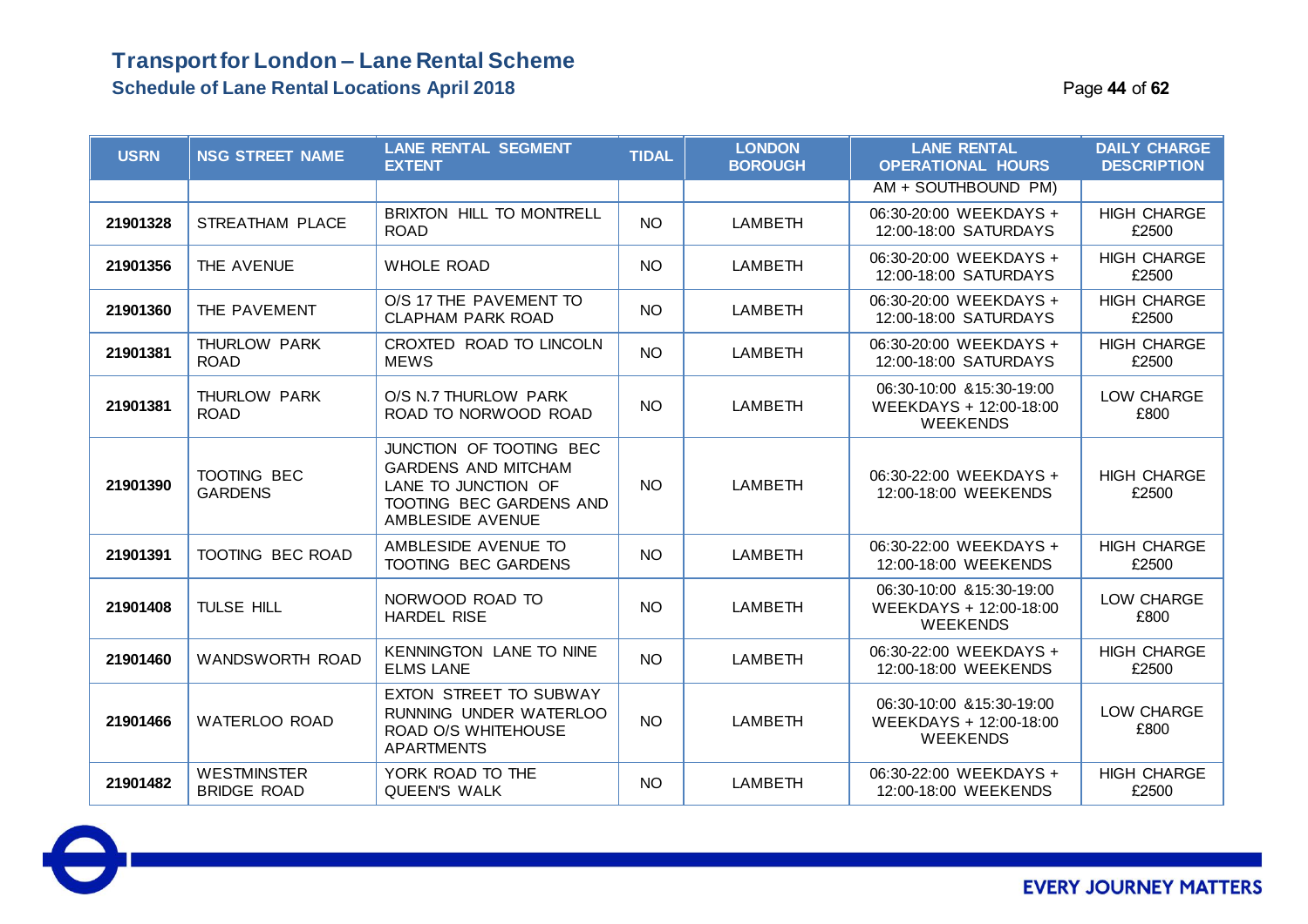# Transport for London – Lane Rental Scheme

## Schedule of Lane Rental Locations April 2018

| USRN | NSG STREET NAME | LANE RENTAL SEGMENT EXTENT | TIDAL | LONDON BOROUGH | LANE RENTAL OPERATIONAL HOURS | DAILY CHARGE DESCRIPTION |
|---|---|---|---|---|---|---|
| | | | | | AM + SOUTHBOUND PM) | |
| 21901328 | STREATHAM PLACE | BRIXTON HILL TO MONTRELL ROAD | NO | LAMBETH | 06:30-20:00 WEEKDAYS + 12:00-18:00 SATURDAYS | HIGH CHARGE £2500 |
| 21901356 | THE AVENUE | WHOLE ROAD | NO | LAMBETH | 06:30-20:00 WEEKDAYS + 12:00-18:00 SATURDAYS | HIGH CHARGE £2500 |
| 21901360 | THE PAVEMENT | O/S 17 THE PAVEMENT TO CLAPHAM PARK ROAD | NO | LAMBETH | 06:30-20:00 WEEKDAYS + 12:00-18:00 SATURDAYS | HIGH CHARGE £2500 |
| 21901381 | THURLOW PARK ROAD | CROXTED ROAD TO LINCOLN MEWS | NO | LAMBETH | 06:30-20:00 WEEKDAYS + 12:00-18:00 SATURDAYS | HIGH CHARGE £2500 |
| 21901381 | THURLOW PARK ROAD | O/S N.7 THURLOW PARK ROAD TO NORWOOD ROAD | NO | LAMBETH | 06:30-10:00 &15:30-19:00 WEEKDAYS + 12:00-18:00 WEEKENDS | LOW CHARGE £800 |
| 21901390 | TOOTING BEC GARDENS | JUNCTION OF TOOTING BEC GARDENS AND MITCHAM LANE TO JUNCTION OF TOOTING BEC GARDENS AND AMBLESIDE AVENUE | NO | LAMBETH | 06:30-22:00 WEEKDAYS + 12:00-18:00 WEEKENDS | HIGH CHARGE £2500 |
| 21901391 | TOOTING BEC ROAD | AMBLESIDE AVENUE TO TOOTING BEC GARDENS | NO | LAMBETH | 06:30-22:00 WEEKDAYS + 12:00-18:00 WEEKENDS | HIGH CHARGE £2500 |
| 21901408 | TULSE HILL | NORWOOD ROAD TO HARDEL RISE | NO | LAMBETH | 06:30-10:00 &15:30-19:00 WEEKDAYS + 12:00-18:00 WEEKENDS | LOW CHARGE £800 |
| 21901460 | WANDSWORTH ROAD | KENNINGTON LANE TO NINE ELMS LANE | NO | LAMBETH | 06:30-22:00 WEEKDAYS + 12:00-18:00 WEEKENDS | HIGH CHARGE £2500 |
| 21901466 | WATERLOO ROAD | EXTON STREET TO SUBWAY RUNNING UNDER WATERLOO ROAD O/S WHITEHOUSE APARTMENTS | NO | LAMBETH | 06:30-10:00 &15:30-19:00 WEEKDAYS + 12:00-18:00 WEEKENDS | LOW CHARGE £800 |
| 21901482 | WESTMINSTER BRIDGE ROAD | YORK ROAD TO THE QUEEN'S WALK | NO | LAMBETH | 06:30-22:00 WEEKDAYS + 12:00-18:00 WEEKENDS | HIGH CHARGE £2500 |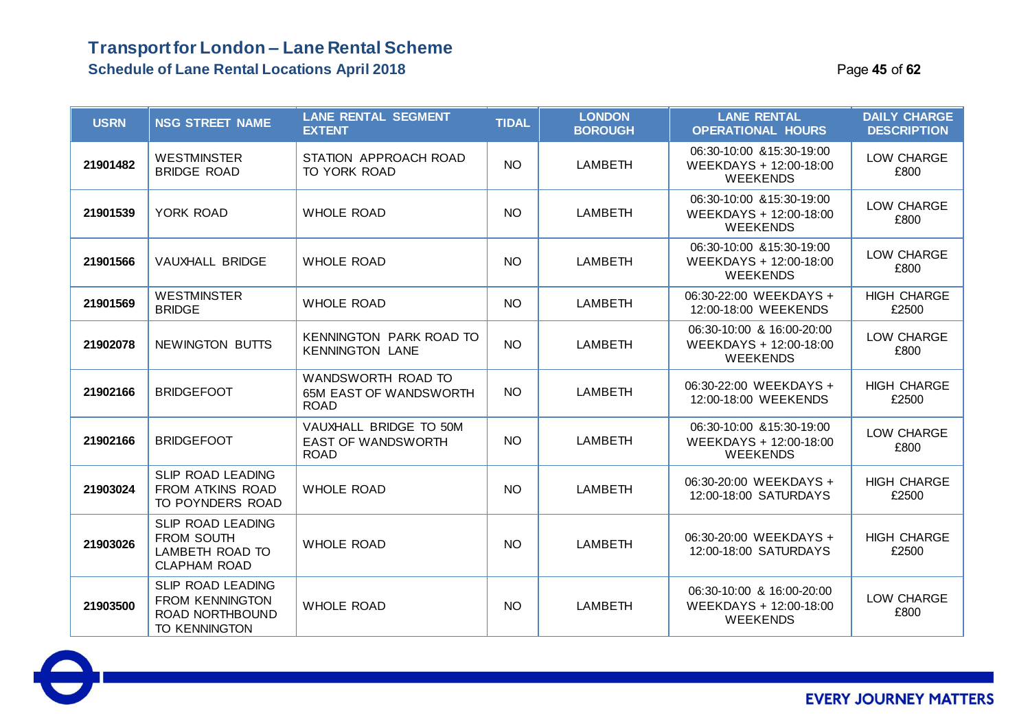# Transport for London – Lane Rental Scheme

## Schedule of Lane Rental Locations April 2018

| USRN | NSG STREET NAME | LANE RENTAL SEGMENT EXTENT | TIDAL | LONDON BOROUGH | LANE RENTAL OPERATIONAL HOURS | DAILY CHARGE DESCRIPTION |
|---|---|---|---|---|---|---|
| 21901482 | WESTMINSTER BRIDGE ROAD | STATION APPROACH ROAD TO YORK ROAD | NO | LAMBETH | 06:30-10:00 &15:30-19:00 WEEKDAYS + 12:00-18:00 WEEKENDS | LOW CHARGE £800 |
| 21901539 | YORK ROAD | WHOLE ROAD | NO | LAMBETH | 06:30-10:00 &15:30-19:00 WEEKDAYS + 12:00-18:00 WEEKENDS | LOW CHARGE £800 |
| 21901566 | VAUXHALL BRIDGE | WHOLE ROAD | NO | LAMBETH | 06:30-10:00 &15:30-19:00 WEEKDAYS + 12:00-18:00 WEEKENDS | LOW CHARGE £800 |
| 21901569 | WESTMINSTER BRIDGE | WHOLE ROAD | NO | LAMBETH | 06:30-22:00 WEEKDAYS + 12:00-18:00 WEEKENDS | HIGH CHARGE £2500 |
| 21902078 | NEWINGTON BUTTS | KENNINGTON PARK ROAD TO KENNINGTON LANE | NO | LAMBETH | 06:30-10:00 & 16:00-20:00 WEEKDAYS + 12:00-18:00 WEEKENDS | LOW CHARGE £800 |
| 21902166 | BRIDGEFOOT | WANDSWORTH ROAD TO 65M EAST OF WANDSWORTH ROAD | NO | LAMBETH | 06:30-22:00 WEEKDAYS + 12:00-18:00 WEEKENDS | HIGH CHARGE £2500 |
| 21902166 | BRIDGEFOOT | VAUXHALL BRIDGE TO 50M EAST OF WANDSWORTH ROAD | NO | LAMBETH | 06:30-10:00 &15:30-19:00 WEEKDAYS + 12:00-18:00 WEEKENDS | LOW CHARGE £800 |
| 21903024 | SLIP ROAD LEADING FROM ATKINS ROAD TO POYNDERS ROAD | WHOLE ROAD | NO | LAMBETH | 06:30-20:00 WEEKDAYS + 12:00-18:00 SATURDAYS | HIGH CHARGE £2500 |
| 21903026 | SLIP ROAD LEADING FROM SOUTH LAMBETH ROAD TO CLAPHAM ROAD | WHOLE ROAD | NO | LAMBETH | 06:30-20:00 WEEKDAYS + 12:00-18:00 SATURDAYS | HIGH CHARGE £2500 |
| 21903500 | SLIP ROAD LEADING FROM KENNINGTON ROAD NORTHBOUND TO KENNINGTON | WHOLE ROAD | NO | LAMBETH | 06:30-10:00 & 16:00-20:00 WEEKDAYS + 12:00-18:00 WEEKENDS | LOW CHARGE £800 |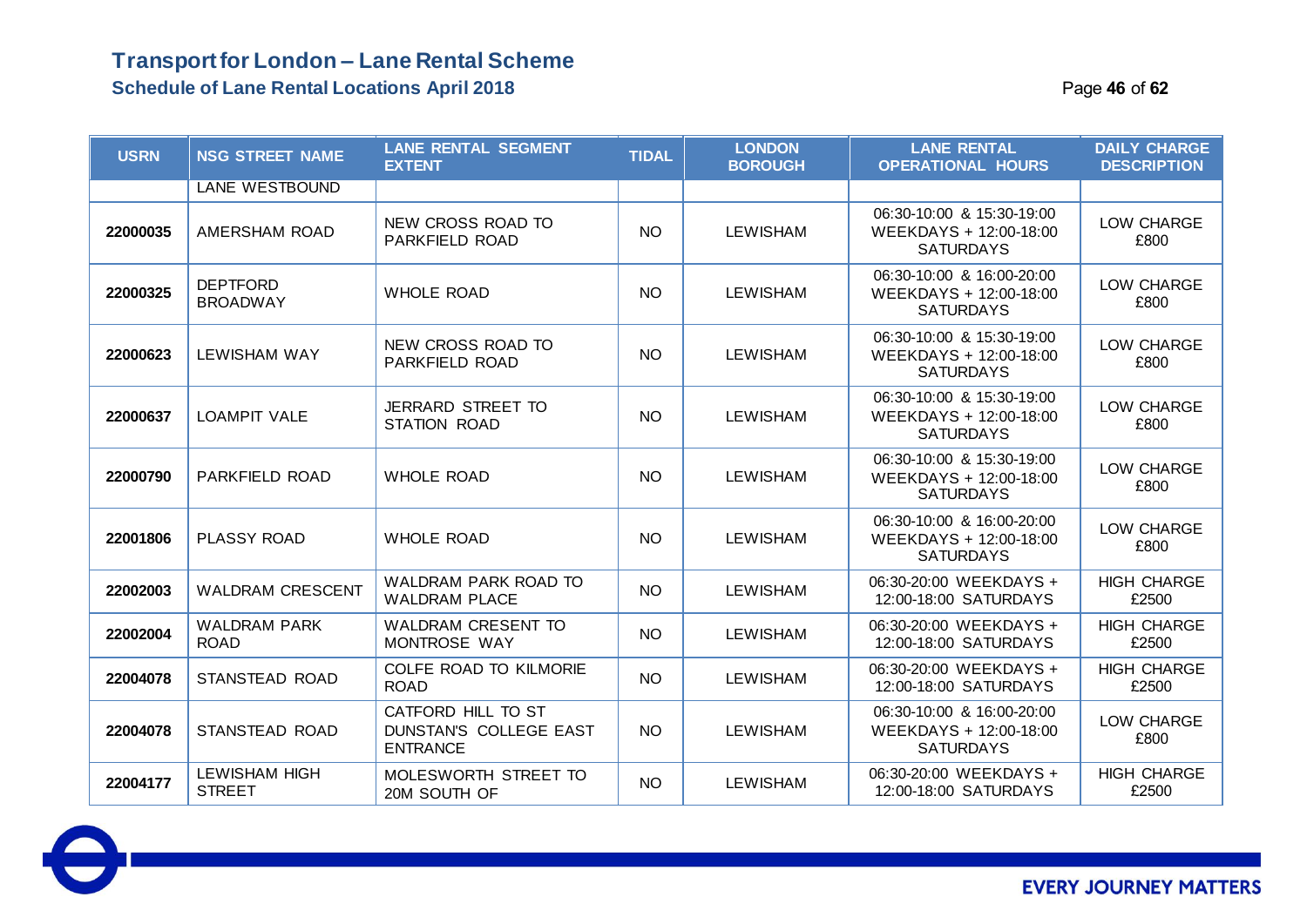# Transport for London – Lane Rental Scheme

## Schedule of Lane Rental Locations April 2018

| USRN | NSG STREET NAME | LANE RENTAL SEGMENT EXTENT | TIDAL | LONDON BOROUGH | LANE RENTAL OPERATIONAL HOURS | DAILY CHARGE DESCRIPTION |
|---|---|---|---|---|---|---|
| | LANE WESTBOUND | | | | | |
| 22000035 | AMERSHAM ROAD | NEW CROSS ROAD TO PARKFIELD ROAD | NO | LEWISHAM | 06:30-10:00 & 15:30-19:00 WEEKDAYS + 12:00-18:00 SATURDAYS | LOW CHARGE £800 |
| 22000325 | DEPTFORD BROADWAY | WHOLE ROAD | NO | LEWISHAM | 06:30-10:00 & 16:00-20:00 WEEKDAYS + 12:00-18:00 SATURDAYS | LOW CHARGE £800 |
| 22000623 | LEWISHAM WAY | NEW CROSS ROAD TO PARKFIELD ROAD | NO | LEWISHAM | 06:30-10:00 & 15:30-19:00 WEEKDAYS + 12:00-18:00 SATURDAYS | LOW CHARGE £800 |
| 22000637 | LOAMPIT VALE | JERRARD STREET TO STATION ROAD | NO | LEWISHAM | 06:30-10:00 & 15:30-19:00 WEEKDAYS + 12:00-18:00 SATURDAYS | LOW CHARGE £800 |
| 22000790 | PARKFIELD ROAD | WHOLE ROAD | NO | LEWISHAM | 06:30-10:00 & 15:30-19:00 WEEKDAYS + 12:00-18:00 SATURDAYS | LOW CHARGE £800 |
| 22001806 | PLASSY ROAD | WHOLE ROAD | NO | LEWISHAM | 06:30-10:00 & 16:00-20:00 WEEKDAYS + 12:00-18:00 SATURDAYS | LOW CHARGE £800 |
| 22002003 | WALDRAM CRESCENT | WALDRAM PARK ROAD TO WALDRAM PLACE | NO | LEWISHAM | 06:30-20:00 WEEKDAYS + 12:00-18:00 SATURDAYS | HIGH CHARGE £2500 |
| 22002004 | WALDRAM PARK ROAD | WALDRAM CRESENT TO MONTROSE WAY | NO | LEWISHAM | 06:30-20:00 WEEKDAYS + 12:00-18:00 SATURDAYS | HIGH CHARGE £2500 |
| 22004078 | STANSTEAD ROAD | COLFE ROAD TO KILMORIE ROAD | NO | LEWISHAM | 06:30-20:00 WEEKDAYS + 12:00-18:00 SATURDAYS | HIGH CHARGE £2500 |
| 22004078 | STANSTEAD ROAD | CATFORD HILL TO ST DUNSTAN'S COLLEGE EAST ENTRANCE | NO | LEWISHAM | 06:30-10:00 & 16:00-20:00 WEEKDAYS + 12:00-18:00 SATURDAYS | LOW CHARGE £800 |
| 22004177 | LEWISHAM HIGH STREET | MOLESWORTH STREET TO 20M SOUTH OF | NO | LEWISHAM | 06:30-20:00 WEEKDAYS + 12:00-18:00 SATURDAYS | HIGH CHARGE £2500 |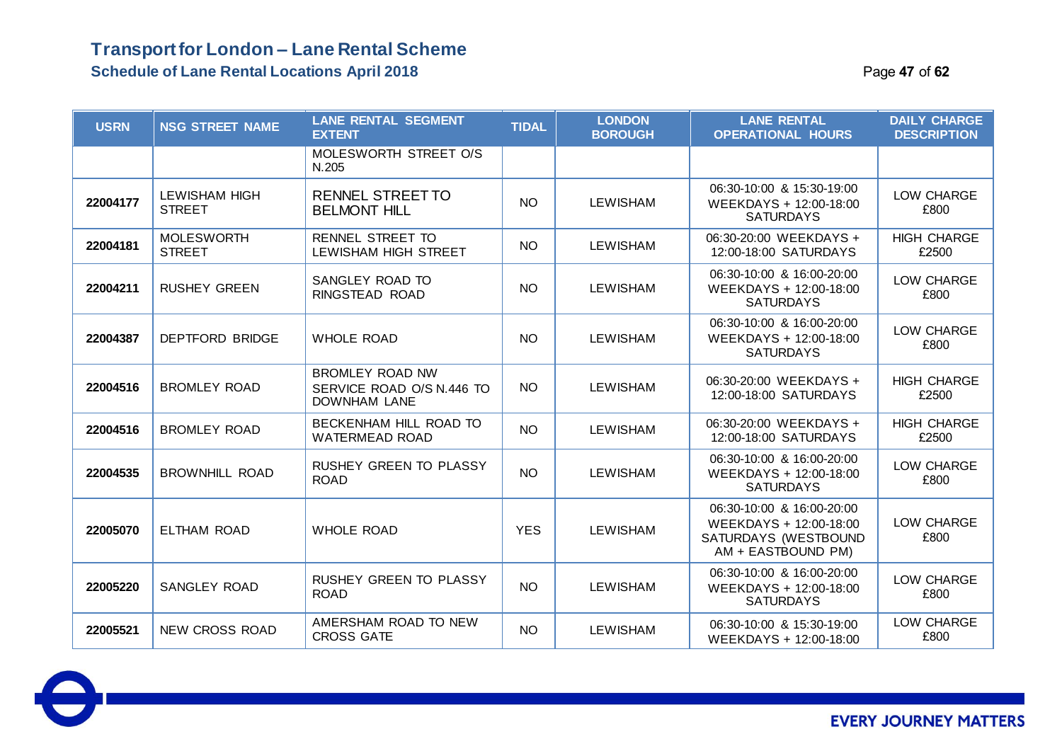# Transport for London – Lane Rental Scheme

## Schedule of Lane Rental Locations April 2018

| USRN | NSG STREET NAME | LANE RENTAL SEGMENT EXTENT | TIDAL | LONDON BOROUGH | LANE RENTAL OPERATIONAL HOURS | DAILY CHARGE DESCRIPTION |
|---|---|---|---|---|---|---|
| | | MOLESWORTH STREET O/S N.205 | | | | |
| 22004177 | LEWISHAM HIGH STREET | RENNEL STREET TO BELMONT HILL | NO | LEWISHAM | 06:30-10:00 & 15:30-19:00 WEEKDAYS + 12:00-18:00 SATURDAYS | LOW CHARGE £800 |
| 22004181 | MOLESWORTH STREET | RENNEL STREET TO LEWISHAM HIGH STREET | NO | LEWISHAM | 06:30-20:00 WEEKDAYS + 12:00-18:00 SATURDAYS | HIGH CHARGE £2500 |
| 22004211 | RUSHEY GREEN | SANGLEY ROAD TO RINGSTEAD ROAD | NO | LEWISHAM | 06:30-10:00 & 16:00-20:00 WEEKDAYS + 12:00-18:00 SATURDAYS | LOW CHARGE £800 |
| 22004387 | DEPTFORD BRIDGE | WHOLE ROAD | NO | LEWISHAM | 06:30-10:00 & 16:00-20:00 WEEKDAYS + 12:00-18:00 SATURDAYS | LOW CHARGE £800 |
| 22004516 | BROMLEY ROAD | BROMLEY ROAD NW SERVICE ROAD O/S N.446 TO DOWNHAM LANE | NO | LEWISHAM | 06:30-20:00 WEEKDAYS + 12:00-18:00 SATURDAYS | HIGH CHARGE £2500 |
| 22004516 | BROMLEY ROAD | BECKENHAM HILL ROAD TO WATERMEAD ROAD | NO | LEWISHAM | 06:30-20:00 WEEKDAYS + 12:00-18:00 SATURDAYS | HIGH CHARGE £2500 |
| 22004535 | BROWNHILL ROAD | RUSHEY GREEN TO PLASSY ROAD | NO | LEWISHAM | 06:30-10:00 & 16:00-20:00 WEEKDAYS + 12:00-18:00 SATURDAYS | LOW CHARGE £800 |
| 22005070 | ELTHAM ROAD | WHOLE ROAD | YES | LEWISHAM | 06:30-10:00 & 16:00-20:00 WEEKDAYS + 12:00-18:00 SATURDAYS (WESTBOUND AM + EASTBOUND PM) | LOW CHARGE £800 |
| 22005220 | SANGLEY ROAD | RUSHEY GREEN TO PLASSY ROAD | NO | LEWISHAM | 06:30-10:00 & 16:00-20:00 WEEKDAYS + 12:00-18:00 SATURDAYS | LOW CHARGE £800 |
| 22005521 | NEW CROSS ROAD | AMERSHAM ROAD TO NEW CROSS GATE | NO | LEWISHAM | 06:30-10:00 & 15:30-19:00 WEEKDAYS + 12:00-18:00 | LOW CHARGE £800 |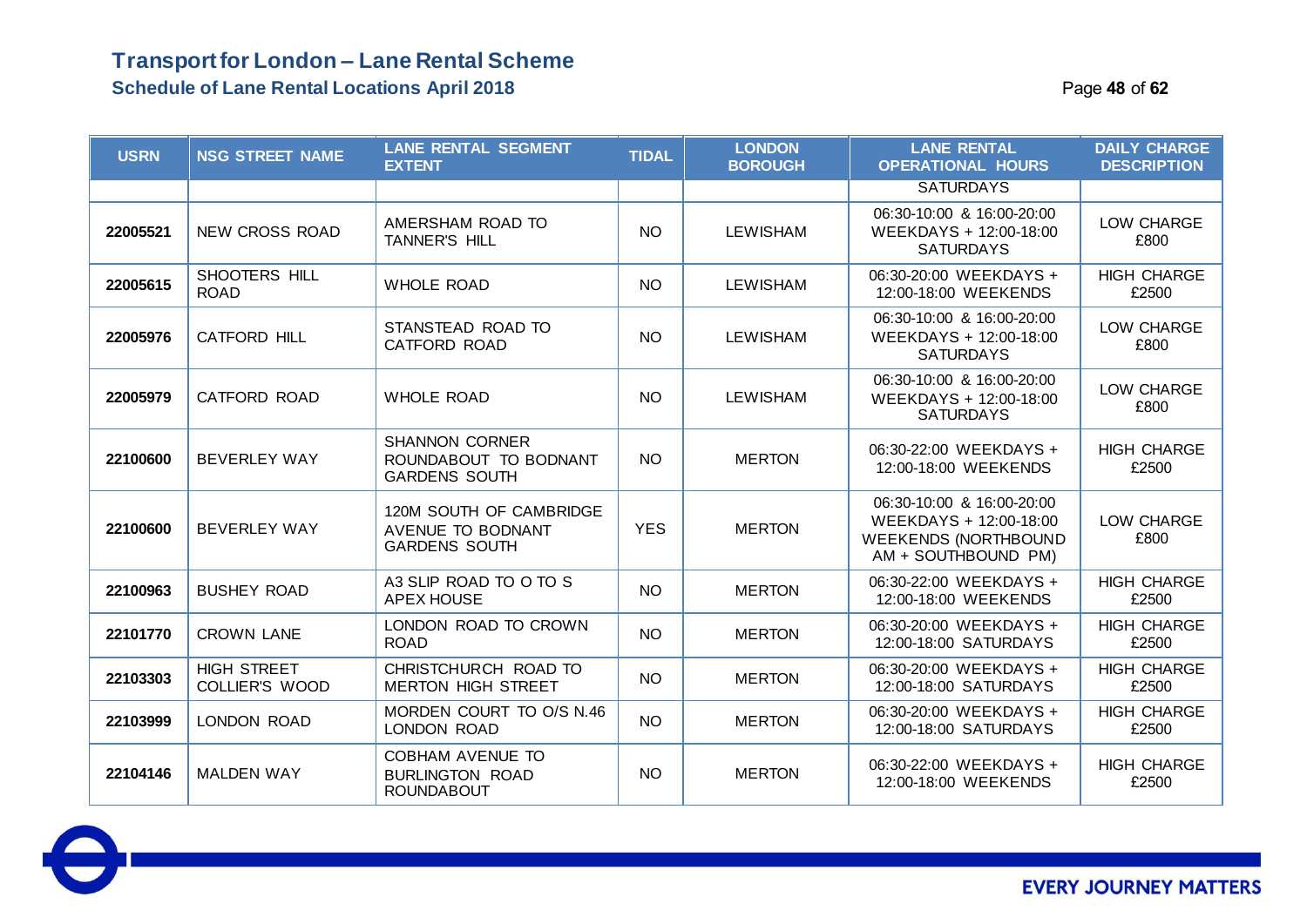# Transport for London – Lane Rental Scheme

## Schedule of Lane Rental Locations April 2018

| USRN | NSG STREET NAME | LANE RENTAL SEGMENT EXTENT | TIDAL | LONDON BOROUGH | LANE RENTAL OPERATIONAL HOURS | DAILY CHARGE DESCRIPTION |
|---|---|---|---|---|---|---|
| | | | | | SATURDAYS | |
| 22005521 | NEW CROSS ROAD | AMERSHAM ROAD TO TANNER'S HILL | NO | LEWISHAM | 06:30-10:00 & 16:00-20:00 WEEKDAYS + 12:00-18:00 SATURDAYS | LOW CHARGE £800 |
| 22005615 | SHOOTERS HILL ROAD | WHOLE ROAD | NO | LEWISHAM | 06:30-20:00 WEEKDAYS + 12:00-18:00 WEEKENDS | HIGH CHARGE £2500 |
| 22005976 | CATFORD HILL | STANSTEAD ROAD TO CATFORD ROAD | NO | LEWISHAM | 06:30-10:00 & 16:00-20:00 WEEKDAYS + 12:00-18:00 SATURDAYS | LOW CHARGE £800 |
| 22005979 | CATFORD ROAD | WHOLE ROAD | NO | LEWISHAM | 06:30-10:00 & 16:00-20:00 WEEKDAYS + 12:00-18:00 SATURDAYS | LOW CHARGE £800 |
| 22100600 | BEVERLEY WAY | SHANNON CORNER ROUNDABOUT TO BODNANT GARDENS SOUTH | NO | MERTON | 06:30-22:00 WEEKDAYS + 12:00-18:00 WEEKENDS | HIGH CHARGE £2500 |
| 22100600 | BEVERLEY WAY | 120M SOUTH OF CAMBRIDGE AVENUE TO BODNANT GARDENS SOUTH | YES | MERTON | 06:30-10:00 & 16:00-20:00 WEEKDAYS + 12:00-18:00 WEEKENDS (NORTHBOUND AM + SOUTHBOUND PM) | LOW CHARGE £800 |
| 22100963 | BUSHEY ROAD | A3 SLIP ROAD TO O TO S APEX HOUSE | NO | MERTON | 06:30-22:00 WEEKDAYS + 12:00-18:00 WEEKENDS | HIGH CHARGE £2500 |
| 22101770 | CROWN LANE | LONDON ROAD TO CROWN ROAD | NO | MERTON | 06:30-20:00 WEEKDAYS + 12:00-18:00 SATURDAYS | HIGH CHARGE £2500 |
| 22103303 | HIGH STREET COLLIER'S WOOD | CHRISTCHURCH ROAD TO MERTON HIGH STREET | NO | MERTON | 06:30-20:00 WEEKDAYS + 12:00-18:00 SATURDAYS | HIGH CHARGE £2500 |
| 22103999 | LONDON ROAD | MORDEN COURT TO O/S N.46 LONDON ROAD | NO | MERTON | 06:30-20:00 WEEKDAYS + 12:00-18:00 SATURDAYS | HIGH CHARGE £2500 |
| 22104146 | MALDEN WAY | COBHAM AVENUE TO BURLINGTON ROAD ROUNDABOUT | NO | MERTON | 06:30-22:00 WEEKDAYS + 12:00-18:00 WEEKENDS | HIGH CHARGE £2500 |

EVERY JOURNEY MATTERS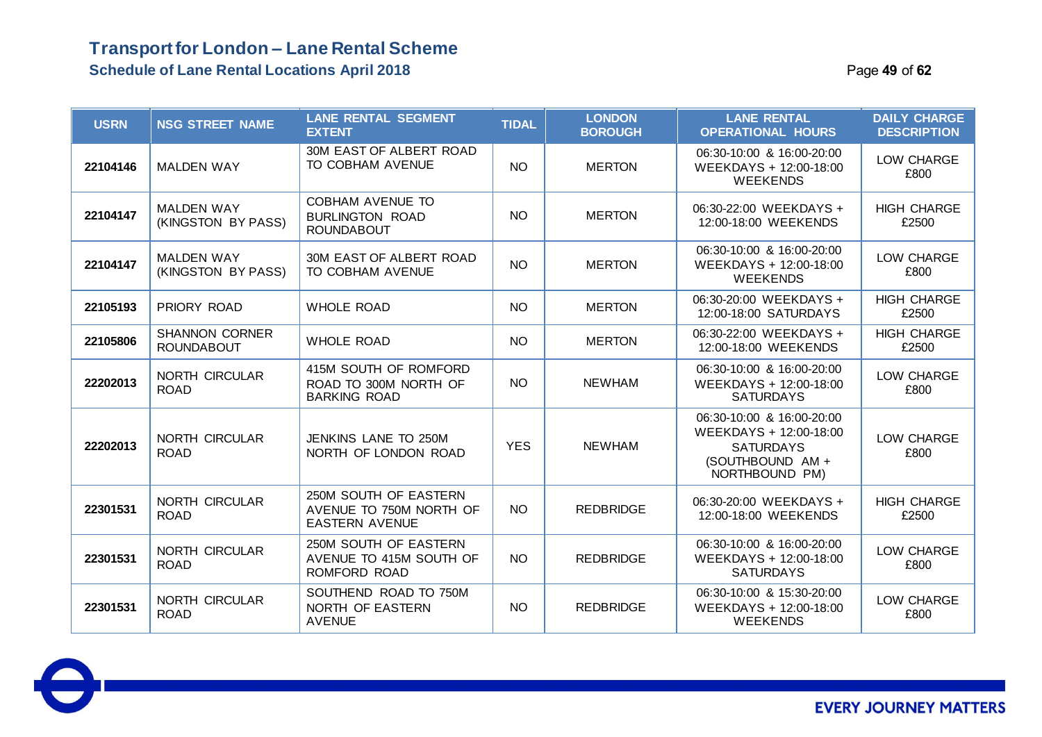# Transport for London – Lane Rental Scheme

## Schedule of Lane Rental Locations April 2018

| USRN | NSG STREET NAME | LANE RENTAL SEGMENT EXTENT | TIDAL | LONDON BOROUGH | LANE RENTAL OPERATIONAL HOURS | DAILY CHARGE DESCRIPTION |
|---|---|---|---|---|---|---|
| 22104146 | MALDEN WAY | 30M EAST OF ALBERT ROAD TO COBHAM AVENUE | NO | MERTON | 06:30-10:00 & 16:00-20:00 WEEKDAYS + 12:00-18:00 WEEKENDS | LOW CHARGE £800 |
| 22104147 | MALDEN WAY (KINGSTON BY PASS) | COBHAM AVENUE TO BURLINGTON ROAD ROUNDABOUT | NO | MERTON | 06:30-22:00 WEEKDAYS + 12:00-18:00 WEEKENDS | HIGH CHARGE £2500 |
| 22104147 | MALDEN WAY (KINGSTON BY PASS) | 30M EAST OF ALBERT ROAD TO COBHAM AVENUE | NO | MERTON | 06:30-10:00 & 16:00-20:00 WEEKDAYS + 12:00-18:00 WEEKENDS | LOW CHARGE £800 |
| 22105193 | PRIORY ROAD | WHOLE ROAD | NO | MERTON | 06:30-20:00 WEEKDAYS + 12:00-18:00 SATURDAYS | HIGH CHARGE £2500 |
| 22105806 | SHANNON CORNER ROUNDABOUT | WHOLE ROAD | NO | MERTON | 06:30-22:00 WEEKDAYS + 12:00-18:00 WEEKENDS | HIGH CHARGE £2500 |
| 22202013 | NORTH CIRCULAR ROAD | 415M SOUTH OF ROMFORD ROAD TO 300M NORTH OF BARKING ROAD | NO | NEWHAM | 06:30-10:00 & 16:00-20:00 WEEKDAYS + 12:00-18:00 SATURDAYS | LOW CHARGE £800 |
| 22202013 | NORTH CIRCULAR ROAD | JENKINS LANE TO 250M NORTH OF LONDON ROAD | YES | NEWHAM | 06:30-10:00 & 16:00-20:00 WEEKDAYS + 12:00-18:00 SATURDAYS (SOUTHBOUND AM + NORTHBOUND PM) | LOW CHARGE £800 |
| 22301531 | NORTH CIRCULAR ROAD | 250M SOUTH OF EASTERN AVENUE TO 750M NORTH OF EASTERN AVENUE | NO | REDBRIDGE | 06:30-20:00 WEEKDAYS + 12:00-18:00 WEEKENDS | HIGH CHARGE £2500 |
| 22301531 | NORTH CIRCULAR ROAD | 250M SOUTH OF EASTERN AVENUE TO 415M SOUTH OF ROMFORD ROAD | NO | REDBRIDGE | 06:30-10:00 & 16:00-20:00 WEEKDAYS + 12:00-18:00 SATURDAYS | LOW CHARGE £800 |
| 22301531 | NORTH CIRCULAR ROAD | SOUTHEND ROAD TO 750M NORTH OF EASTERN AVENUE | NO | REDBRIDGE | 06:30-10:00 & 15:30-20:00 WEEKDAYS + 12:00-18:00 WEEKENDS | LOW CHARGE £800 |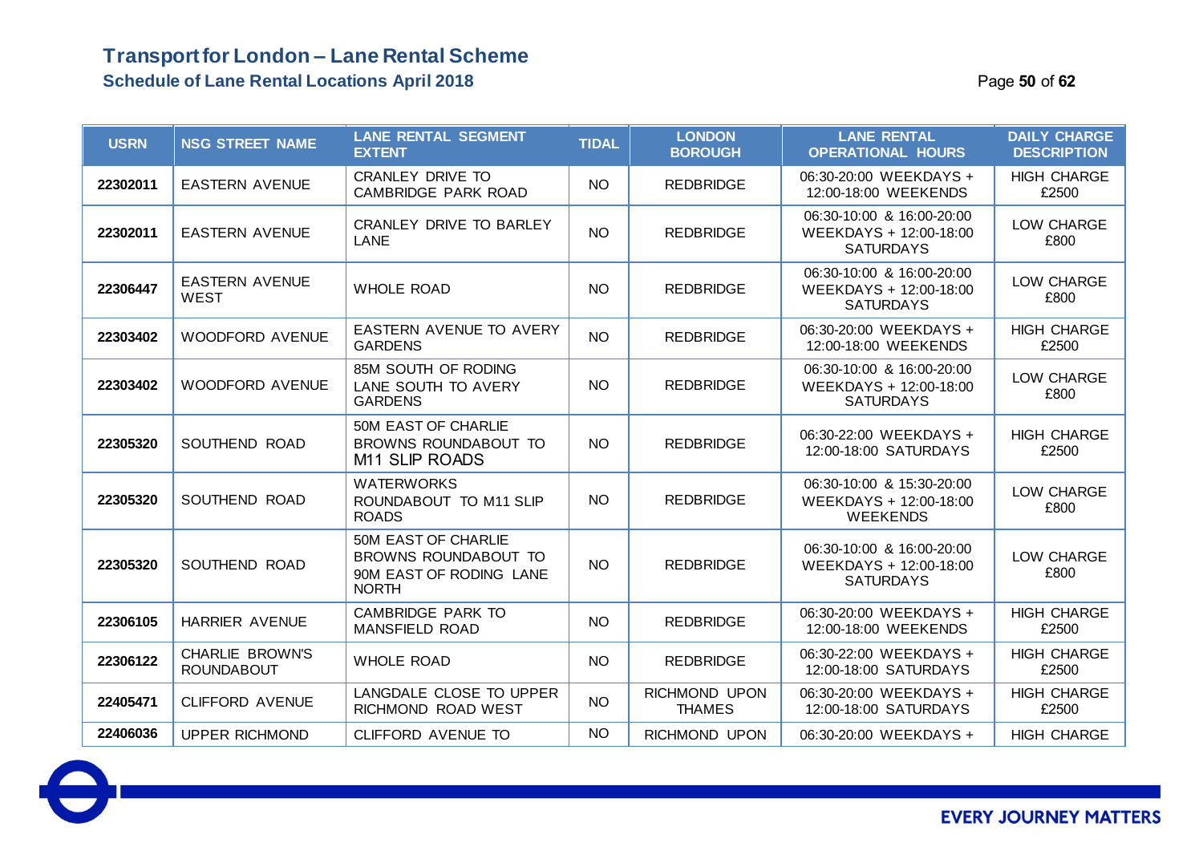# Transport for London – Lane Rental Scheme

## Schedule of Lane Rental Locations April 2018

| USRN | NSG STREET NAME | LANE RENTAL SEGMENT EXTENT | TIDAL | LONDON BOROUGH | LANE RENTAL OPERATIONAL HOURS | DAILY CHARGE DESCRIPTION |
|---|---|---|---|---|---|---|
| 22302011 | EASTERN AVENUE | CRANLEY DRIVE TO CAMBRIDGE PARK ROAD | NO | REDBRIDGE | 06:30-20:00 WEEKDAYS + 12:00-18:00 WEEKENDS | HIGH CHARGE £2500 |
| 22302011 | EASTERN AVENUE | CRANLEY DRIVE TO BARLEY LANE | NO | REDBRIDGE | 06:30-10:00 & 16:00-20:00 WEEKDAYS + 12:00-18:00 SATURDAYS | LOW CHARGE £800 |
| 22306447 | EASTERN AVENUE WEST | WHOLE ROAD | NO | REDBRIDGE | 06:30-10:00 & 16:00-20:00 WEEKDAYS + 12:00-18:00 SATURDAYS | LOW CHARGE £800 |
| 22303402 | WOODFORD AVENUE | EASTERN AVENUE TO AVERY GARDENS | NO | REDBRIDGE | 06:30-20:00 WEEKDAYS + 12:00-18:00 WEEKENDS | HIGH CHARGE £2500 |
| 22303402 | WOODFORD AVENUE | 85M SOUTH OF RODING LANE SOUTH TO AVERY GARDENS | NO | REDBRIDGE | 06:30-10:00 & 16:00-20:00 WEEKDAYS + 12:00-18:00 SATURDAYS | LOW CHARGE £800 |
| 22305320 | SOUTHEND ROAD | 50M EAST OF CHARLIE BROWNS ROUNDABOUT TO M11 SLIP ROADS | NO | REDBRIDGE | 06:30-22:00 WEEKDAYS + 12:00-18:00 SATURDAYS | HIGH CHARGE £2500 |
| 22305320 | SOUTHEND ROAD | WATERWORKS ROUNDABOUT TO M11 SLIP ROADS | NO | REDBRIDGE | 06:30-10:00 & 15:30-20:00 WEEKDAYS + 12:00-18:00 WEEKENDS | LOW CHARGE £800 |
| 22305320 | SOUTHEND ROAD | 50M EAST OF CHARLIE BROWNS ROUNDABOUT TO 90M EAST OF RODING LANE NORTH | NO | REDBRIDGE | 06:30-10:00 & 16:00-20:00 WEEKDAYS + 12:00-18:00 SATURDAYS | LOW CHARGE £800 |
| 22306105 | HARRIER AVENUE | CAMBRIDGE PARK TO MANSFIELD ROAD | NO | REDBRIDGE | 06:30-20:00 WEEKDAYS + 12:00-18:00 WEEKENDS | HIGH CHARGE £2500 |
| 22306122 | CHARLIE BROWN'S ROUNDABOUT | WHOLE ROAD | NO | REDBRIDGE | 06:30-22:00 WEEKDAYS + 12:00-18:00 SATURDAYS | HIGH CHARGE £2500 |
| 22405471 | CLIFFORD AVENUE | LANGDALE CLOSE TO UPPER RICHMOND ROAD WEST | NO | RICHMOND UPON THAMES | 06:30-20:00 WEEKDAYS + 12:00-18:00 SATURDAYS | HIGH CHARGE £2500 |
| 22406036 | UPPER RICHMOND | CLIFFORD AVENUE TO | NO | RICHMOND UPON | 06:30-20:00 WEEKDAYS + | HIGH CHARGE |

EVERY JOURNEY MATTERS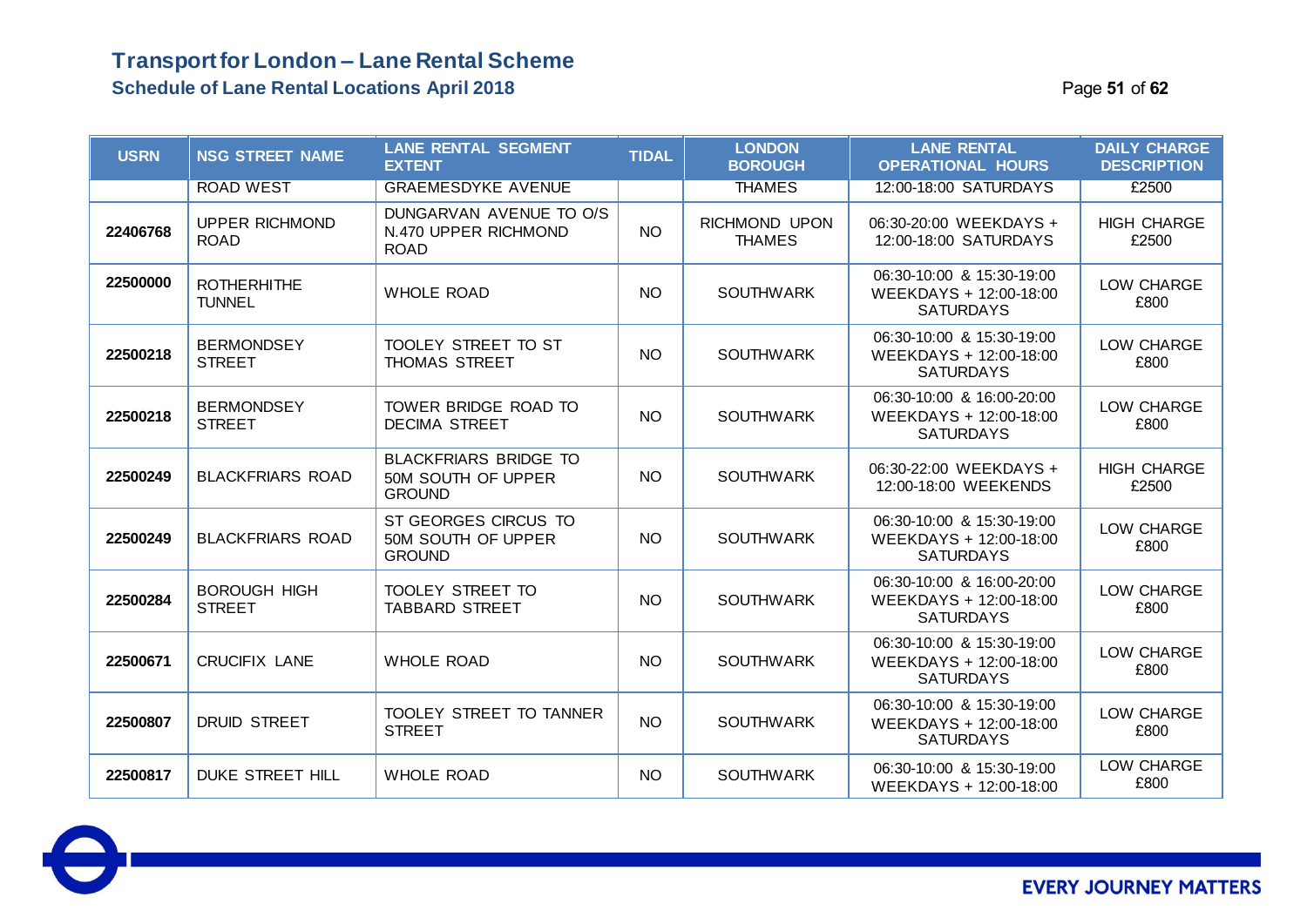# Transport for London – Lane Rental Scheme

## Schedule of Lane Rental Locations April 2018

| USRN | NSG STREET NAME | LANE RENTAL SEGMENT EXTENT | TIDAL | LONDON BOROUGH | LANE RENTAL OPERATIONAL HOURS | DAILY CHARGE DESCRIPTION |
|---|---|---|---|---|---|---|
| | ROAD WEST | GRAEMESDYKE AVENUE | | THAMES | 12:00-18:00 SATURDAYS | £2500 |
| 22406768 | UPPER RICHMOND ROAD | DUNGARVAN AVENUE TO O/S N.470 UPPER RICHMOND ROAD | NO | RICHMOND UPON THAMES | 06:30-20:00 WEEKDAYS + 12:00-18:00 SATURDAYS | HIGH CHARGE £2500 |
| 22500000 | ROTHERHITHE TUNNEL | WHOLE ROAD | NO | SOUTHWARK | 06:30-10:00 & 15:30-19:00 WEEKDAYS + 12:00-18:00 SATURDAYS | LOW CHARGE £800 |
| 22500218 | BERMONDSEY STREET | TOOLEY STREET TO ST THOMAS STREET | NO | SOUTHWARK | 06:30-10:00 & 15:30-19:00 WEEKDAYS + 12:00-18:00 SATURDAYS | LOW CHARGE £800 |
| 22500218 | BERMONDSEY STREET | TOWER BRIDGE ROAD TO DECIMA STREET | NO | SOUTHWARK | 06:30-10:00 & 16:00-20:00 WEEKDAYS + 12:00-18:00 SATURDAYS | LOW CHARGE £800 |
| 22500249 | BLACKFRIARS ROAD | BLACKFRIARS BRIDGE TO 50M SOUTH OF UPPER GROUND | NO | SOUTHWARK | 06:30-22:00 WEEKDAYS + 12:00-18:00 WEEKENDS | HIGH CHARGE £2500 |
| 22500249 | BLACKFRIARS ROAD | ST GEORGES CIRCUS TO 50M SOUTH OF UPPER GROUND | NO | SOUTHWARK | 06:30-10:00 & 15:30-19:00 WEEKDAYS + 12:00-18:00 SATURDAYS | LOW CHARGE £800 |
| 22500284 | BOROUGH HIGH STREET | TOOLEY STREET TO TABBARD STREET | NO | SOUTHWARK | 06:30-10:00 & 16:00-20:00 WEEKDAYS + 12:00-18:00 SATURDAYS | LOW CHARGE £800 |
| 22500671 | CRUCIFIX LANE | WHOLE ROAD | NO | SOUTHWARK | 06:30-10:00 & 15:30-19:00 WEEKDAYS + 12:00-18:00 SATURDAYS | LOW CHARGE £800 |
| 22500807 | DRUID STREET | TOOLEY STREET TO TANNER STREET | NO | SOUTHWARK | 06:30-10:00 & 15:30-19:00 WEEKDAYS + 12:00-18:00 SATURDAYS | LOW CHARGE £800 |
| 22500817 | DUKE STREET HILL | WHOLE ROAD | NO | SOUTHWARK | 06:30-10:00 & 15:30-19:00 WEEKDAYS + 12:00-18:00 | LOW CHARGE £800 |

EVERY JOURNEY MATTERS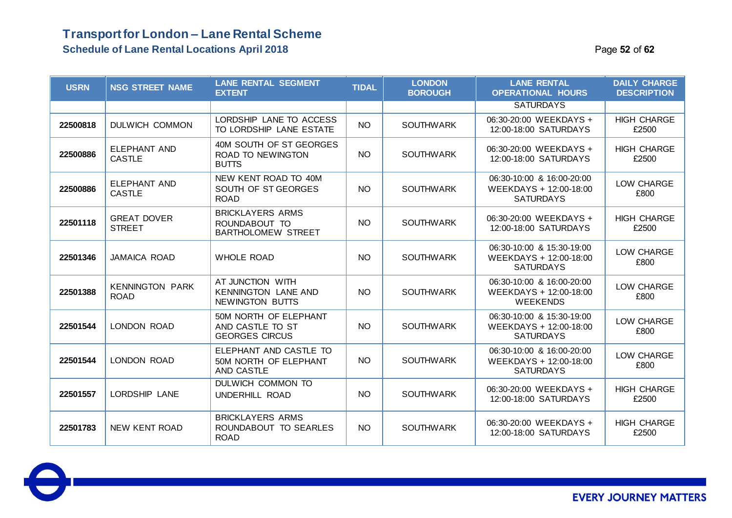# Transport for London – Lane Rental Scheme

## Schedule of Lane Rental Locations April 2018

| USRN | NSG STREET NAME | LANE RENTAL SEGMENT EXTENT | TIDAL | LONDON BOROUGH | LANE RENTAL OPERATIONAL HOURS | DAILY CHARGE DESCRIPTION |
|---|---|---|---|---|---|---|
| | | | | | SATURDAYS | |
| 22500818 | DULWICH COMMON | LORDSHIP LANE TO ACCESS TO LORDSHIP LANE ESTATE | NO | SOUTHWARK | 06:30-20:00 WEEKDAYS + 12:00-18:00 SATURDAYS | HIGH CHARGE £2500 |
| 22500886 | ELEPHANT AND CASTLE | 40M SOUTH OF ST GEORGES ROAD TO NEWINGTON BUTTS | NO | SOUTHWARK | 06:30-20:00 WEEKDAYS + 12:00-18:00 SATURDAYS | HIGH CHARGE £2500 |
| 22500886 | ELEPHANT AND CASTLE | NEW KENT ROAD TO 40M SOUTH OF ST GEORGES ROAD | NO | SOUTHWARK | 06:30-10:00 & 16:00-20:00 WEEKDAYS + 12:00-18:00 SATURDAYS | LOW CHARGE £800 |
| 22501118 | GREAT DOVER STREET | BRICKLAYERS ARMS ROUNDABOUT TO BARTHOLOMEW STREET | NO | SOUTHWARK | 06:30-20:00 WEEKDAYS + 12:00-18:00 SATURDAYS | HIGH CHARGE £2500 |
| 22501346 | JAMAICA ROAD | WHOLE ROAD | NO | SOUTHWARK | 06:30-10:00 & 15:30-19:00 WEEKDAYS + 12:00-18:00 SATURDAYS | LOW CHARGE £800 |
| 22501388 | KENNINGTON PARK ROAD | AT JUNCTION WITH KENNINGTON LANE AND NEWINGTON BUTTS | NO | SOUTHWARK | 06:30-10:00 & 16:00-20:00 WEEKDAYS + 12:00-18:00 WEEKENDS | LOW CHARGE £800 |
| 22501544 | LONDON ROAD | 50M NORTH OF ELEPHANT AND CASTLE TO ST GEORGES CIRCUS | NO | SOUTHWARK | 06:30-10:00 & 15:30-19:00 WEEKDAYS + 12:00-18:00 SATURDAYS | LOW CHARGE £800 |
| 22501544 | LONDON ROAD | ELEPHANT AND CASTLE TO 50M NORTH OF ELEPHANT AND CASTLE | NO | SOUTHWARK | 06:30-10:00 & 16:00-20:00 WEEKDAYS + 12:00-18:00 SATURDAYS | LOW CHARGE £800 |
| 22501557 | LORDSHIP LANE | DULWICH COMMON TO UNDERHILL ROAD | NO | SOUTHWARK | 06:30-20:00 WEEKDAYS + 12:00-18:00 SATURDAYS | HIGH CHARGE £2500 |
| 22501783 | NEW KENT ROAD | BRICKLAYERS ARMS ROUNDABOUT TO SEARLES ROAD | NO | SOUTHWARK | 06:30-20:00 WEEKDAYS + 12:00-18:00 SATURDAYS | HIGH CHARGE £2500 |

EVERY JOURNEY MATTERS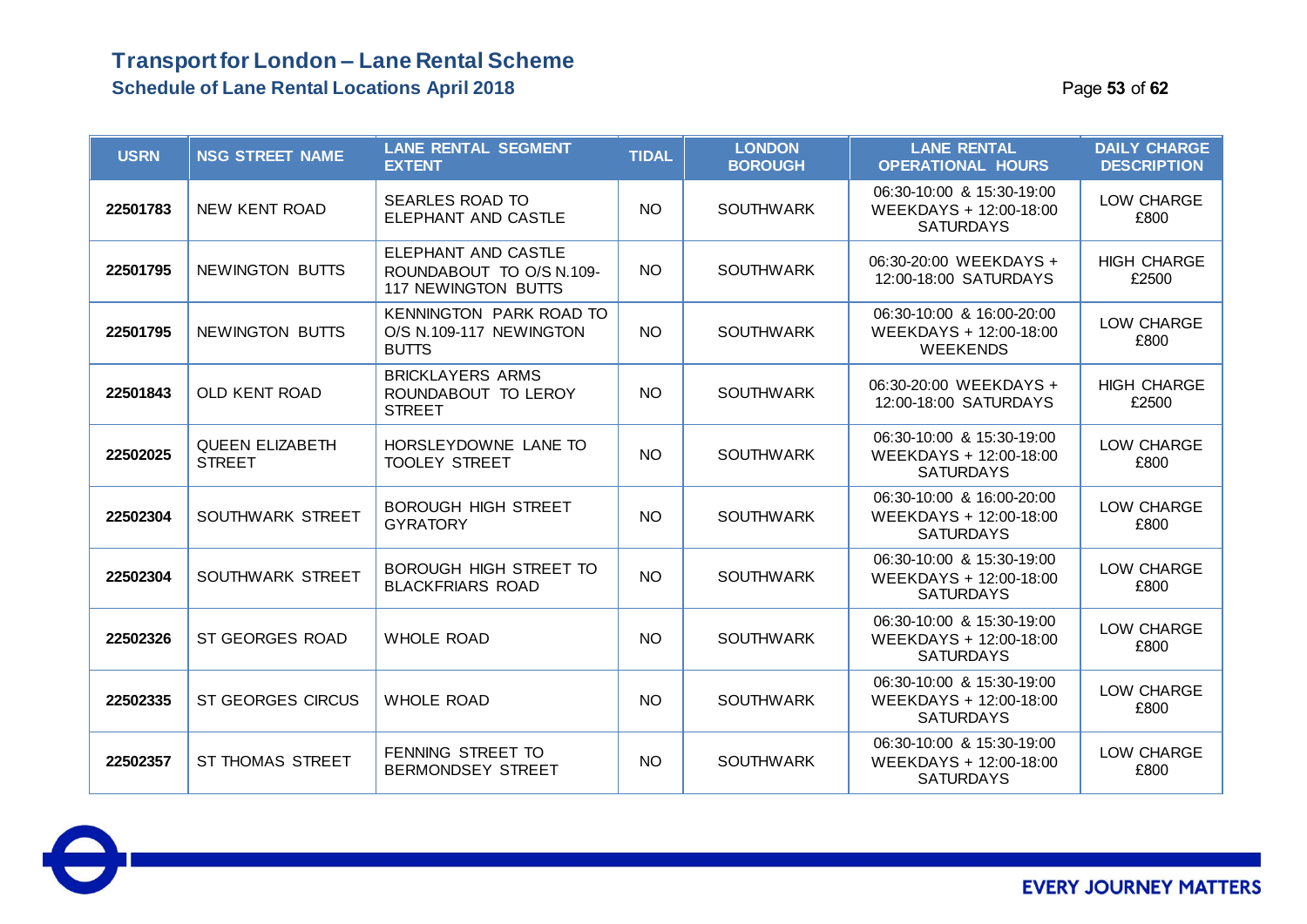# Transport for London – Lane Rental Scheme

## Schedule of Lane Rental Locations April 2018

| USRN | NSG STREET NAME | LANE RENTAL SEGMENT EXTENT | TIDAL | LONDON BOROUGH | LANE RENTAL OPERATIONAL HOURS | DAILY CHARGE DESCRIPTION |
|---|---|---|---|---|---|---|
| 22501783 | NEW KENT ROAD | SEARLES ROAD TO ELEPHANT AND CASTLE | NO | SOUTHWARK | 06:30-10:00 & 15:30-19:00 WEEKDAYS + 12:00-18:00 SATURDAYS | LOW CHARGE £800 |
| 22501795 | NEWINGTON BUTTS | ELEPHANT AND CASTLE ROUNDABOUT TO O/S N.109-117 NEWINGTON BUTTS | NO | SOUTHWARK | 06:30-20:00 WEEKDAYS + 12:00-18:00 SATURDAYS | HIGH CHARGE £2500 |
| 22501795 | NEWINGTON BUTTS | KENNINGTON PARK ROAD TO O/S N.109-117 NEWINGTON BUTTS | NO | SOUTHWARK | 06:30-10:00 & 16:00-20:00 WEEKDAYS + 12:00-18:00 WEEKENDS | LOW CHARGE £800 |
| 22501843 | OLD KENT ROAD | BRICKLAYERS ARMS ROUNDABOUT TO LEROY STREET | NO | SOUTHWARK | 06:30-20:00 WEEKDAYS + 12:00-18:00 SATURDAYS | HIGH CHARGE £2500 |
| 22502025 | QUEEN ELIZABETH STREET | HORSLEYDOWNE LANE TO TOOLEY STREET | NO | SOUTHWARK | 06:30-10:00 & 15:30-19:00 WEEKDAYS + 12:00-18:00 SATURDAYS | LOW CHARGE £800 |
| 22502304 | SOUTHWARK STREET | BOROUGH HIGH STREET GYRATORY | NO | SOUTHWARK | 06:30-10:00 & 16:00-20:00 WEEKDAYS + 12:00-18:00 SATURDAYS | LOW CHARGE £800 |
| 22502304 | SOUTHWARK STREET | BOROUGH HIGH STREET TO BLACKFRIARS ROAD | NO | SOUTHWARK | 06:30-10:00 & 15:30-19:00 WEEKDAYS + 12:00-18:00 SATURDAYS | LOW CHARGE £800 |
| 22502326 | ST GEORGES ROAD | WHOLE ROAD | NO | SOUTHWARK | 06:30-10:00 & 15:30-19:00 WEEKDAYS + 12:00-18:00 SATURDAYS | LOW CHARGE £800 |
| 22502335 | ST GEORGES CIRCUS | WHOLE ROAD | NO | SOUTHWARK | 06:30-10:00 & 15:30-19:00 WEEKDAYS + 12:00-18:00 SATURDAYS | LOW CHARGE £800 |
| 22502357 | ST THOMAS STREET | FENNING STREET TO BERMONDSEY STREET | NO | SOUTHWARK | 06:30-10:00 & 15:30-19:00 WEEKDAYS + 12:00-18:00 SATURDAYS | LOW CHARGE £800 |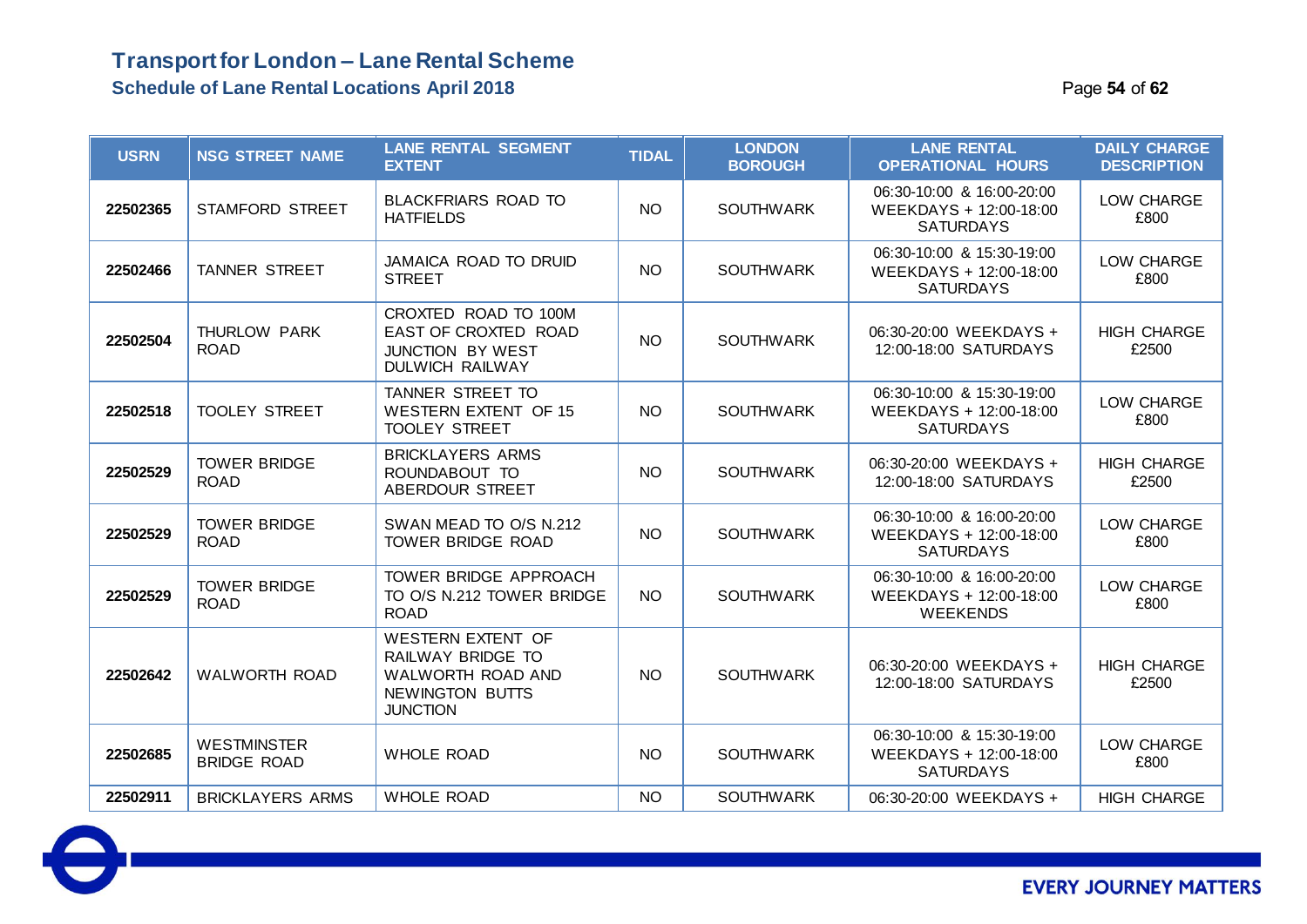# Transport for London – Lane Rental Scheme

## Schedule of Lane Rental Locations April 2018

| USRN | NSG STREET NAME | LANE RENTAL SEGMENT EXTENT | TIDAL | LONDON BOROUGH | LANE RENTAL OPERATIONAL HOURS | DAILY CHARGE DESCRIPTION |
|---|---|---|---|---|---|---|
| 22502365 | STAMFORD STREET | BLACKFRIARS ROAD TO HATFIELDS | NO | SOUTHWARK | 06:30-10:00 & 16:00-20:00 WEEKDAYS + 12:00-18:00 SATURDAYS | LOW CHARGE £800 |
| 22502466 | TANNER STREET | JAMAICA ROAD TO DRUID STREET | NO | SOUTHWARK | 06:30-10:00 & 15:30-19:00 WEEKDAYS + 12:00-18:00 SATURDAYS | LOW CHARGE £800 |
| 22502504 | THURLOW PARK ROAD | CROXTED ROAD TO 100M EAST OF CROXTED ROAD JUNCTION BY WEST DULWICH RAILWAY | NO | SOUTHWARK | 06:30-20:00 WEEKDAYS + 12:00-18:00 SATURDAYS | HIGH CHARGE £2500 |
| 22502518 | TOOLEY STREET | TANNER STREET TO WESTERN EXTENT OF 15 TOOLEY STREET | NO | SOUTHWARK | 06:30-10:00 & 15:30-19:00 WEEKDAYS + 12:00-18:00 SATURDAYS | LOW CHARGE £800 |
| 22502529 | TOWER BRIDGE ROAD | BRICKLAYERS ARMS ROUNDABOUT TO ABERDOUR STREET | NO | SOUTHWARK | 06:30-20:00 WEEKDAYS + 12:00-18:00 SATURDAYS | HIGH CHARGE £2500 |
| 22502529 | TOWER BRIDGE ROAD | SWAN MEAD TO O/S N.212 TOWER BRIDGE ROAD | NO | SOUTHWARK | 06:30-10:00 & 16:00-20:00 WEEKDAYS + 12:00-18:00 SATURDAYS | LOW CHARGE £800 |
| 22502529 | TOWER BRIDGE ROAD | TOWER BRIDGE APPROACH TO O/S N.212 TOWER BRIDGE ROAD | NO | SOUTHWARK | 06:30-10:00 & 16:00-20:00 WEEKDAYS + 12:00-18:00 WEEKENDS | LOW CHARGE £800 |
| 22502642 | WALWORTH ROAD | WESTERN EXTENT OF RAILWAY BRIDGE TO WALWORTH ROAD AND NEWINGTON BUTTS JUNCTION | NO | SOUTHWARK | 06:30-20:00 WEEKDAYS + 12:00-18:00 SATURDAYS | HIGH CHARGE £2500 |
| 22502685 | WESTMINSTER BRIDGE ROAD | WHOLE ROAD | NO | SOUTHWARK | 06:30-10:00 & 15:30-19:00 WEEKDAYS + 12:00-18:00 SATURDAYS | LOW CHARGE £800 |
| 22502911 | BRICKLAYERS ARMS | WHOLE ROAD | NO | SOUTHWARK | 06:30-20:00 WEEKDAYS + | HIGH CHARGE |

EVERY JOURNEY MATTERS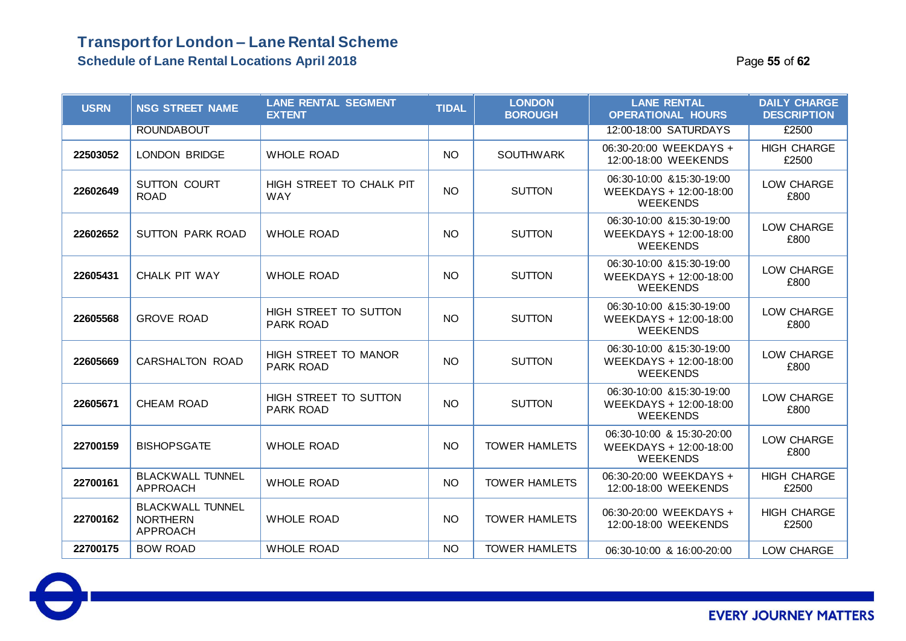# Transport for London – Lane Rental Scheme

## Schedule of Lane Rental Locations April 2018

| USRN | NSG STREET NAME | LANE RENTAL SEGMENT EXTENT | TIDAL | LONDON BOROUGH | LANE RENTAL OPERATIONAL HOURS | DAILY CHARGE DESCRIPTION |
|---|---|---|---|---|---|---|
| | ROUNDABOUT | | | | 12:00-18:00 SATURDAYS | £2500 |
| 22503052 | LONDON BRIDGE | WHOLE ROAD | NO | SOUTHWARK | 06:30-20:00 WEEKDAYS + 12:00-18:00 WEEKENDS | HIGH CHARGE £2500 |
| 22602649 | SUTTON COURT ROAD | HIGH STREET TO CHALK PIT WAY | NO | SUTTON | 06:30-10:00 &15:30-19:00 WEEKDAYS + 12:00-18:00 WEEKENDS | LOW CHARGE £800 |
| 22602652 | SUTTON PARK ROAD | WHOLE ROAD | NO | SUTTON | 06:30-10:00 &15:30-19:00 WEEKDAYS + 12:00-18:00 WEEKENDS | LOW CHARGE £800 |
| 22605431 | CHALK PIT WAY | WHOLE ROAD | NO | SUTTON | 06:30-10:00 &15:30-19:00 WEEKDAYS + 12:00-18:00 WEEKENDS | LOW CHARGE £800 |
| 22605568 | GROVE ROAD | HIGH STREET TO SUTTON PARK ROAD | NO | SUTTON | 06:30-10:00 &15:30-19:00 WEEKDAYS + 12:00-18:00 WEEKENDS | LOW CHARGE £800 |
| 22605669 | CARSHALTON ROAD | HIGH STREET TO MANOR PARK ROAD | NO | SUTTON | 06:30-10:00 &15:30-19:00 WEEKDAYS + 12:00-18:00 WEEKENDS | LOW CHARGE £800 |
| 22605671 | CHEAM ROAD | HIGH STREET TO SUTTON PARK ROAD | NO | SUTTON | 06:30-10:00 &15:30-19:00 WEEKDAYS + 12:00-18:00 WEEKENDS | LOW CHARGE £800 |
| 22700159 | BISHOPSGATE | WHOLE ROAD | NO | TOWER HAMLETS | 06:30-10:00 & 15:30-20:00 WEEKDAYS + 12:00-18:00 WEEKENDS | LOW CHARGE £800 |
| 22700161 | BLACKWALL TUNNEL APPROACH | WHOLE ROAD | NO | TOWER HAMLETS | 06:30-20:00 WEEKDAYS + 12:00-18:00 WEEKENDS | HIGH CHARGE £2500 |
| 22700162 | BLACKWALL TUNNEL NORTHERN APPROACH | WHOLE ROAD | NO | TOWER HAMLETS | 06:30-20:00 WEEKDAYS + 12:00-18:00 WEEKENDS | HIGH CHARGE £2500 |
| 22700175 | BOW ROAD | WHOLE ROAD | NO | TOWER HAMLETS | 06:30-10:00 & 16:00-20:00 | LOW CHARGE |

EVERY JOURNEY MATTERS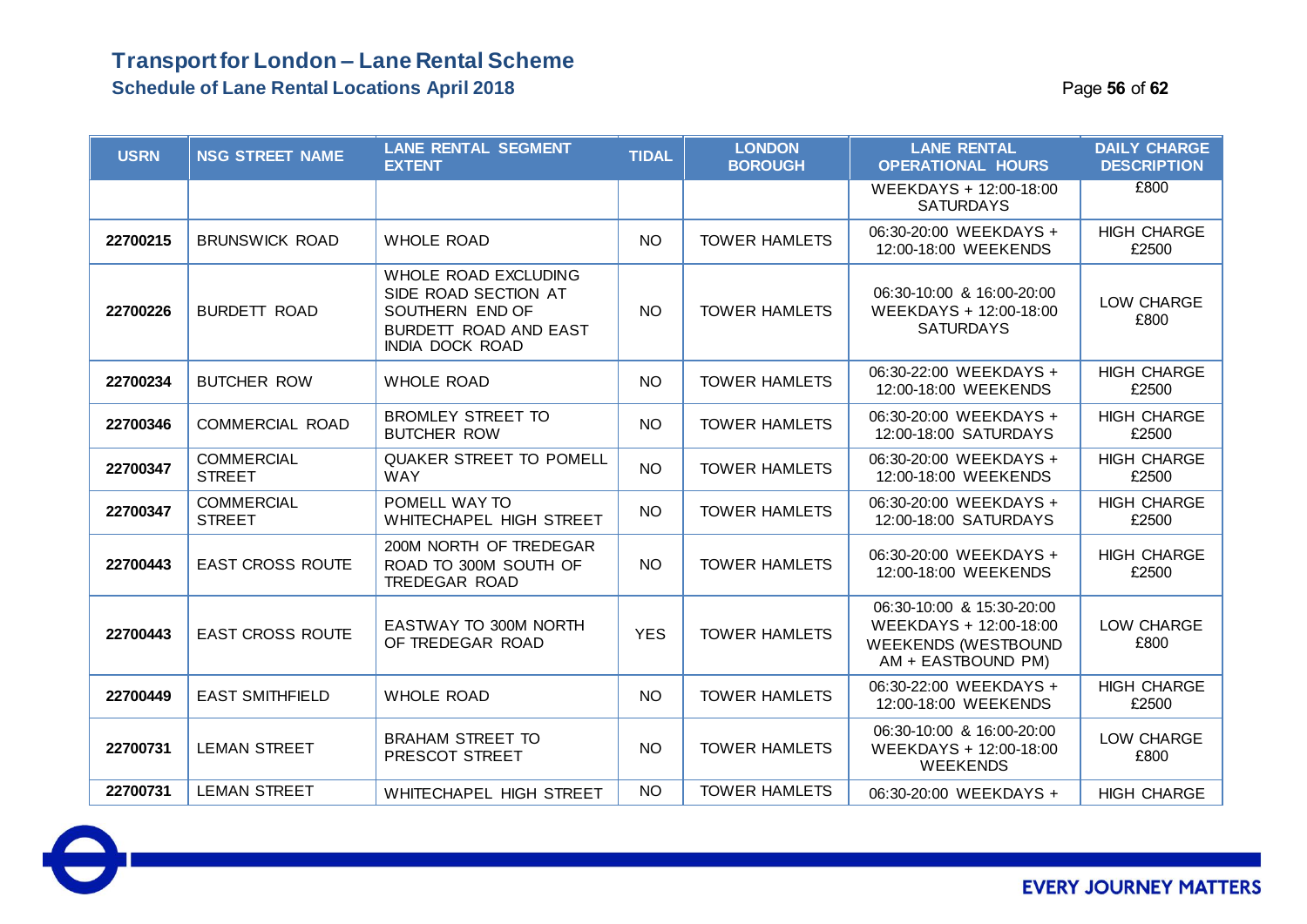# Transport for London – Lane Rental Scheme

## Schedule of Lane Rental Locations April 2018

| USRN | NSG STREET NAME | LANE RENTAL SEGMENT EXTENT | TIDAL | LONDON BOROUGH | LANE RENTAL OPERATIONAL HOURS | DAILY CHARGE DESCRIPTION |
|---|---|---|---|---|---|---|
| | | | | | WEEKDAYS + 12:00-18:00 SATURDAYS | £800 |
| 22700215 | BRUNSWICK ROAD | WHOLE ROAD | NO | TOWER HAMLETS | 06:30-20:00 WEEKDAYS + 12:00-18:00 WEEKENDS | HIGH CHARGE £2500 |
| 22700226 | BURDETT ROAD | WHOLE ROAD EXCLUDING SIDE ROAD SECTION AT SOUTHERN END OF BURDETT ROAD AND EAST INDIA DOCK ROAD | NO | TOWER HAMLETS | 06:30-10:00 & 16:00-20:00 WEEKDAYS + 12:00-18:00 SATURDAYS | LOW CHARGE £800 |
| 22700234 | BUTCHER ROW | WHOLE ROAD | NO | TOWER HAMLETS | 06:30-22:00 WEEKDAYS + 12:00-18:00 WEEKENDS | HIGH CHARGE £2500 |
| 22700346 | COMMERCIAL ROAD | BROMLEY STREET TO BUTCHER ROW | NO | TOWER HAMLETS | 06:30-20:00 WEEKDAYS + 12:00-18:00 SATURDAYS | HIGH CHARGE £2500 |
| 22700347 | COMMERCIAL STREET | QUAKER STREET TO POMELL WAY | NO | TOWER HAMLETS | 06:30-20:00 WEEKDAYS + 12:00-18:00 WEEKENDS | HIGH CHARGE £2500 |
| 22700347 | COMMERCIAL STREET | POMELL WAY TO WHITECHAPEL HIGH STREET | NO | TOWER HAMLETS | 06:30-20:00 WEEKDAYS + 12:00-18:00 SATURDAYS | HIGH CHARGE £2500 |
| 22700443 | EAST CROSS ROUTE | 200M NORTH OF TREDEGAR ROAD TO 300M SOUTH OF TREDEGAR ROAD | NO | TOWER HAMLETS | 06:30-20:00 WEEKDAYS + 12:00-18:00 WEEKENDS | HIGH CHARGE £2500 |
| 22700443 | EAST CROSS ROUTE | EASTWAY TO 300M NORTH OF TREDEGAR ROAD | YES | TOWER HAMLETS | 06:30-10:00 & 15:30-20:00 WEEKDAYS + 12:00-18:00 WEEKENDS (WESTBOUND AM + EASTBOUND PM) | LOW CHARGE £800 |
| 22700449 | EAST SMITHFIELD | WHOLE ROAD | NO | TOWER HAMLETS | 06:30-22:00 WEEKDAYS + 12:00-18:00 WEEKENDS | HIGH CHARGE £2500 |
| 22700731 | LEMAN STREET | BRAHAM STREET TO PRESCOT STREET | NO | TOWER HAMLETS | 06:30-10:00 & 16:00-20:00 WEEKDAYS + 12:00-18:00 WEEKENDS | LOW CHARGE £800 |
| 22700731 | LEMAN STREET | WHITECHAPEL HIGH STREET | NO | TOWER HAMLETS | 06:30-20:00 WEEKDAYS + | HIGH CHARGE |

EVERY JOURNEY MATTERS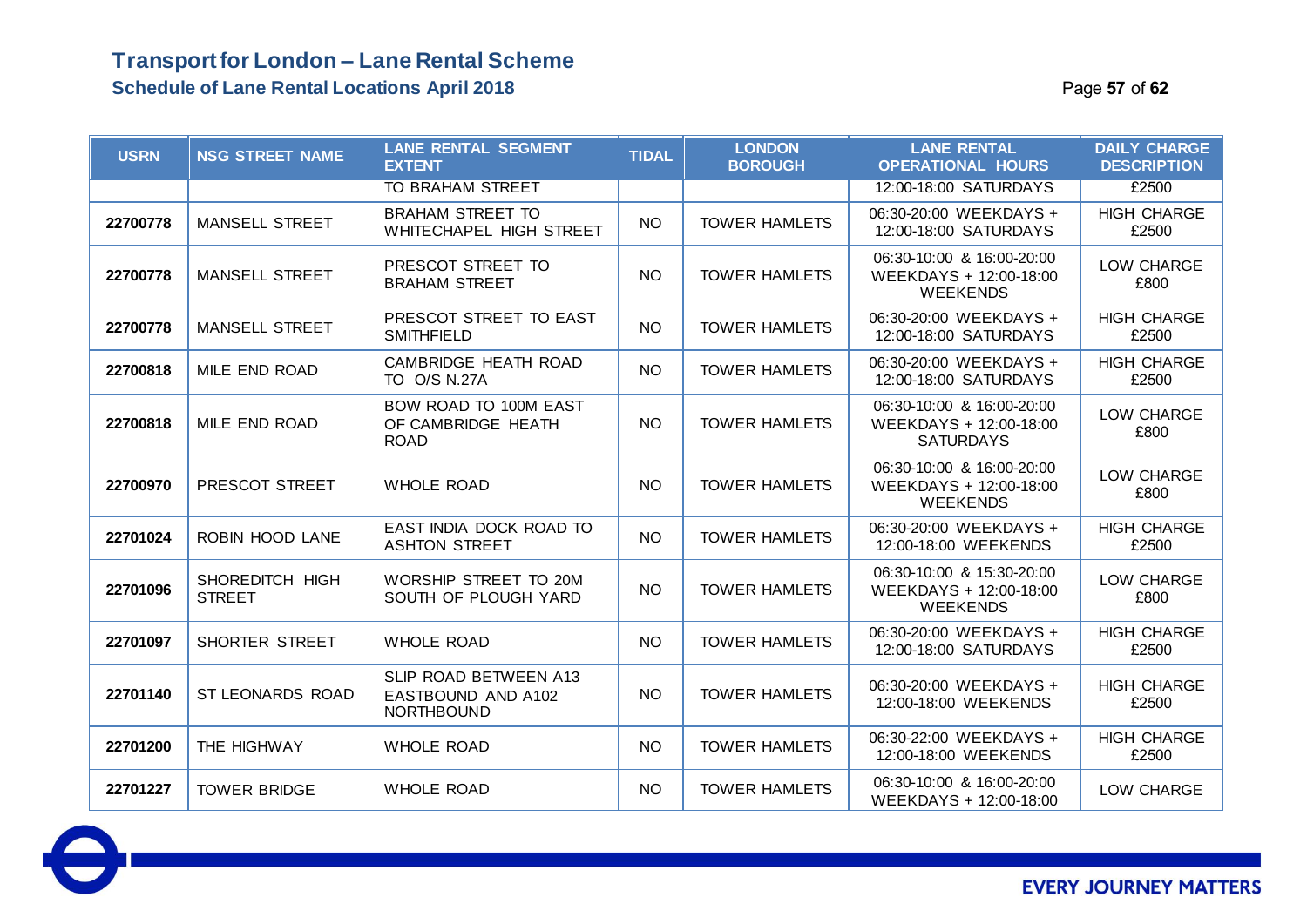# Transport for London – Lane Rental Scheme

## Schedule of Lane Rental Locations April 2018

| USRN | NSG STREET NAME | LANE RENTAL SEGMENT EXTENT | TIDAL | LONDON BOROUGH | LANE RENTAL OPERATIONAL HOURS | DAILY CHARGE DESCRIPTION |
|---|---|---|---|---|---|---|
| | | TO BRAHAM STREET | | | 12:00-18:00 SATURDAYS | £2500 |
| 22700778 | MANSELL STREET | BRAHAM STREET TO WHITECHAPEL HIGH STREET | NO | TOWER HAMLETS | 06:30-20:00 WEEKDAYS + 12:00-18:00 SATURDAYS | HIGH CHARGE £2500 |
| 22700778 | MANSELL STREET | PRESCOT STREET TO BRAHAM STREET | NO | TOWER HAMLETS | 06:30-10:00 & 16:00-20:00 WEEKDAYS + 12:00-18:00 WEEKENDS | LOW CHARGE £800 |
| 22700778 | MANSELL STREET | PRESCOT STREET TO EAST SMITHFIELD | NO | TOWER HAMLETS | 06:30-20:00 WEEKDAYS + 12:00-18:00 SATURDAYS | HIGH CHARGE £2500 |
| 22700818 | MILE END ROAD | CAMBRIDGE HEATH ROAD TO O/S N.27A | NO | TOWER HAMLETS | 06:30-20:00 WEEKDAYS + 12:00-18:00 SATURDAYS | HIGH CHARGE £2500 |
| 22700818 | MILE END ROAD | BOW ROAD TO 100M EAST OF CAMBRIDGE HEATH ROAD | NO | TOWER HAMLETS | 06:30-10:00 & 16:00-20:00 WEEKDAYS + 12:00-18:00 SATURDAYS | LOW CHARGE £800 |
| 22700970 | PRESCOT STREET | WHOLE ROAD | NO | TOWER HAMLETS | 06:30-10:00 & 16:00-20:00 WEEKDAYS + 12:00-18:00 WEEKENDS | LOW CHARGE £800 |
| 22701024 | ROBIN HOOD LANE | EAST INDIA DOCK ROAD TO ASHTON STREET | NO | TOWER HAMLETS | 06:30-20:00 WEEKDAYS + 12:00-18:00 WEEKENDS | HIGH CHARGE £2500 |
| 22701096 | SHOREDITCH HIGH STREET | WORSHIP STREET TO 20M SOUTH OF PLOUGH YARD | NO | TOWER HAMLETS | 06:30-10:00 & 15:30-20:00 WEEKDAYS + 12:00-18:00 WEEKENDS | LOW CHARGE £800 |
| 22701097 | SHORTER STREET | WHOLE ROAD | NO | TOWER HAMLETS | 06:30-20:00 WEEKDAYS + 12:00-18:00 SATURDAYS | HIGH CHARGE £2500 |
| 22701140 | ST LEONARDS ROAD | SLIP ROAD BETWEEN A13 EASTBOUND AND A102 NORTHBOUND | NO | TOWER HAMLETS | 06:30-20:00 WEEKDAYS + 12:00-18:00 WEEKENDS | HIGH CHARGE £2500 |
| 22701200 | THE HIGHWAY | WHOLE ROAD | NO | TOWER HAMLETS | 06:30-22:00 WEEKDAYS + 12:00-18:00 WEEKENDS | HIGH CHARGE £2500 |
| 22701227 | TOWER BRIDGE | WHOLE ROAD | NO | TOWER HAMLETS | 06:30-10:00 & 16:00-20:00 WEEKDAYS + 12:00-18:00 | LOW CHARGE |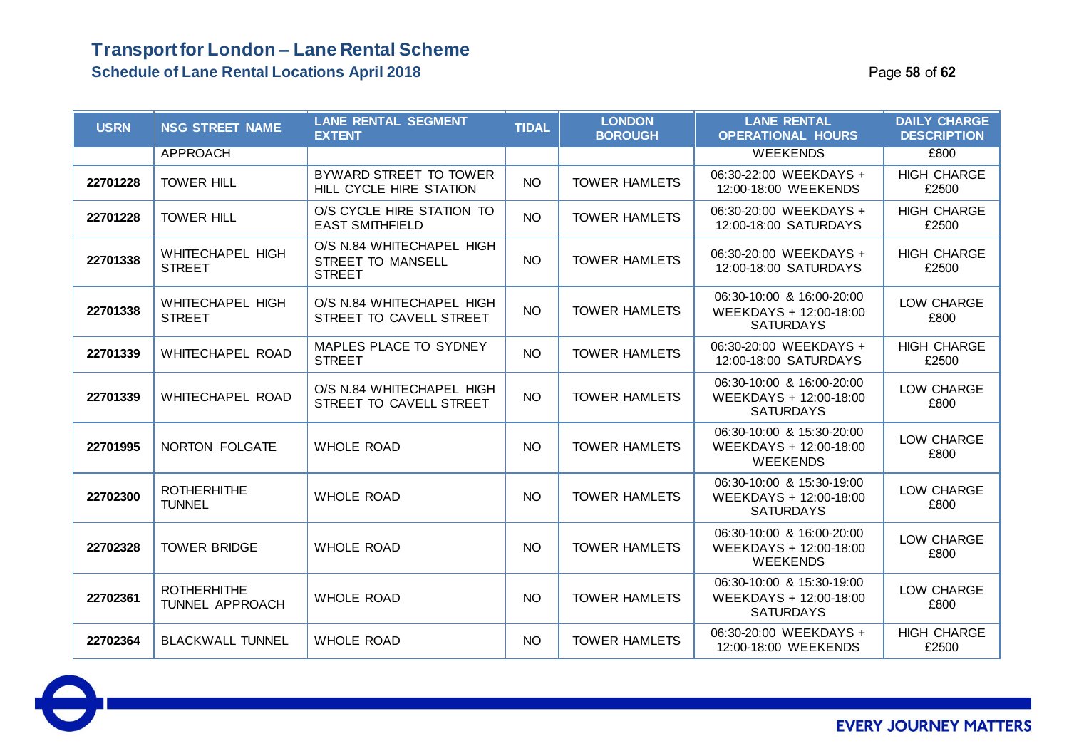# Transport for London – Lane Rental Scheme

## Schedule of Lane Rental Locations April 2018

| USRN | NSG STREET NAME | LANE RENTAL SEGMENT EXTENT | TIDAL | LONDON BOROUGH | LANE RENTAL OPERATIONAL HOURS | DAILY CHARGE DESCRIPTION |
|---|---|---|---|---|---|---|
| | APPROACH | | | | WEEKENDS | £800 |
| 22701228 | TOWER HILL | BYWARD STREET TO TOWER HILL CYCLE HIRE STATION | NO | TOWER HAMLETS | 06:30-22:00 WEEKDAYS + 12:00-18:00 WEEKENDS | HIGH CHARGE £2500 |
| 22701228 | TOWER HILL | O/S CYCLE HIRE STATION TO EAST SMITHFIELD | NO | TOWER HAMLETS | 06:30-20:00 WEEKDAYS + 12:00-18:00 SATURDAYS | HIGH CHARGE £2500 |
| 22701338 | WHITECHAPEL HIGH STREET | O/S N.84 WHITECHAPEL HIGH STREET TO MANSELL STREET | NO | TOWER HAMLETS | 06:30-20:00 WEEKDAYS + 12:00-18:00 SATURDAYS | HIGH CHARGE £2500 |
| 22701338 | WHITECHAPEL HIGH STREET | O/S N.84 WHITECHAPEL HIGH STREET TO CAVELL STREET | NO | TOWER HAMLETS | 06:30-10:00 & 16:00-20:00 WEEKDAYS + 12:00-18:00 SATURDAYS | LOW CHARGE £800 |
| 22701339 | WHITECHAPEL ROAD | MAPLES PLACE TO SYDNEY STREET | NO | TOWER HAMLETS | 06:30-20:00 WEEKDAYS + 12:00-18:00 SATURDAYS | HIGH CHARGE £2500 |
| 22701339 | WHITECHAPEL ROAD | O/S N.84 WHITECHAPEL HIGH STREET TO CAVELL STREET | NO | TOWER HAMLETS | 06:30-10:00 & 16:00-20:00 WEEKDAYS + 12:00-18:00 SATURDAYS | LOW CHARGE £800 |
| 22701995 | NORTON FOLGATE | WHOLE ROAD | NO | TOWER HAMLETS | 06:30-10:00 & 15:30-20:00 WEEKDAYS + 12:00-18:00 WEEKENDS | LOW CHARGE £800 |
| 22702300 | ROTHERHITHE TUNNEL | WHOLE ROAD | NO | TOWER HAMLETS | 06:30-10:00 & 15:30-19:00 WEEKDAYS + 12:00-18:00 SATURDAYS | LOW CHARGE £800 |
| 22702328 | TOWER BRIDGE | WHOLE ROAD | NO | TOWER HAMLETS | 06:30-10:00 & 16:00-20:00 WEEKDAYS + 12:00-18:00 WEEKENDS | LOW CHARGE £800 |
| 22702361 | ROTHERHITHE TUNNEL APPROACH | WHOLE ROAD | NO | TOWER HAMLETS | 06:30-10:00 & 15:30-19:00 WEEKDAYS + 12:00-18:00 SATURDAYS | LOW CHARGE £800 |
| 22702364 | BLACKWALL TUNNEL | WHOLE ROAD | NO | TOWER HAMLETS | 06:30-20:00 WEEKDAYS + 12:00-18:00 WEEKENDS | HIGH CHARGE £2500 |

EVERY JOURNEY MATTERS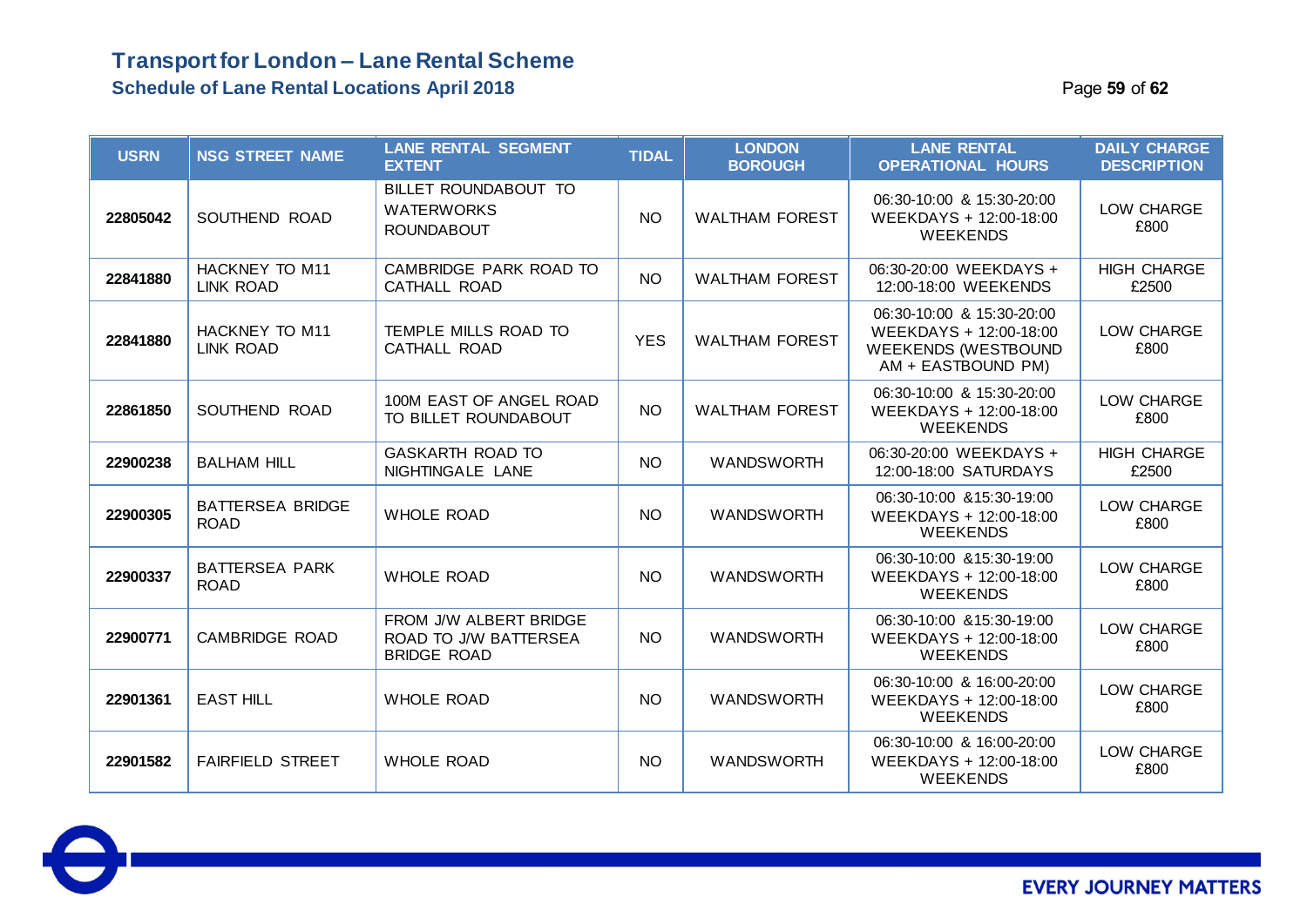# Transport for London – Lane Rental Scheme

## Schedule of Lane Rental Locations April 2018

| USRN | NSG STREET NAME | LANE RENTAL SEGMENT EXTENT | TIDAL | LONDON BOROUGH | LANE RENTAL OPERATIONAL HOURS | DAILY CHARGE DESCRIPTION |
|---|---|---|---|---|---|---|
| **22805042** | SOUTHEND ROAD | BILLET ROUNDABOUT TO WATERWORKS ROUNDABOUT | NO | WALTHAM FOREST | 06:30-10:00 & 15:30-20:00 WEEKDAYS + 12:00-18:00 WEEKENDS | LOW CHARGE £800 |
| **22841880** | HACKNEY TO M11 LINK ROAD | CAMBRIDGE PARK ROAD TO CATHALL ROAD | NO | WALTHAM FOREST | 06:30-20:00 WEEKDAYS + 12:00-18:00 WEEKENDS | HIGH CHARGE £2500 |
| **22841880** | HACKNEY TO M11 LINK ROAD | TEMPLE MILLS ROAD TO CATHALL ROAD | YES | WALTHAM FOREST | 06:30-10:00 & 15:30-20:00 WEEKDAYS + 12:00-18:00 WEEKENDS (WESTBOUND AM + EASTBOUND PM) | LOW CHARGE £800 |
| **22861850** | SOUTHEND ROAD | 100M EAST OF ANGEL ROAD TO BILLET ROUNDABOUT | NO | WALTHAM FOREST | 06:30-10:00 & 15:30-20:00 WEEKDAYS + 12:00-18:00 WEEKENDS | LOW CHARGE £800 |
| **22900238** | BALHAM HILL | GASKARTH ROAD TO NIGHTINGALE LANE | NO | WANDSWORTH | 06:30-20:00 WEEKDAYS + 12:00-18:00 SATURDAYS | HIGH CHARGE £2500 |
| **22900305** | BATTERSEA BRIDGE ROAD | WHOLE ROAD | NO | WANDSWORTH | 06:30-10:00 &15:30-19:00 WEEKDAYS + 12:00-18:00 WEEKENDS | LOW CHARGE £800 |
| **22900337** | BATTERSEA PARK ROAD | WHOLE ROAD | NO | WANDSWORTH | 06:30-10:00 &15:30-19:00 WEEKDAYS + 12:00-18:00 WEEKENDS | LOW CHARGE £800 |
| **22900771** | CAMBRIDGE ROAD | FROM J/W ALBERT BRIDGE ROAD TO J/W BATTERSEA BRIDGE ROAD | NO | WANDSWORTH | 06:30-10:00 &15:30-19:00 WEEKDAYS + 12:00-18:00 WEEKENDS | LOW CHARGE £800 |
| **22901361** | EAST HILL | WHOLE ROAD | NO | WANDSWORTH | 06:30-10:00 & 16:00-20:00 WEEKDAYS + 12:00-18:00 WEEKENDS | LOW CHARGE £800 |
| **22901582** | FAIRFIELD STREET | WHOLE ROAD | NO | WANDSWORTH | 06:30-10:00 & 16:00-20:00 WEEKDAYS + 12:00-18:00 WEEKENDS | LOW CHARGE £800 |

EVERY JOURNEY MATTERS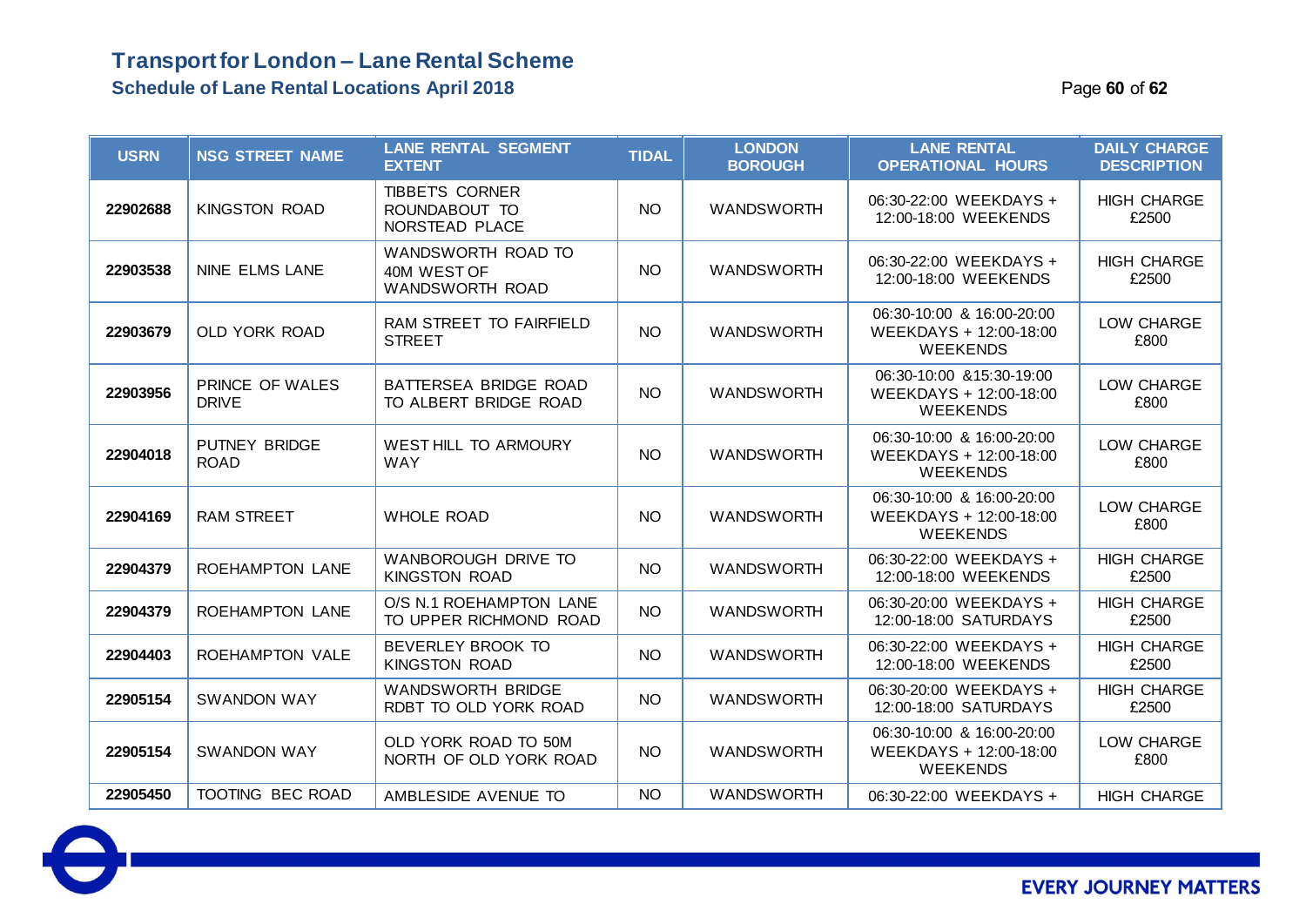# Transport for London – Lane Rental Scheme

## Schedule of Lane Rental Locations April 2018

| USRN | NSG STREET NAME | LANE RENTAL SEGMENT EXTENT | TIDAL | LONDON BOROUGH | LANE RENTAL OPERATIONAL HOURS | DAILY CHARGE DESCRIPTION |
|---|---|---|---|---|---|---|
| 22902688 | KINGSTON ROAD | TIBBETS CORNER ROUNDABOUT TO NORSTEAD PLACE | NO | WANDSWORTH | 06:30-22:00 WEEKDAYS + 12:00-18:00 WEEKENDS | HIGH CHARGE £2500 |
| 22903538 | NINE ELMS LANE | WANDSWORTH ROAD TO 40M WEST OF WANDSWORTH ROAD | NO | WANDSWORTH | 06:30-22:00 WEEKDAYS + 12:00-18:00 WEEKENDS | HIGH CHARGE £2500 |
| 22903679 | OLD YORK ROAD | RAM STREET TO FAIRFIELD STREET | NO | WANDSWORTH | 06:30-10:00 & 16:00-20:00 WEEKDAYS + 12:00-18:00 WEEKENDS | LOW CHARGE £800 |
| 22903956 | PRINCE OF WALES DRIVE | BATTERSEA BRIDGE ROAD TO ALBERT BRIDGE ROAD | NO | WANDSWORTH | 06:30-10:00 &15:30-19:00 WEEKDAYS + 12:00-18:00 WEEKENDS | LOW CHARGE £800 |
| 22904018 | PUTNEY BRIDGE ROAD | WEST HILL TO ARMOURY WAY | NO | WANDSWORTH | 06:30-10:00 & 16:00-20:00 WEEKDAYS + 12:00-18:00 WEEKENDS | LOW CHARGE £800 |
| 22904169 | RAM STREET | WHOLE ROAD | NO | WANDSWORTH | 06:30-10:00 & 16:00-20:00 WEEKDAYS + 12:00-18:00 WEEKENDS | LOW CHARGE £800 |
| 22904379 | ROEHAMPTON LANE | WANBOROUGH DRIVE TO KINGSTON ROAD | NO | WANDSWORTH | 06:30-22:00 WEEKDAYS + 12:00-18:00 WEEKENDS | HIGH CHARGE £2500 |
| 22904379 | ROEHAMPTON LANE | O/S N.1 ROEHAMPTON LANE TO UPPER RICHMOND ROAD | NO | WANDSWORTH | 06:30-20:00 WEEKDAYS + 12:00-18:00 SATURDAYS | HIGH CHARGE £2500 |
| 22904403 | ROEHAMPTON VALE | BEVERLEY BROOK TO KINGSTON ROAD | NO | WANDSWORTH | 06:30-22:00 WEEKDAYS + 12:00-18:00 WEEKENDS | HIGH CHARGE £2500 |
| 22905154 | SWANDON WAY | WANDSWORTH BRIDGE RDBT TO OLD YORK ROAD | NO | WANDSWORTH | 06:30-20:00 WEEKDAYS + 12:00-18:00 SATURDAYS | HIGH CHARGE £2500 |
| 22905154 | SWANDON WAY | OLD YORK ROAD TO 50M NORTH OF OLD YORK ROAD | NO | WANDSWORTH | 06:30-10:00 & 16:00-20:00 WEEKDAYS + 12:00-18:00 WEEKENDS | LOW CHARGE £800 |
| 22905450 | TOOTING BEC ROAD | AMBLESIDE AVENUE TO | NO | WANDSWORTH | 06:30-22:00 WEEKDAYS + | HIGH CHARGE |

EVERY JOURNEY MATTERS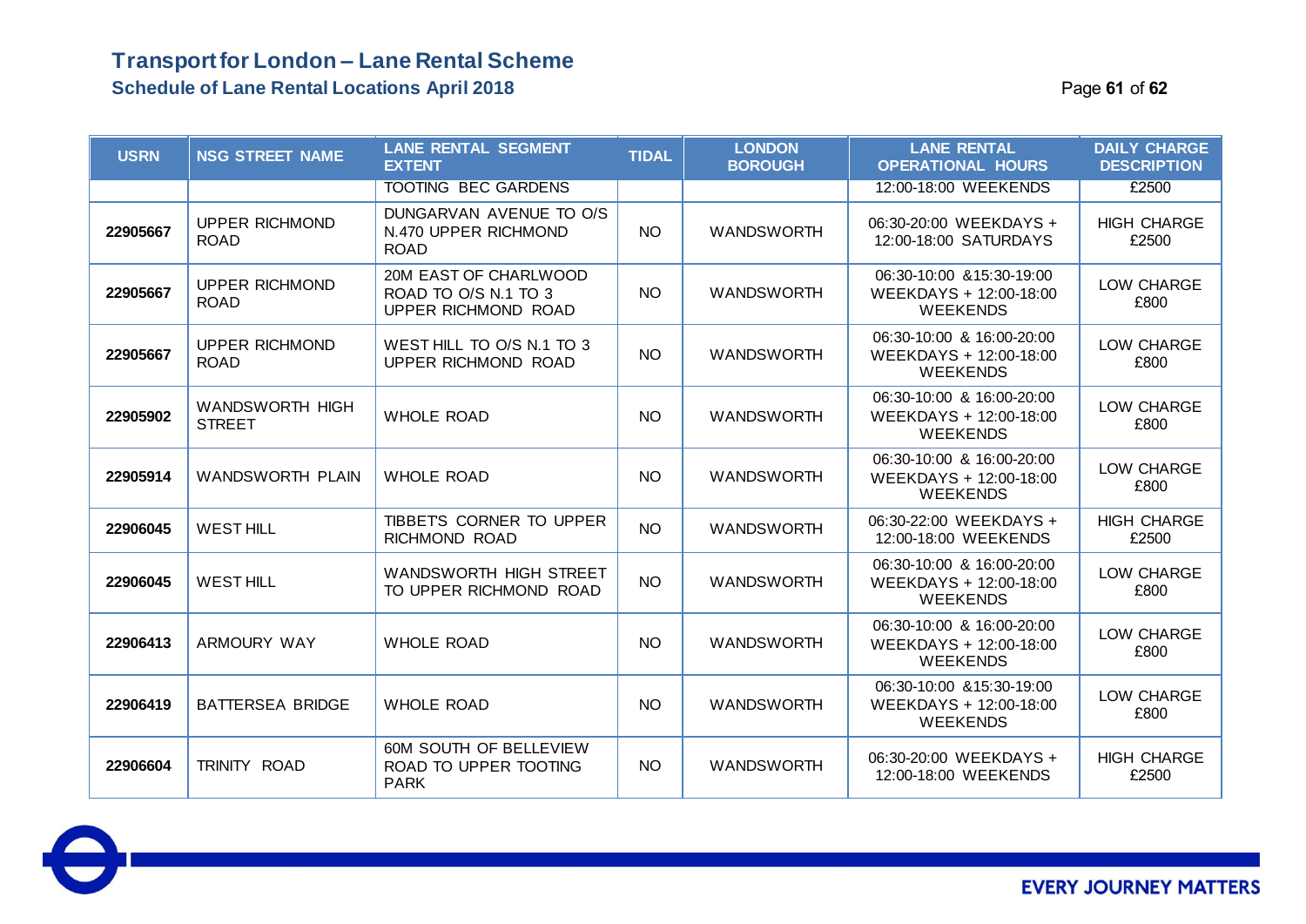# Transport for London – Lane Rental Scheme

## Schedule of Lane Rental Locations April 2018

| USRN | NSG STREET NAME | LANE RENTAL SEGMENT EXTENT | TIDAL | LONDON BOROUGH | LANE RENTAL OPERATIONAL HOURS | DAILY CHARGE DESCRIPTION |
|---|---|---|---|---|---|---|
| | | TOOTING BEC GARDENS | | | 12:00-18:00 WEEKENDS | £2500 |
| 22905667 | UPPER RICHMOND ROAD | DUNGARVAN AVENUE TO O/S N.470 UPPER RICHMOND ROAD | NO | WANDSWORTH | 06:30-20:00 WEEKDAYS + 12:00-18:00 SATURDAYS | HIGH CHARGE £2500 |
| 22905667 | UPPER RICHMOND ROAD | 20M EAST OF CHARLWOOD ROAD TO O/S N.1 TO 3 UPPER RICHMOND ROAD | NO | WANDSWORTH | 06:30-10:00 &15:30-19:00 WEEKDAYS + 12:00-18:00 WEEKENDS | LOW CHARGE £800 |
| 22905667 | UPPER RICHMOND ROAD | WEST HILL TO O/S N.1 TO 3 UPPER RICHMOND ROAD | NO | WANDSWORTH | 06:30-10:00 & 16:00-20:00 WEEKDAYS + 12:00-18:00 WEEKENDS | LOW CHARGE £800 |
| 22905902 | WANDSWORTH HIGH STREET | WHOLE ROAD | NO | WANDSWORTH | 06:30-10:00 & 16:00-20:00 WEEKDAYS + 12:00-18:00 WEEKENDS | LOW CHARGE £800 |
| 22905914 | WANDSWORTH PLAIN | WHOLE ROAD | NO | WANDSWORTH | 06:30-10:00 & 16:00-20:00 WEEKDAYS + 12:00-18:00 WEEKENDS | LOW CHARGE £800 |
| 22906045 | WEST HILL | TIBBETS CORNER TO UPPER RICHMOND ROAD | NO | WANDSWORTH | 06:30-22:00 WEEKDAYS + 12:00-18:00 WEEKENDS | HIGH CHARGE £2500 |
| 22906045 | WEST HILL | WANDSWORTH HIGH STREET TO UPPER RICHMOND ROAD | NO | WANDSWORTH | 06:30-10:00 & 16:00-20:00 WEEKDAYS + 12:00-18:00 WEEKENDS | LOW CHARGE £800 |
| 22906413 | ARMOURY WAY | WHOLE ROAD | NO | WANDSWORTH | 06:30-10:00 & 16:00-20:00 WEEKDAYS + 12:00-18:00 WEEKENDS | LOW CHARGE £800 |
| 22906419 | BATTERSEA BRIDGE | WHOLE ROAD | NO | WANDSWORTH | 06:30-10:00 &15:30-19:00 WEEKDAYS + 12:00-18:00 WEEKENDS | LOW CHARGE £800 |
| 22906604 | TRINITY ROAD | 60M SOUTH OF BELLEVIEW ROAD TO UPPER TOOTING PARK | NO | WANDSWORTH | 06:30-20:00 WEEKDAYS + 12:00-18:00 WEEKENDS | HIGH CHARGE £2500 |

EVERY JOURNEY MATTERS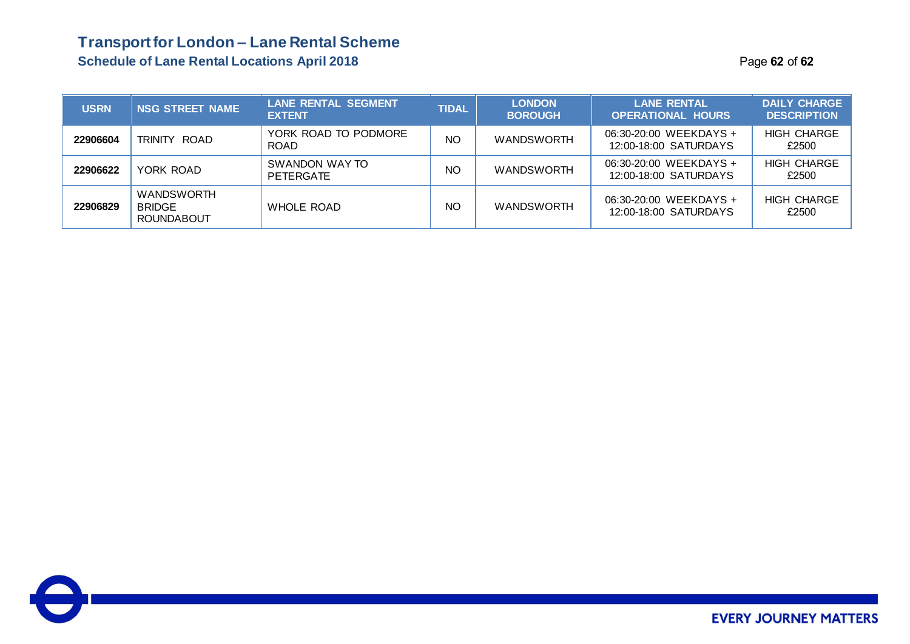# Transport for London – Lane Rental Scheme

## Schedule of Lane Rental Locations April 2018

| USRN | NSG STREET NAME | LANE RENTAL SEGMENT EXTENT | TIDAL | LONDON BOROUGH | LANE RENTAL OPERATIONAL HOURS | DAILY CHARGE DESCRIPTION |
|---|---|---|---|---|---|---|
| **22906604** | TRINITY ROAD | YORK ROAD TO PODMORE ROAD | NO | WANDSWORTH | 06:30-20:00 WEEKDAYS + 12:00-18:00 SATURDAYS | HIGH CHARGE £2500 |
| **22906622** | YORK ROAD | SWANDON WAY TO PETERGATE | NO | WANDSWORTH | 06:30-20:00 WEEKDAYS + 12:00-18:00 SATURDAYS | HIGH CHARGE £2500 |
| **22906829** | WANDSWORTH BRIDGE ROUNDABOUT | WHOLE ROAD | NO | WANDSWORTH | 06:30-20:00 WEEKDAYS + 12:00-18:00 SATURDAYS | HIGH CHARGE £2500 |

EVERY JOURNEY MATTERS